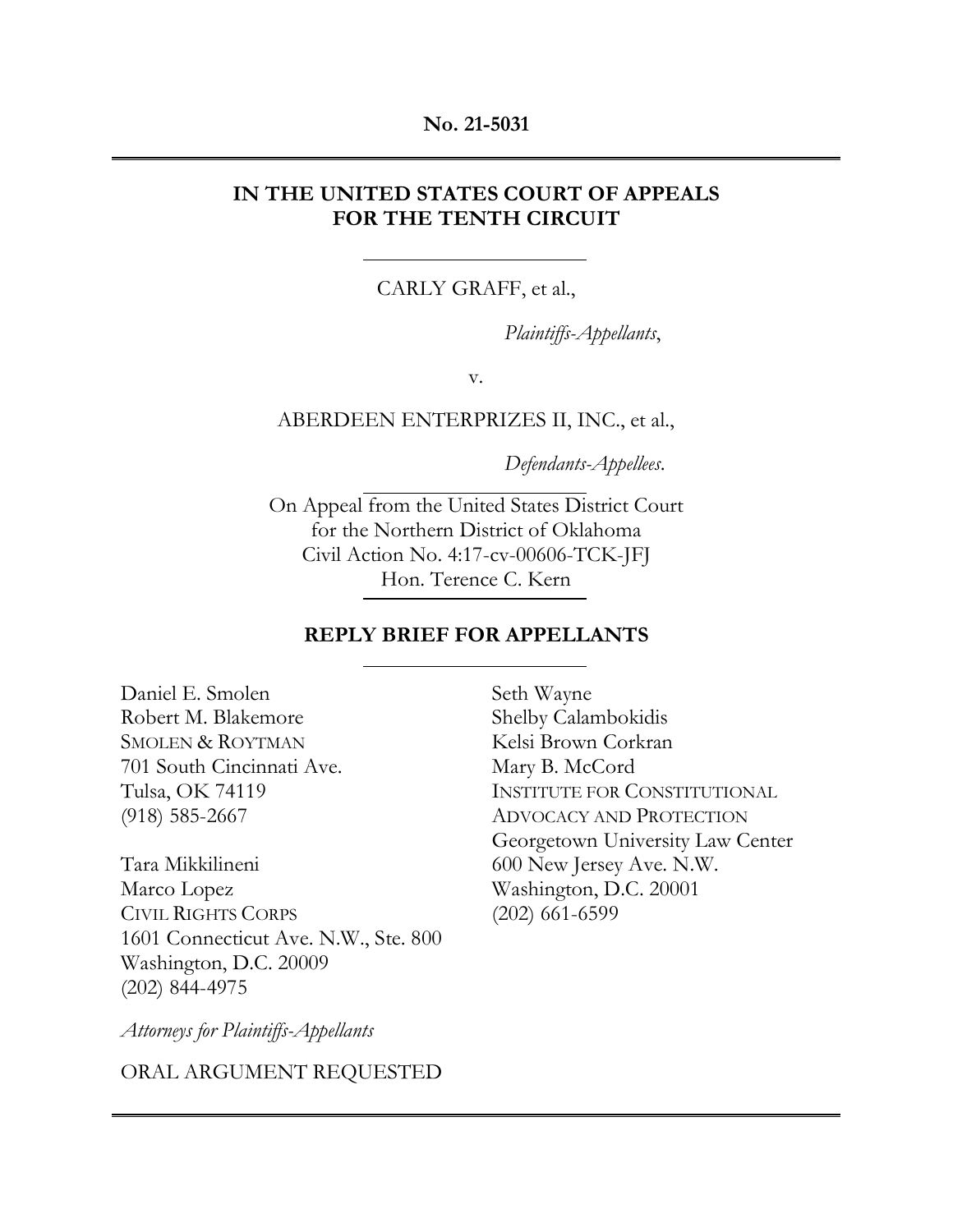**No. 21-5031**

---

**IN THE UNITED STATES COURT OF APPEALS FOR THE TENTH CIRCUIT**

---

CARLY GRAFF, et al.,

*Plaintiffs-Appellants*,

v.

ABERDEEN ENTERPRIZES II, INC., et al.,

*Defendants-Appellees*.

---

On Appeal from the United States District Court
for the Northern District of Oklahoma
Civil Action No. 4:17-cv-00606-TCK-JFJ
Hon. Terence C. Kern

---

**REPLY BRIEF FOR APPELLANTS**

---

Daniel E. Smolen
Robert M. Blakemore
SMOLEN & ROYTMAN
701 South Cincinnati Ave.
Tulsa, OK 74119
(918) 585-2667

Tara Mikkilineni
Marco Lopez
CIVIL RIGHTS CORPS
1601 Connecticut Ave. N.W., Ste. 800
Washington, D.C. 20009
(202) 844-4975

Seth Wayne
Shelby Calambokidis
Kelsi Brown Corkran
Mary B. McCord
INSTITUTE FOR CONSTITUTIONAL ADVOCACY AND PROTECTION
Georgetown University Law Center
600 New Jersey Ave. N.W.
Washington, D.C. 20001
(202) 661-6599

*Attorneys for Plaintiffs-Appellants*

ORAL ARGUMENT REQUESTED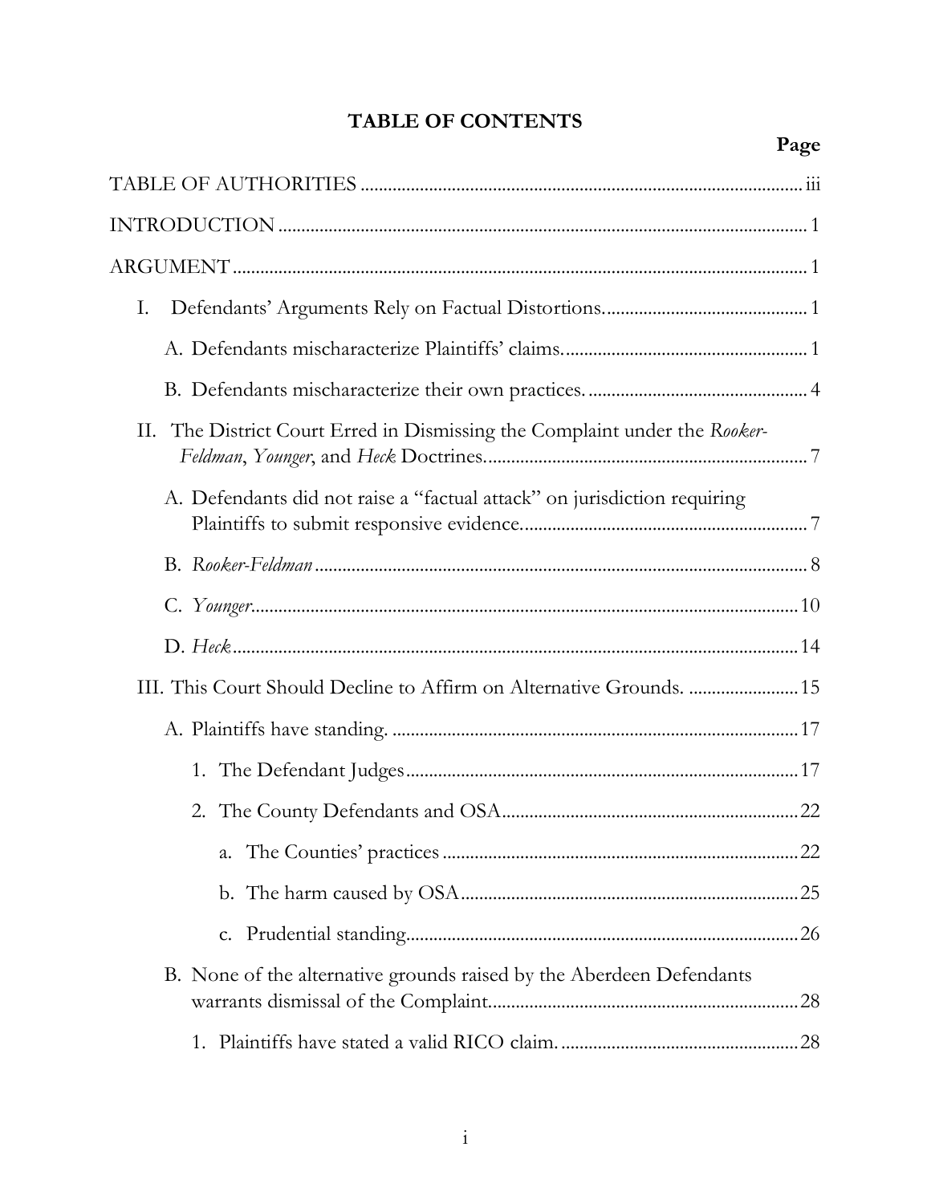# TABLE OF CONTENTS

| | Page |
|---|---|
| TABLE OF AUTHORITIES | iii |
| INTRODUCTION | 1 |
| ARGUMENT | 1 |
| I. Defendants' Arguments Rely on Factual Distortions. | 1 |
| A. Defendants mischaracterize Plaintiffs' claims. | 1 |
| B. Defendants mischaracterize their own practices. | 4 |
| II. The District Court Erred in Dismissing the Complaint under the *Rooker-Feldman*, *Younger*, and *Heck* Doctrines. | 7 |
| A. Defendants did not raise a "factual attack" on jurisdiction requiring Plaintiffs to submit responsive evidence. | 7 |
| B. *Rooker-Feldman* | 8 |
| C. *Younger* | 10 |
| D. *Heck* | 14 |
| III. This Court Should Decline to Affirm on Alternative Grounds. | 15 |
| A. Plaintiffs have standing. | 17 |
| 1. The Defendant Judges | 17 |
| 2. The County Defendants and OSA | 22 |
| a. The Counties' practices | 22 |
| b. The harm caused by OSA | 25 |
| c. Prudential standing | 26 |
| B. None of the alternative grounds raised by the Aberdeen Defendants warrants dismissal of the Complaint. | 28 |
| 1. Plaintiffs have stated a valid RICO claim. | 28 |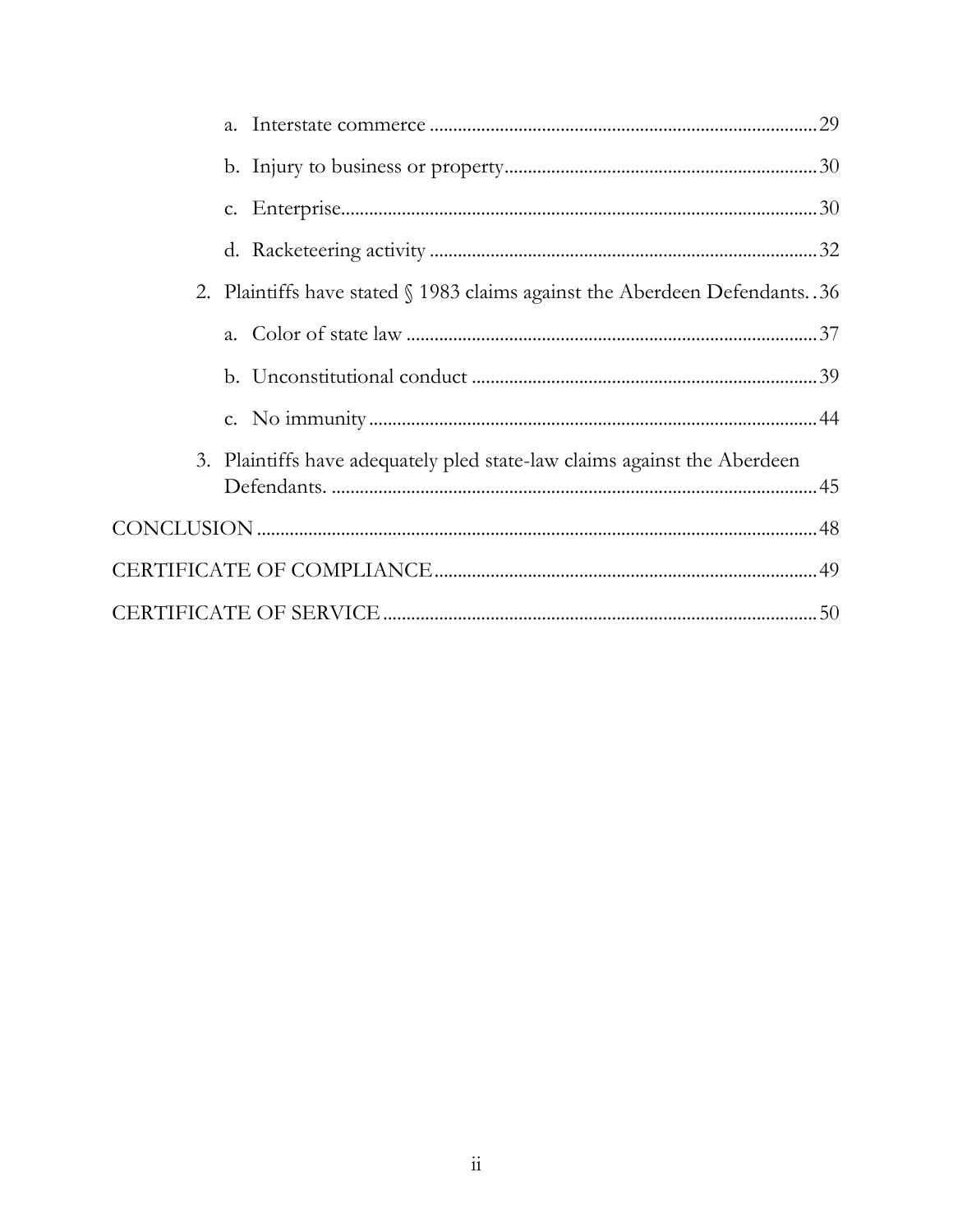- a. Interstate commerce ....................................................................................29
- b. Injury to business or property....................................................................30
- c. Enterprise....................................................................................................30
- d. Racketeering activity ...................................................................................32

2. Plaintiffs have stated § 1983 claims against the Aberdeen Defendants. . 36
   - a. Color of state law ........................................................................................37
   - b. Unconstitutional conduct ...........................................................................39
   - c. No immunity ................................................................................................44

3. Plaintiffs have adequately pled state-law claims against the Aberdeen Defendants. .........................................................................................................45

CONCLUSION .......................................................................................................................48

CERTIFICATE OF COMPLIANCE..................................................................................49

CERTIFICATE OF SERVICE ............................................................................................50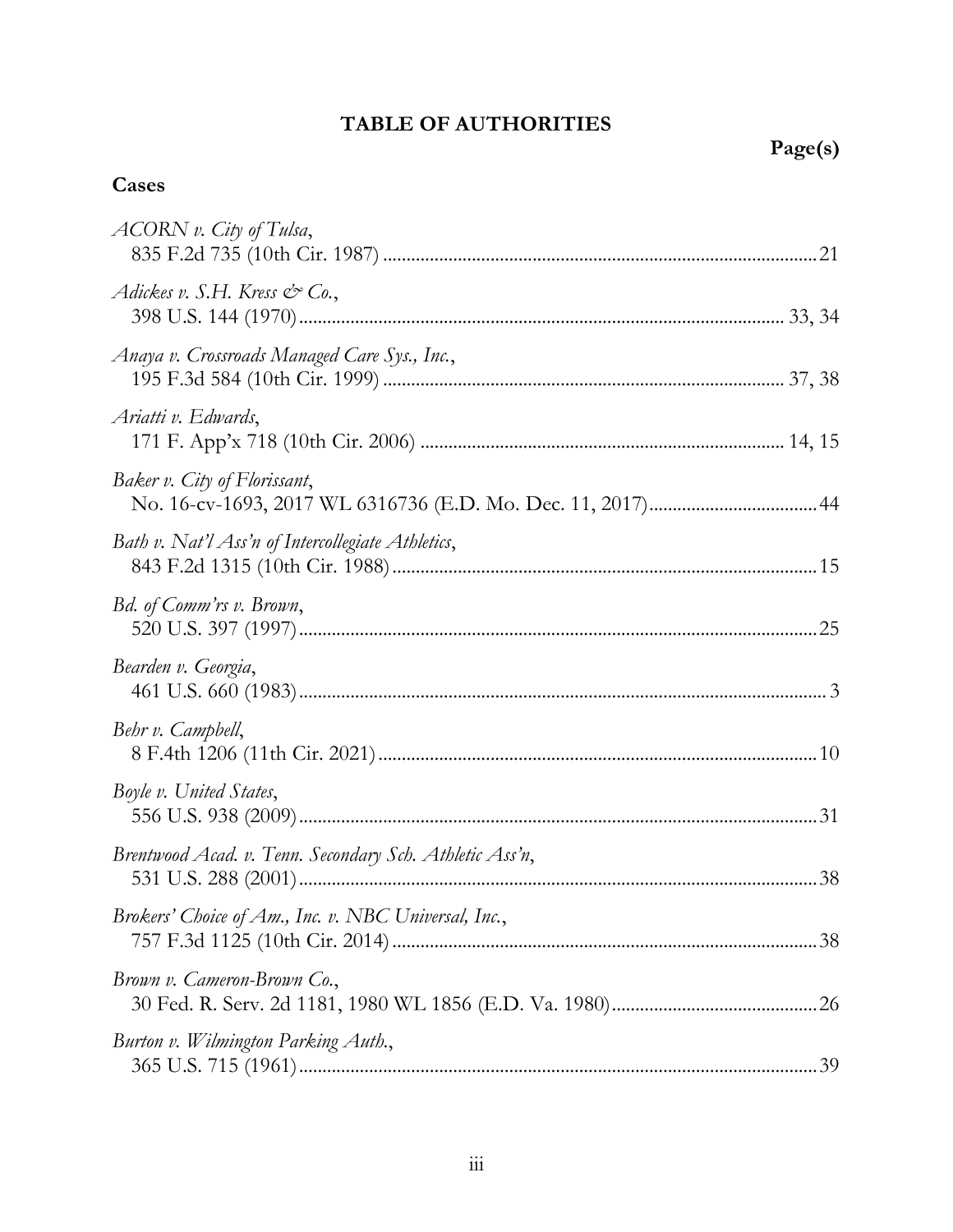# TABLE OF AUTHORITIES

**Page(s)**

## Cases

*ACORN v. City of Tulsa*,
835 F.2d 735 (10th Cir. 1987) .......... 21

*Adickes v. S.H. Kress & Co.*,
398 U.S. 144 (1970) .......... 33, 34

*Anaya v. Crossroads Managed Care Sys., Inc.*,
195 F.3d 584 (10th Cir. 1999) .......... 37, 38

*Ariatti v. Edwards*,
171 F. App'x 718 (10th Cir. 2006) .......... 14, 15

*Baker v. City of Florissant*,
No. 16-cv-1693, 2017 WL 6316736 (E.D. Mo. Dec. 11, 2017) .......... 44

*Bath v. Nat'l Ass'n of Intercollegiate Athletics*,
843 F.2d 1315 (10th Cir. 1988) .......... 15

*Bd. of Comm'rs v. Brown*,
520 U.S. 397 (1997) .......... 25

*Bearden v. Georgia*,
461 U.S. 660 (1983) .......... 3

*Behr v. Campbell*,
8 F.4th 1206 (11th Cir. 2021) .......... 10

*Boyle v. United States*,
556 U.S. 938 (2009) .......... 31

*Brentwood Acad. v. Tenn. Secondary Sch. Athletic Ass'n*,
531 U.S. 288 (2001) .......... 38

*Brokers' Choice of Am., Inc. v. NBC Universal, Inc.*,
757 F.3d 1125 (10th Cir. 2014) .......... 38

*Brown v. Cameron-Brown Co.*,
30 Fed. R. Serv. 2d 1181, 1980 WL 1856 (E.D. Va. 1980) .......... 26

*Burton v. Wilmington Parking Auth.*,
365 U.S. 715 (1961) .......... 39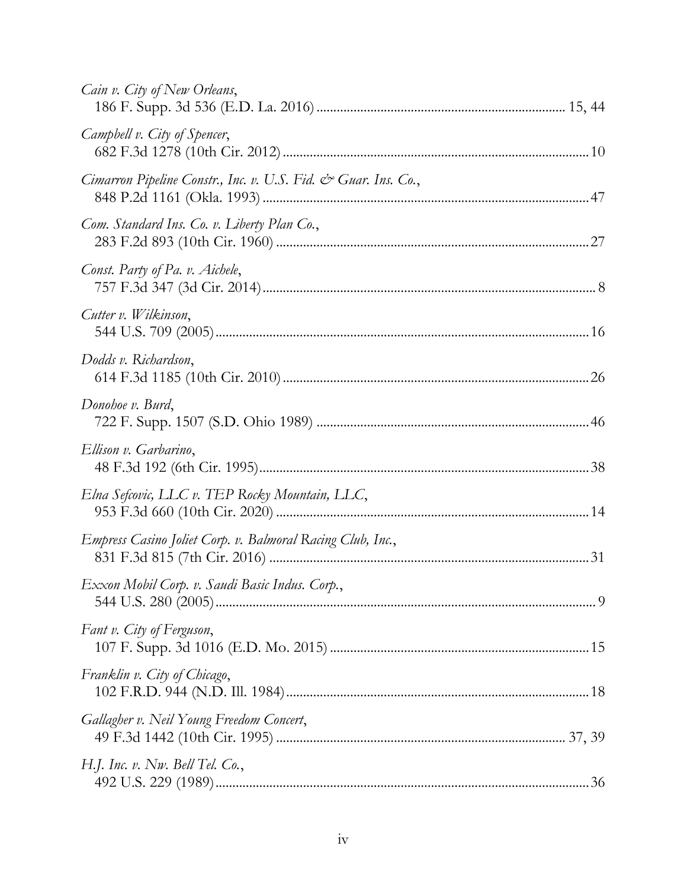*Cain v. City of New Orleans*,
186 F. Supp. 3d 536 (E.D. La. 2016) .......................................................................... 15, 44

*Campbell v. City of Spencer*,
682 F.3d 1278 (10th Cir. 2012) .......................................................................................... 10

*Cimarron Pipeline Constr., Inc. v. U.S. Fid. & Guar. Ins. Co.*,
848 P.2d 1161 (Okla. 1993) ................................................................................................ 47

*Com. Standard Ins. Co. v. Liberty Plan Co.*,
283 F.2d 893 (10th Cir. 1960) ............................................................................................ 27

*Const. Party of Pa. v. Aichele*,
757 F.3d 347 (3d Cir. 2014) .................................................................................................. 8

*Cutter v. Wilkinson*,
544 U.S. 709 (2005) .............................................................................................................. 16

*Dodds v. Richardson*,
614 F.3d 1185 (10th Cir. 2010) .......................................................................................... 26

*Donohoe v. Burd*,
722 F. Supp. 1507 (S.D. Ohio 1989) ................................................................................. 46

*Ellison v. Garbarino*,
48 F.3d 192 (6th Cir. 1995) .................................................................................................. 38

*Elna Sefcovic, LLC v. TEP Rocky Mountain, LLC*,
953 F.3d 660 (10th Cir. 2020) ............................................................................................ 14

*Empress Casino Joliet Corp. v. Balmoral Racing Club, Inc.*,
831 F.3d 815 (7th Cir. 2016) .............................................................................................. 31

*Exxon Mobil Corp. v. Saudi Basic Indus. Corp.*,
544 U.S. 280 (2005) ................................................................................................................ 9

*Fant v. City of Ferguson*,
107 F. Supp. 3d 1016 (E.D. Mo. 2015) ............................................................................. 15

*Franklin v. City of Chicago*,
102 F.R.D. 944 (N.D. Ill. 1984) .......................................................................................... 18

*Gallagher v. Neil Young Freedom Concert*,
49 F.3d 1442 (10th Cir. 1995) ..................................................................................... 37, 39

*H.J. Inc. v. Nw. Bell Tel. Co.*,
492 U.S. 229 (1989) .............................................................................................................. 36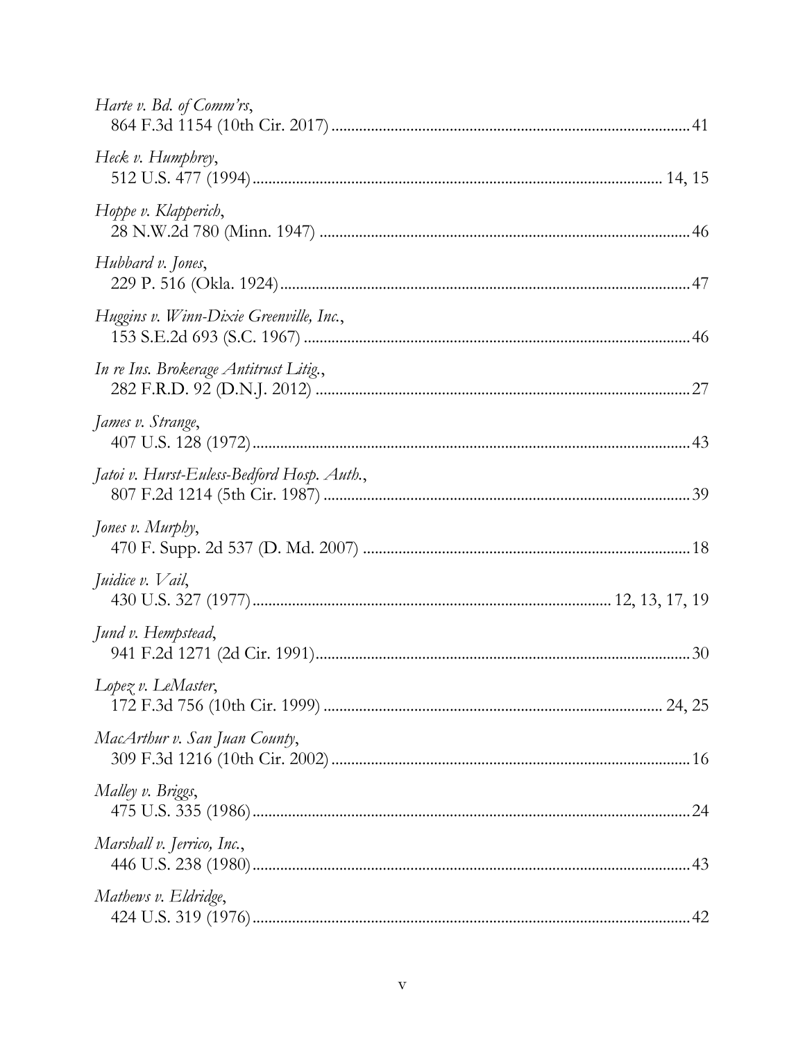*Harte v. Bd. of Comm'rs*,
864 F.3d 1154 (10th Cir. 2017) ........................................................................................ 41

*Heck v. Humphrey*,
512 U.S. 477 (1994) ...................................................................................................... 14, 15

*Hoppe v. Klapperich*,
28 N.W.2d 780 (Minn. 1947) ........................................................................................... 46

*Hubbard v. Jones*,
229 P. 516 (Okla. 1924) ..................................................................................................... 47

*Huggins v. Winn-Dixie Greenville, Inc.*,
153 S.E.2d 693 (S.C. 1967) ............................................................................................... 46

*In re Ins. Brokerage Antitrust Litig.*,
282 F.R.D. 92 (D.N.J. 2012) ............................................................................................ 27

*James v. Strange*,
407 U.S. 128 (1972) ........................................................................................................... 43

*Jatoi v. Hurst-Euless-Bedford Hosp. Auth.*,
807 F.2d 1214 (5th Cir. 1987) .......................................................................................... 39

*Jones v. Murphy*,
470 F. Supp. 2d 537 (D. Md. 2007) ................................................................................. 18

*Juidice v. Vail*,
430 U.S. 327 (1977) ........................................................................................ 12, 13, 17, 19

*Jund v. Hempstead*,
941 F.2d 1271 (2d Cir. 1991) ............................................................................................ 30

*Lopez v. LeMaster*,
172 F.3d 756 (10th Cir. 1999) .................................................................................... 24, 25

*MacArthur v. San Juan County*,
309 F.3d 1216 (10th Cir. 2002) ........................................................................................ 16

*Malley v. Briggs*,
475 U.S. 335 (1986) ........................................................................................................... 24

*Marshall v. Jerrico, Inc.*,
446 U.S. 238 (1980) ........................................................................................................... 43

*Mathews v. Eldridge*,
424 U.S. 319 (1976) ........................................................................................................... 42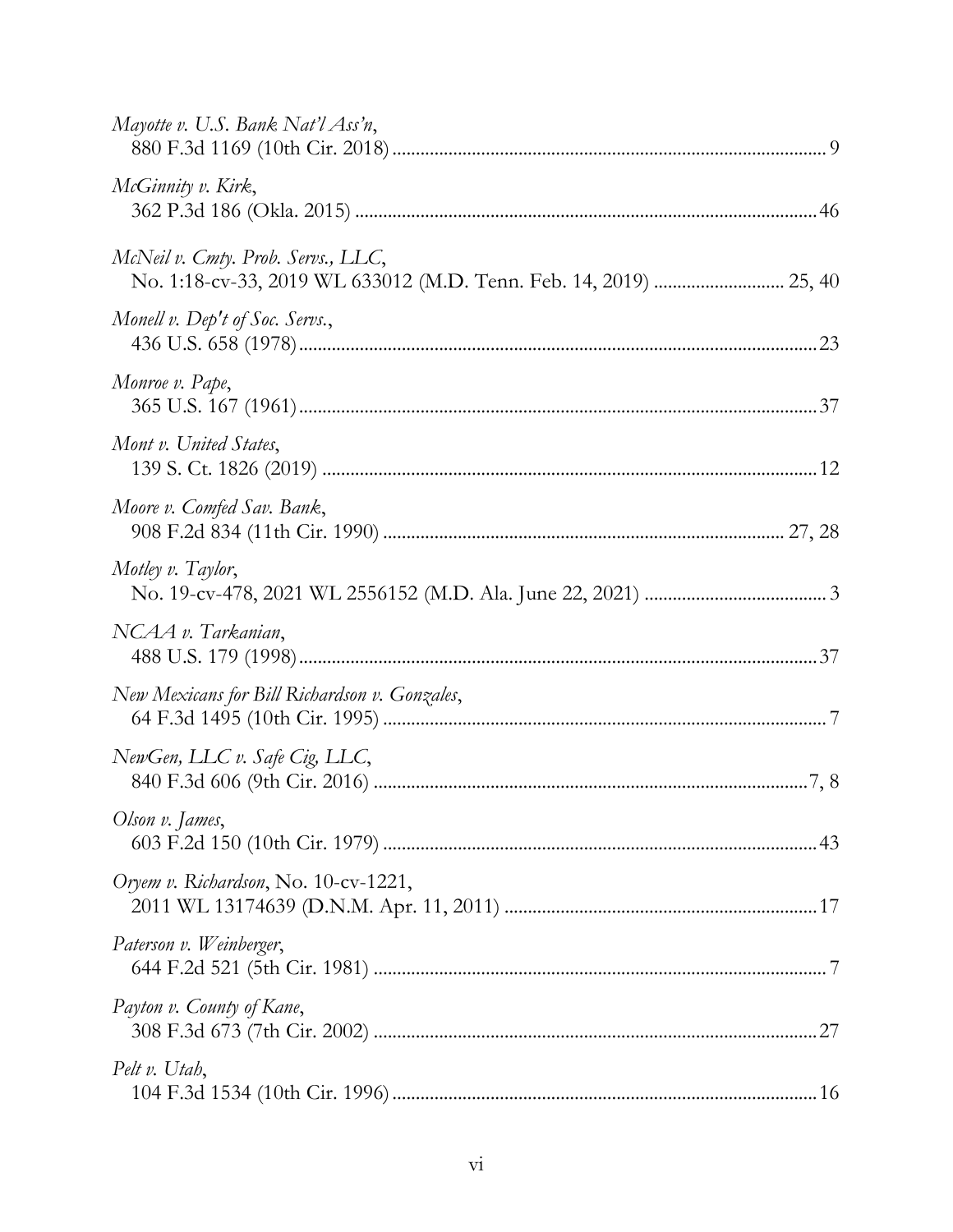*Mayotte v. U.S. Bank Nat'l Ass'n*,
880 F.3d 1169 (10th Cir. 2018) ........................................................................................ 9

*McGinnity v. Kirk*,
362 P.3d 186 (Okla. 2015) ................................................................................................ 46

*McNeil v. Cmty. Prob. Servs., LLC*,
No. 1:18-cv-33, 2019 WL 633012 (M.D. Tenn. Feb. 14, 2019) ........................... 25, 40

*Monell v. Dep't of Soc. Servs.*,
436 U.S. 658 (1978) ............................................................................................................ 23

*Monroe v. Pape*,
365 U.S. 167 (1961) ............................................................................................................ 37

*Mont v. United States*,
139 S. Ct. 1826 (2019) ....................................................................................................... 12

*Moore v. Comfed Sav. Bank*,
908 F.2d 834 (11th Cir. 1990) .................................................................................... 27, 28

*Motley v. Taylor*,
No. 19-cv-478, 2021 WL 2556152 (M.D. Ala. June 22, 2021) ...................................... 3

*NCAA v. Tarkanian*,
488 U.S. 179 (1998) ............................................................................................................ 37

*New Mexicans for Bill Richardson v. Gonzales*,
64 F.3d 1495 (10th Cir. 1995) ............................................................................................ 7

*NewGen, LLC v. Safe Cig, LLC*,
840 F.3d 606 (9th Cir. 2016) ........................................................................................... 7, 8

*Olson v. James*,
603 F.2d 150 (10th Cir. 1979) .......................................................................................... 43

*Oryem v. Richardson*, No. 10-cv-1221,
2011 WL 13174639 (D.N.M. Apr. 11, 2011) ................................................................. 17

*Paterson v. Weinberger*,
644 F.2d 521 (5th Cir. 1981) .............................................................................................. 7

*Payton v. County of Kane*,
308 F.3d 673 (7th Cir. 2002) ............................................................................................ 27

*Pelt v. Utah*,
104 F.3d 1534 (10th Cir. 1996) ........................................................................................ 16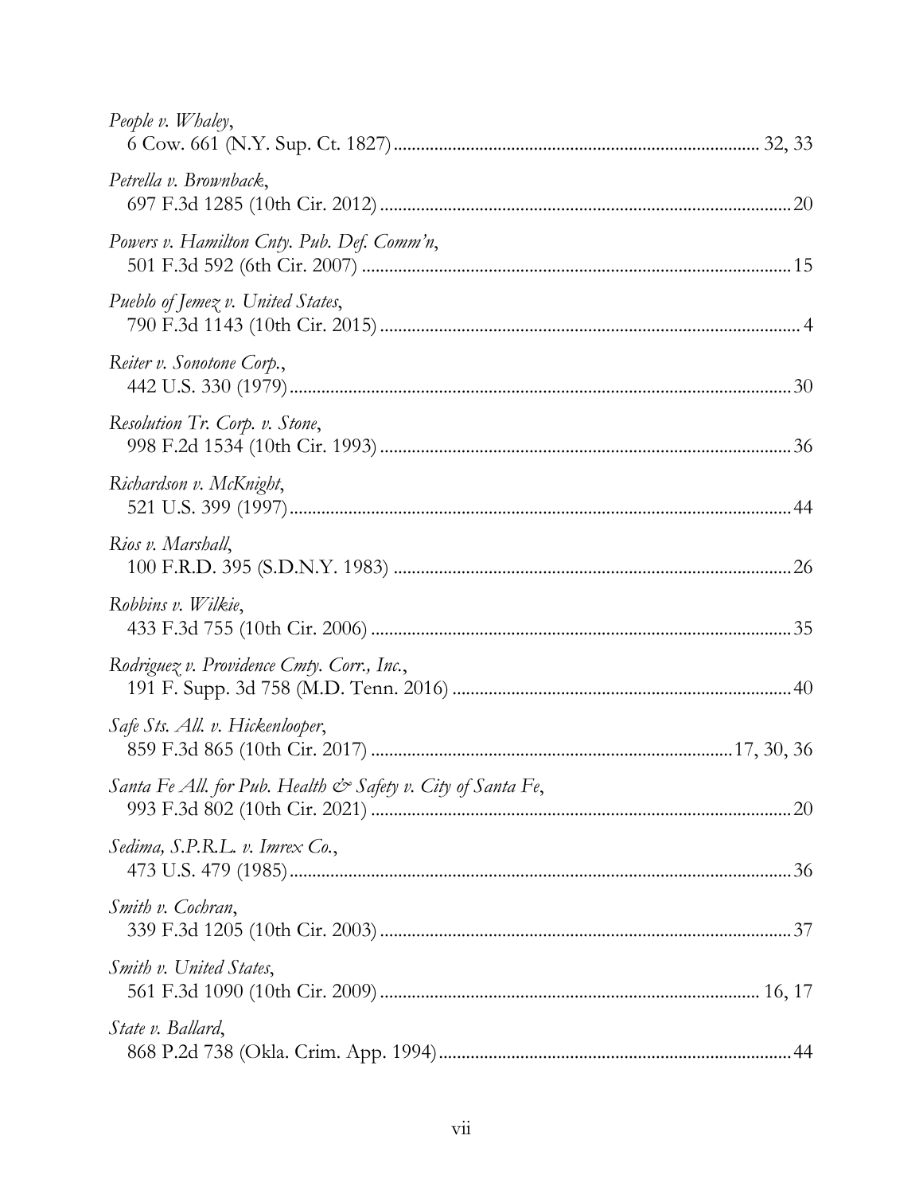*People v. Whaley*,
6 Cow. 661 (N.Y. Sup. Ct. 1827) ................................................................................ 32, 33

*Petrella v. Brownback*,
697 F.3d 1285 (10th Cir. 2012) ........................................................................................ 20

*Powers v. Hamilton Cnty. Pub. Def. Comm'n*,
501 F.3d 592 (6th Cir. 2007) ............................................................................................ 15

*Pueblo of Jemez v. United States*,
790 F.3d 1143 (10th Cir. 2015) .......................................................................................... 4

*Reiter v. Sonotone Corp.*,
442 U.S. 330 (1979) ............................................................................................................ 30

*Resolution Tr. Corp. v. Stone*,
998 F.2d 1534 (10th Cir. 1993) ........................................................................................ 36

*Richardson v. McKnight*,
521 U.S. 399 (1997) ............................................................................................................ 44

*Rios v. Marshall*,
100 F.R.D. 395 (S.D.N.Y. 1983) ..................................................................................... 26

*Robbins v. Wilkie*,
433 F.3d 755 (10th Cir. 2006) .......................................................................................... 35

*Rodriguez v. Providence Cmty. Corr., Inc.*,
191 F. Supp. 3d 758 (M.D. Tenn. 2016) ......................................................................... 40

*Safe Sts. All. v. Hickenlooper*,
859 F.3d 865 (10th Cir. 2017) ..............................................................................17, 30, 36

*Santa Fe All. for Pub. Health & Safety v. City of Santa Fe*,
993 F.3d 802 (10th Cir. 2021) .......................................................................................... 20

*Sedima, S.P.R.L. v. Imrex Co.*,
473 U.S. 479 (1985) ............................................................................................................ 36

*Smith v. Cochran*,
339 F.3d 1205 (10th Cir. 2003) ........................................................................................ 37

*Smith v. United States*,
561 F.3d 1090 (10th Cir. 2009) .................................................................................. 16, 17

*State v. Ballard*,
868 P.2d 738 (Okla. Crim. App. 1994) ........................................................................... 44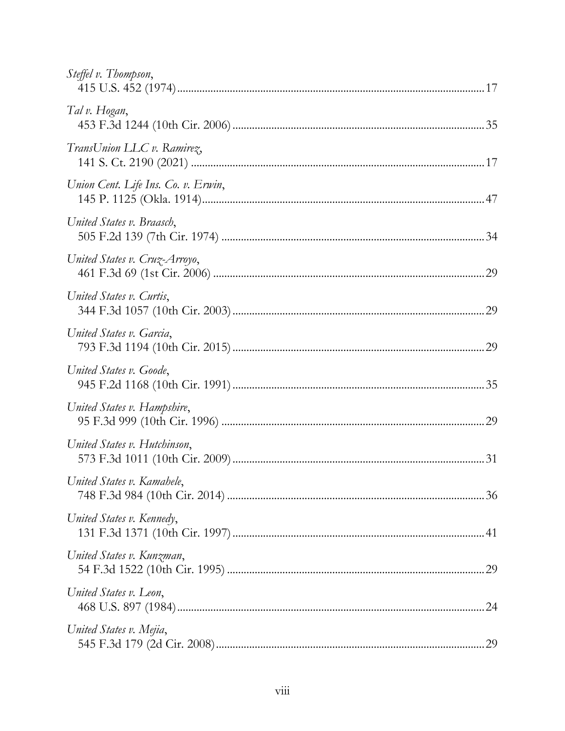*Steffel v. Thompson*,
415 U.S. 452 (1974) .......... 17

*Tal v. Hogan*,
453 F.3d 1244 (10th Cir. 2006) .......... 35

*TransUnion LLC v. Ramirez*,
141 S. Ct. 2190 (2021) .......... 17

*Union Cent. Life Ins. Co. v. Erwin*,
145 P. 1125 (Okla. 1914) .......... 47

*United States v. Braasch*,
505 F.2d 139 (7th Cir. 1974) .......... 34

*United States v. Cruz-Arroyo*,
461 F.3d 69 (1st Cir. 2006) .......... 29

*United States v. Curtis*,
344 F.3d 1057 (10th Cir. 2003) .......... 29

*United States v. Garcia*,
793 F.3d 1194 (10th Cir. 2015) .......... 29

*United States v. Goode*,
945 F.2d 1168 (10th Cir. 1991) .......... 35

*United States v. Hampshire*,
95 F.3d 999 (10th Cir. 1996) .......... 29

*United States v. Hutchinson*,
573 F.3d 1011 (10th Cir. 2009) .......... 31

*United States v. Kamahele*,
748 F.3d 984 (10th Cir. 2014) .......... 36

*United States v. Kennedy*,
131 F.3d 1371 (10th Cir. 1997) .......... 41

*United States v. Kunzman*,
54 F.3d 1522 (10th Cir. 1995) .......... 29

*United States v. Leon*,
468 U.S. 897 (1984) .......... 24

*United States v. Mejia*,
545 F.3d 179 (2d Cir. 2008) .......... 29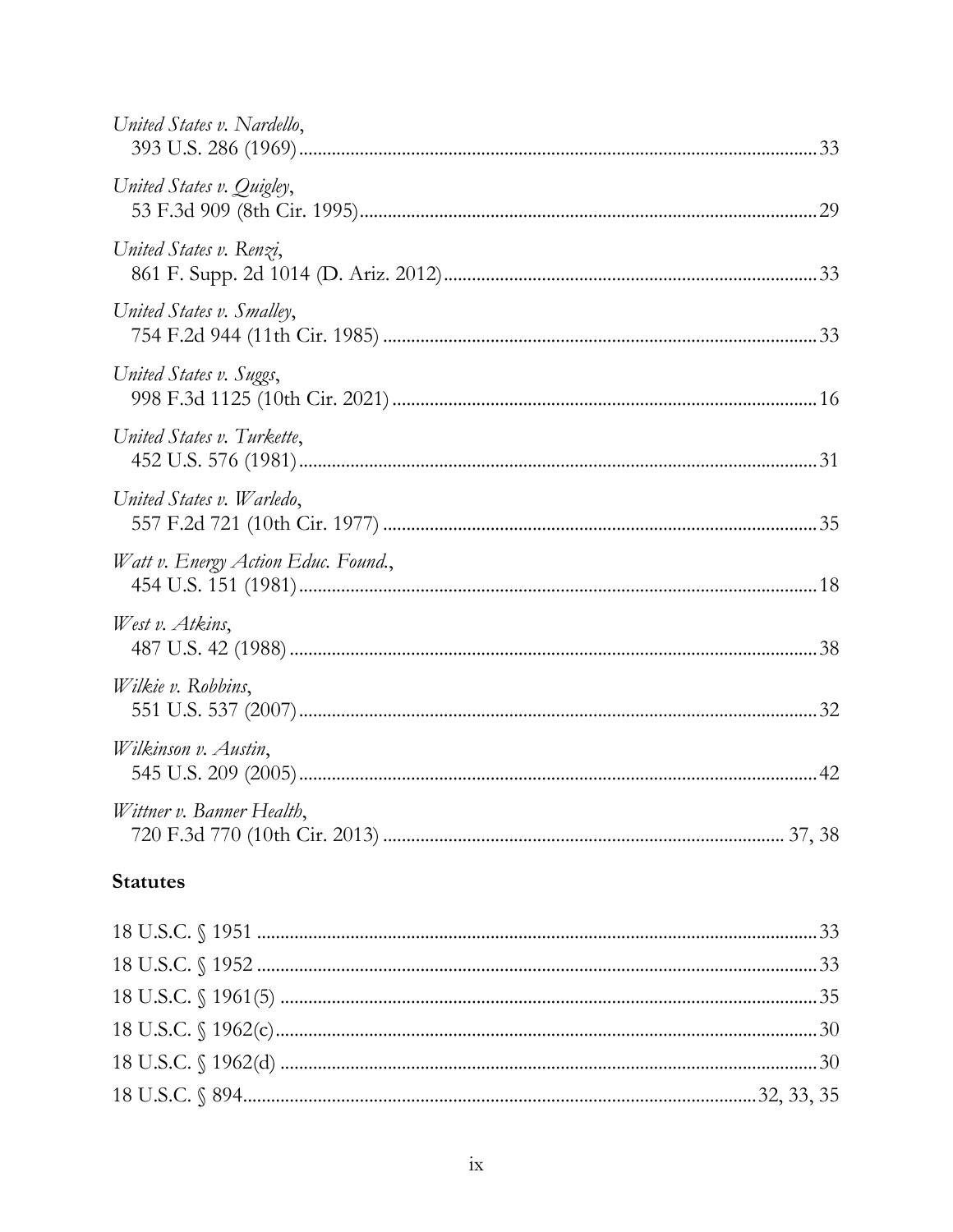*United States v. Nardello*,
393 U.S. 286 (1969) ........................................................................................................ 33

*United States v. Quigley*,
53 F.3d 909 (8th Cir. 1995) ............................................................................................ 29

*United States v. Renzi*,
861 F. Supp. 2d 1014 (D. Ariz. 2012) ........................................................................... 33

*United States v. Smalley*,
754 F.2d 944 (11th Cir. 1985) ....................................................................................... 33

*United States v. Suggs*,
998 F.3d 1125 (10th Cir. 2021) ..................................................................................... 16

*United States v. Turkette*,
452 U.S. 576 (1981) ........................................................................................................ 31

*United States v. Warledo*,
557 F.2d 721 (10th Cir. 1977) ....................................................................................... 35

*Watt v. Energy Action Educ. Found.*,
454 U.S. 151 (1981) ........................................................................................................ 18

*West v. Atkins*,
487 U.S. 42 (1988) .......................................................................................................... 38

*Wilkie v. Robbins*,
551 U.S. 537 (2007) ........................................................................................................ 32

*Wilkinson v. Austin*,
545 U.S. 209 (2005) ........................................................................................................ 42

*Wittner v. Banner Health*,
720 F.3d 770 (10th Cir. 2013) ................................................................................. 37, 38

**Statutes**

18 U.S.C. § 1951 .............................................................................................................. 33
18 U.S.C. § 1952 .............................................................................................................. 33
18 U.S.C. § 1961(5) ......................................................................................................... 35
18 U.S.C. § 1962(c) .......................................................................................................... 30
18 U.S.C. § 1962(d) ......................................................................................................... 30
18 U.S.C. § 894 ...................................................................................................... 32, 33, 35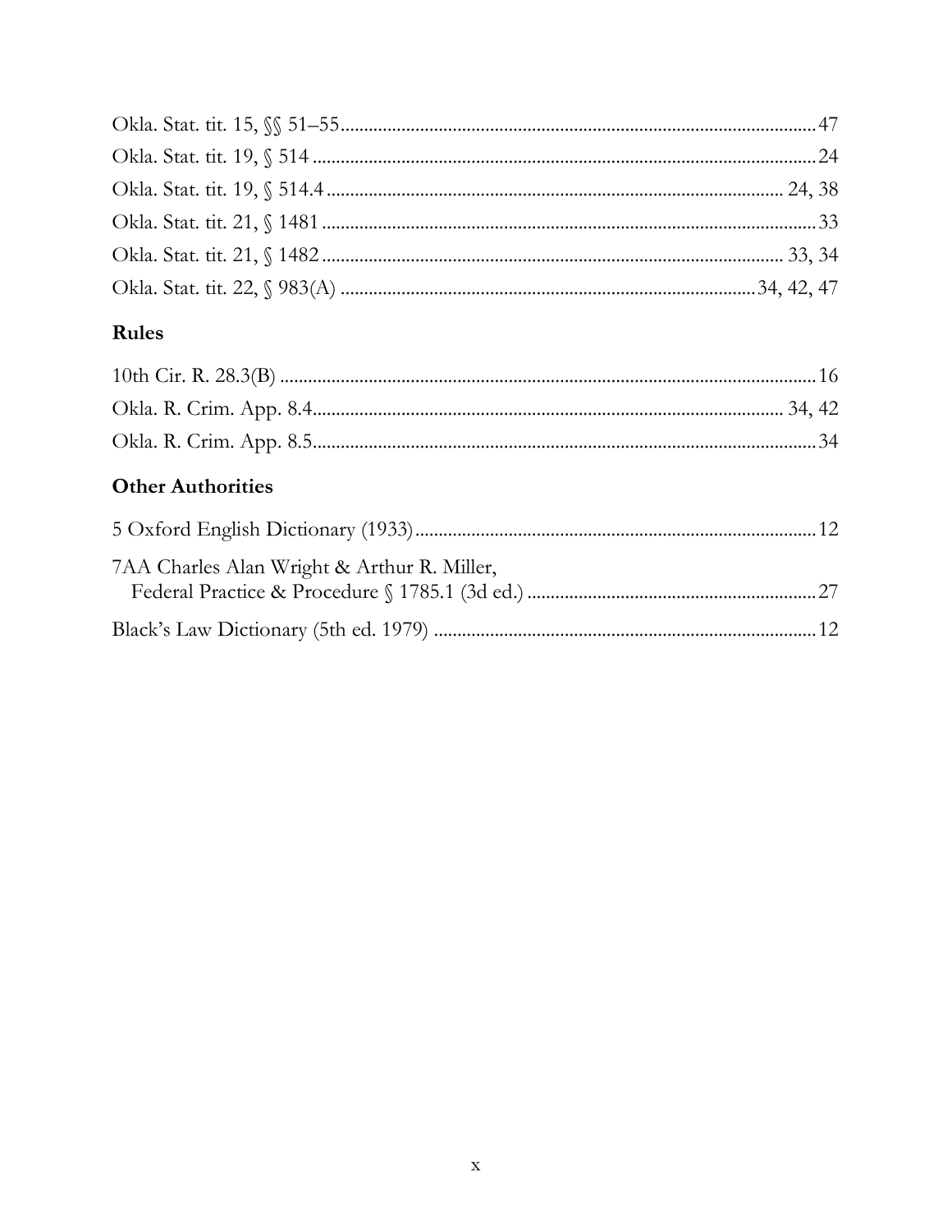Okla. Stat. tit. 15, §§ 51–55 .................................................................................................... 47

Okla. Stat. tit. 19, § 514 .......................................................................................................... 24

Okla. Stat. tit. 19, § 514.4 ................................................................................................ 24, 38

Okla. Stat. tit. 21, § 1481 ........................................................................................................ 33

Okla. Stat. tit. 21, § 1482 ................................................................................................ 33, 34

Okla. Stat. tit. 22, § 983(A) ...................................................................................... 34, 42, 47

## Rules

10th Cir. R. 28.3(B) ................................................................................................................ 16

Okla. R. Crim. App. 8.4 ................................................................................................... 34, 42

Okla. R. Crim. App. 8.5 .......................................................................................................... 34

## Other Authorities

5 Oxford English Dictionary (1933) .................................................................................... 12

7AA Charles Alan Wright & Arthur R. Miller,
  Federal Practice & Procedure § 1785.1 (3d ed.) ............................................................ 27

Black's Law Dictionary (5th ed. 1979) ................................................................................ 12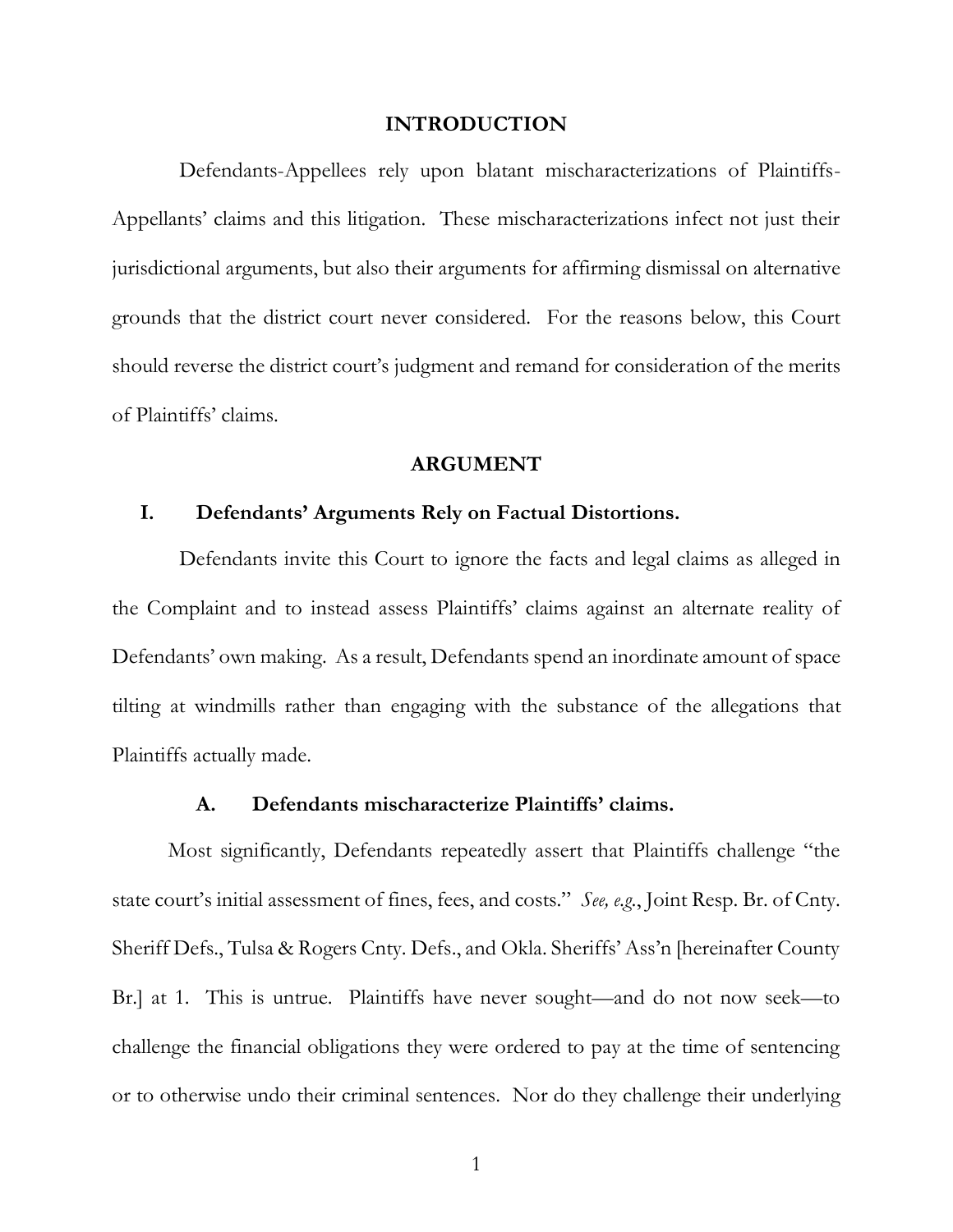## INTRODUCTION

Defendants-Appellees rely upon blatant mischaracterizations of Plaintiffs-Appellants' claims and this litigation. These mischaracterizations infect not just their jurisdictional arguments, but also their arguments for affirming dismissal on alternative grounds that the district court never considered. For the reasons below, this Court should reverse the district court's judgment and remand for consideration of the merits of Plaintiffs' claims.

## ARGUMENT

### I. Defendants' Arguments Rely on Factual Distortions.

Defendants invite this Court to ignore the facts and legal claims as alleged in the Complaint and to instead assess Plaintiffs' claims against an alternate reality of Defendants' own making. As a result, Defendants spend an inordinate amount of space tilting at windmills rather than engaging with the substance of the allegations that Plaintiffs actually made.

#### A. Defendants mischaracterize Plaintiffs' claims.

Most significantly, Defendants repeatedly assert that Plaintiffs challenge "the state court's initial assessment of fines, fees, and costs." *See, e.g.*, Joint Resp. Br. of Cnty. Sheriff Defs., Tulsa & Rogers Cnty. Defs., and Okla. Sheriffs' Ass'n [hereinafter County Br.] at 1. This is untrue. Plaintiffs have never sought—and do not now seek—to challenge the financial obligations they were ordered to pay at the time of sentencing or to otherwise undo their criminal sentences. Nor do they challenge their underlying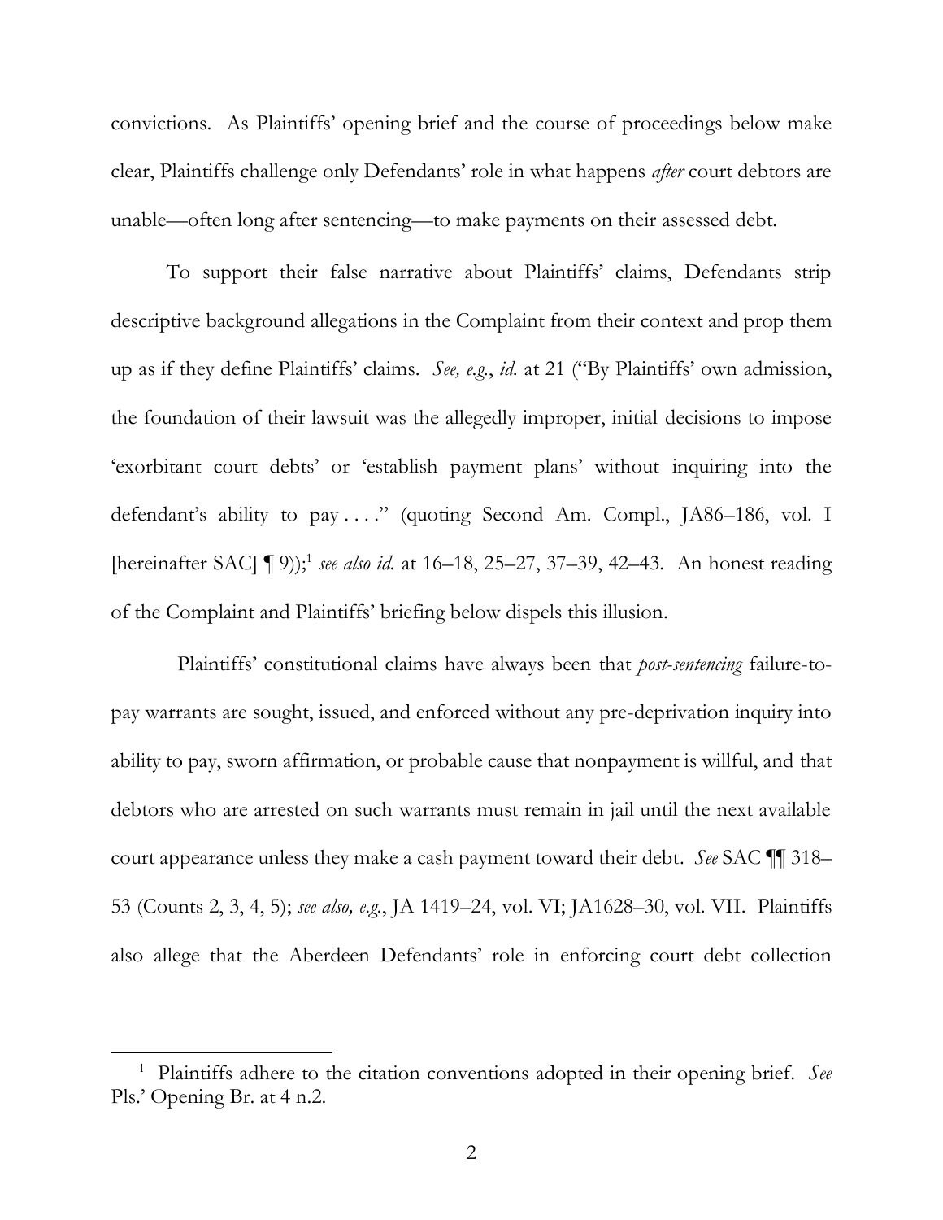convictions. As Plaintiffs' opening brief and the course of proceedings below make clear, Plaintiffs challenge only Defendants' role in what happens *after* court debtors are unable—often long after sentencing—to make payments on their assessed debt.

To support their false narrative about Plaintiffs' claims, Defendants strip descriptive background allegations in the Complaint from their context and prop them up as if they define Plaintiffs' claims. *See, e.g.*, *id.* at 21 ("By Plaintiffs' own admission, the foundation of their lawsuit was the allegedly improper, initial decisions to impose 'exorbitant court debts' or 'establish payment plans' without inquiring into the defendant's ability to pay . . . ." (quoting Second Am. Compl., JA86–186, vol. I [hereinafter SAC] ¶ 9));[1] *see also id.* at 16–18, 25–27, 37–39, 42–43. An honest reading of the Complaint and Plaintiffs' briefing below dispels this illusion.

Plaintiffs' constitutional claims have always been that *post-sentencing* failure-to-pay warrants are sought, issued, and enforced without any pre-deprivation inquiry into ability to pay, sworn affirmation, or probable cause that nonpayment is willful, and that debtors who are arrested on such warrants must remain in jail until the next available court appearance unless they make a cash payment toward their debt. *See* SAC ¶¶ 318–53 (Counts 2, 3, 4, 5); *see also, e.g.*, JA 1419–24, vol. VI; JA1628–30, vol. VII. Plaintiffs also allege that the Aberdeen Defendants' role in enforcing court debt collection

[1] Plaintiffs adhere to the citation conventions adopted in their opening brief. *See* Pls.' Opening Br. at 4 n.2.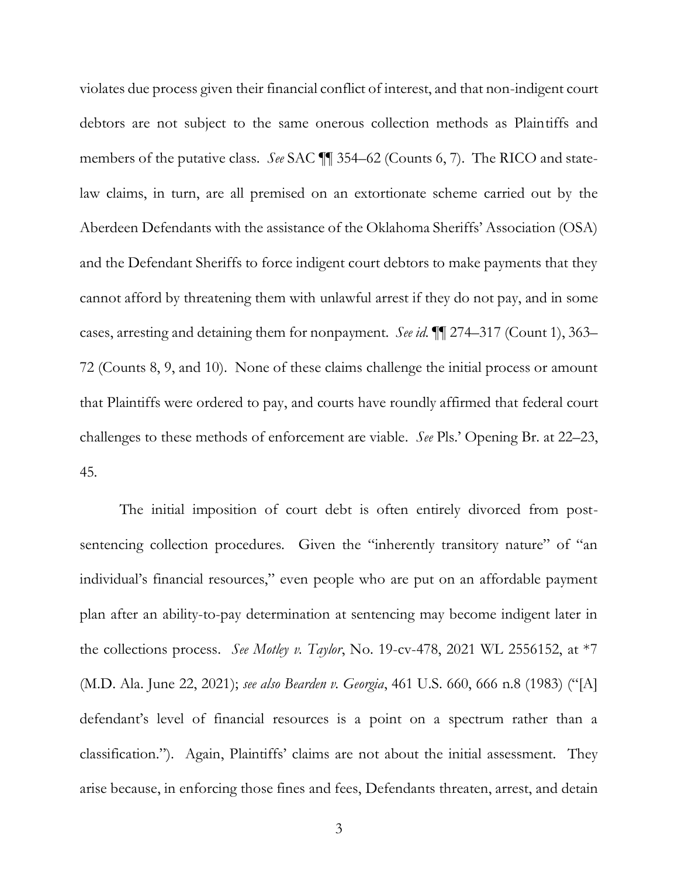violates due process given their financial conflict of interest, and that non-indigent court debtors are not subject to the same onerous collection methods as Plaintiffs and members of the putative class. *See* SAC ¶¶ 354–62 (Counts 6, 7). The RICO and state-law claims, in turn, are all premised on an extortionate scheme carried out by the Aberdeen Defendants with the assistance of the Oklahoma Sheriffs' Association (OSA) and the Defendant Sheriffs to force indigent court debtors to make payments that they cannot afford by threatening them with unlawful arrest if they do not pay, and in some cases, arresting and detaining them for nonpayment. *See id.* ¶¶ 274–317 (Count 1), 363–72 (Counts 8, 9, and 10). None of these claims challenge the initial process or amount that Plaintiffs were ordered to pay, and courts have roundly affirmed that federal court challenges to these methods of enforcement are viable. *See* Pls.' Opening Br. at 22–23, 45.

The initial imposition of court debt is often entirely divorced from post-sentencing collection procedures. Given the "inherently transitory nature" of "an individual's financial resources," even people who are put on an affordable payment plan after an ability-to-pay determination at sentencing may become indigent later in the collections process. *See Motley v. Taylor*, No. 19-cv-478, 2021 WL 2556152, at *7 (M.D. Ala. June 22, 2021); *see also Bearden v. Georgia*, 461 U.S. 660, 666 n.8 (1983) ("[A] defendant's level of financial resources is a point on a spectrum rather than a classification."). Again, Plaintiffs' claims are not about the initial assessment. They arise because, in enforcing those fines and fees, Defendants threaten, arrest, and detain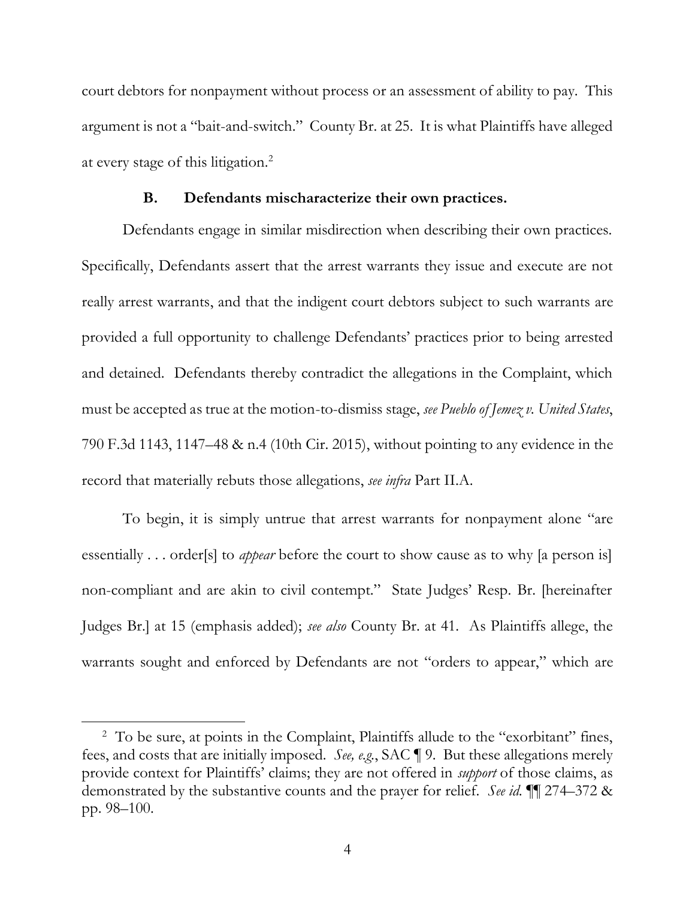court debtors for nonpayment without process or an assessment of ability to pay. This argument is not a "bait-and-switch." County Br. at 25. It is what Plaintiffs have alleged at every stage of this litigation.[2]

### B. Defendants mischaracterize their own practices.

Defendants engage in similar misdirection when describing their own practices. Specifically, Defendants assert that the arrest warrants they issue and execute are not really arrest warrants, and that the indigent court debtors subject to such warrants are provided a full opportunity to challenge Defendants' practices prior to being arrested and detained. Defendants thereby contradict the allegations in the Complaint, which must be accepted as true at the motion-to-dismiss stage, *see Pueblo of Jemez v. United States*, 790 F.3d 1143, 1147–48 & n.4 (10th Cir. 2015), without pointing to any evidence in the record that materially rebuts those allegations, *see infra* Part II.A.

To begin, it is simply untrue that arrest warrants for nonpayment alone "are essentially . . . order[s] to *appear* before the court to show cause as to why [a person is] non-compliant and are akin to civil contempt." State Judges' Resp. Br. [hereinafter Judges Br.] at 15 (emphasis added); *see also* County Br. at 41. As Plaintiffs allege, the warrants sought and enforced by Defendants are not "orders to appear," which are

[2] To be sure, at points in the Complaint, Plaintiffs allude to the "exorbitant" fines, fees, and costs that are initially imposed. *See, e.g.*, SAC ¶ 9. But these allegations merely provide context for Plaintiffs' claims; they are not offered in *support* of those claims, as demonstrated by the substantive counts and the prayer for relief. *See id.* ¶¶ 274–372 & pp. 98–100.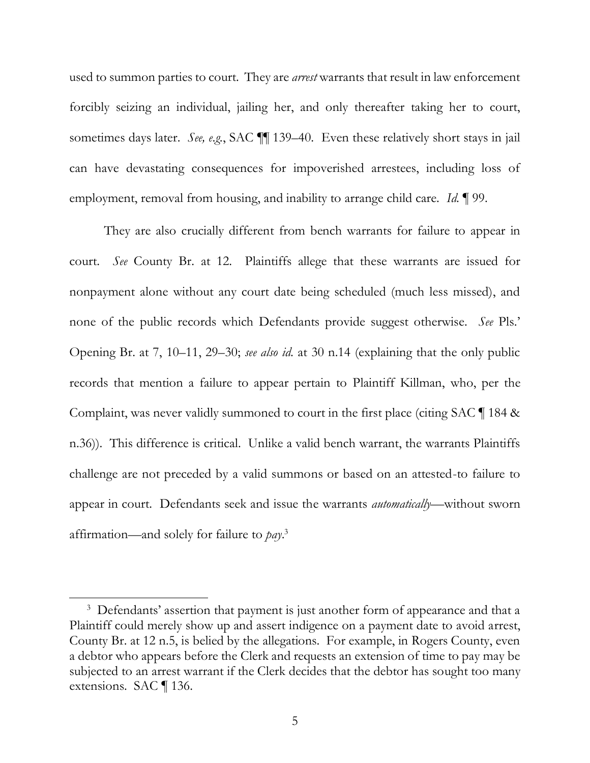used to summon parties to court. They are *arrest* warrants that result in law enforcement forcibly seizing an individual, jailing her, and only thereafter taking her to court, sometimes days later. *See, e.g.*, SAC ¶¶ 139–40. Even these relatively short stays in jail can have devastating consequences for impoverished arrestees, including loss of employment, removal from housing, and inability to arrange child care. *Id.* ¶ 99.

They are also crucially different from bench warrants for failure to appear in court. *See* County Br. at 12. Plaintiffs allege that these warrants are issued for nonpayment alone without any court date being scheduled (much less missed), and none of the public records which Defendants provide suggest otherwise. *See* Pls.' Opening Br. at 7, 10–11, 29–30; *see also id.* at 30 n.14 (explaining that the only public records that mention a failure to appear pertain to Plaintiff Killman, who, per the Complaint, was never validly summoned to court in the first place (citing SAC ¶ 184 & n.36)). This difference is critical. Unlike a valid bench warrant, the warrants Plaintiffs challenge are not preceded by a valid summons or based on an attested-to failure to appear in court. Defendants seek and issue the warrants *automatically*—without sworn affirmation—and solely for failure to *pay*.[3]

[3] Defendants' assertion that payment is just another form of appearance and that a Plaintiff could merely show up and assert indigence on a payment date to avoid arrest, County Br. at 12 n.5, is belied by the allegations. For example, in Rogers County, even a debtor who appears before the Clerk and requests an extension of time to pay may be subjected to an arrest warrant if the Clerk decides that the debtor has sought too many extensions. SAC ¶ 136.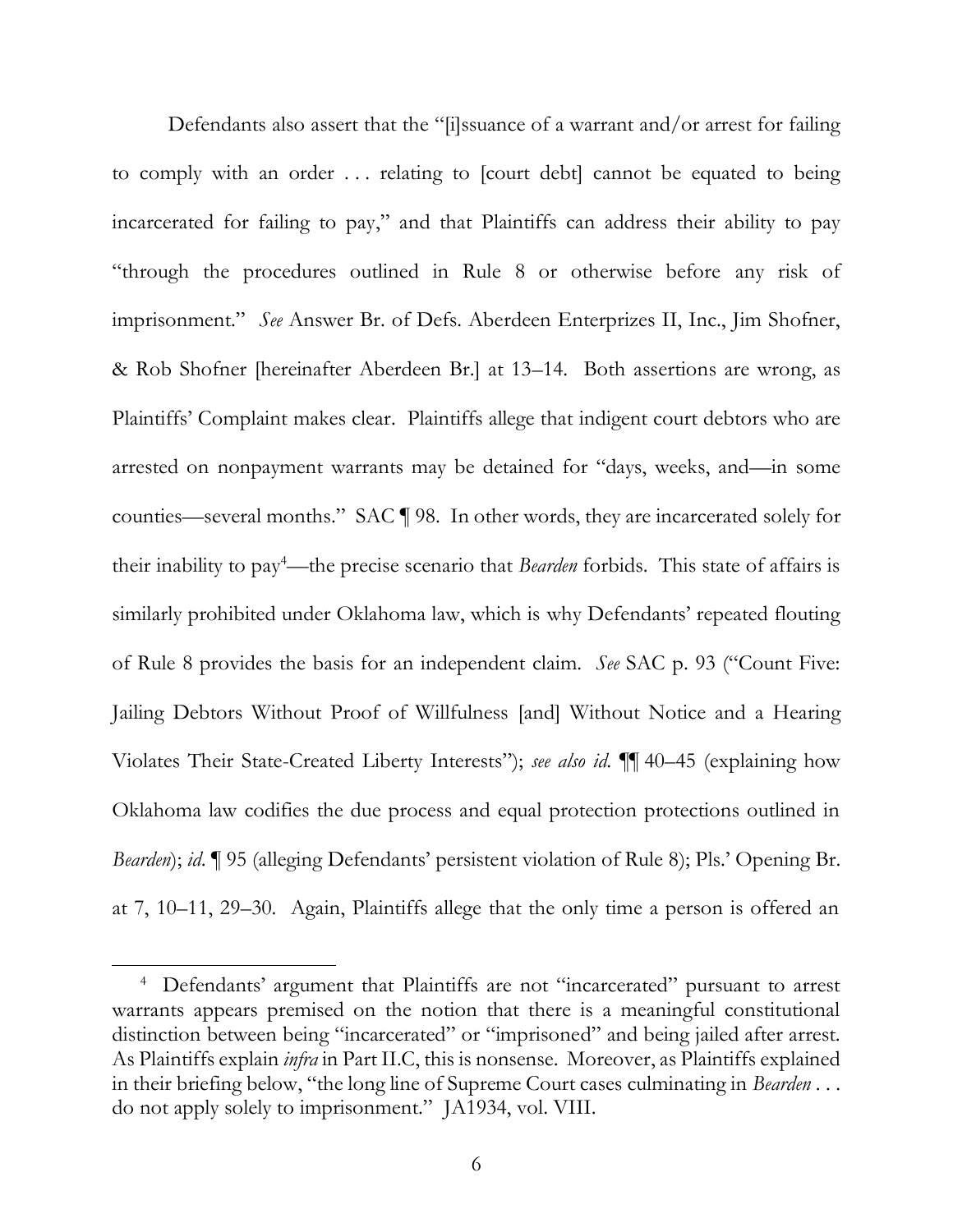Defendants also assert that the "[i]ssuance of a warrant and/or arrest for failing to comply with an order . . . relating to [court debt] cannot be equated to being incarcerated for failing to pay," and that Plaintiffs can address their ability to pay "through the procedures outlined in Rule 8 or otherwise before any risk of imprisonment." *See* Answer Br. of Defs. Aberdeen Enterprizes II, Inc., Jim Shofner, & Rob Shofner [hereinafter Aberdeen Br.] at 13–14. Both assertions are wrong, as Plaintiffs' Complaint makes clear. Plaintiffs allege that indigent court debtors who are arrested on nonpayment warrants may be detained for "days, weeks, and—in some counties—several months." SAC ¶ 98. In other words, they are incarcerated solely for their inability to pay[4]—the precise scenario that *Bearden* forbids. This state of affairs is similarly prohibited under Oklahoma law, which is why Defendants' repeated flouting of Rule 8 provides the basis for an independent claim. *See* SAC p. 93 ("Count Five: Jailing Debtors Without Proof of Willfulness [and] Without Notice and a Hearing Violates Their State-Created Liberty Interests"); *see also id.* ¶¶ 40–45 (explaining how Oklahoma law codifies the due process and equal protection protections outlined in *Bearden*); *id*. ¶ 95 (alleging Defendants' persistent violation of Rule 8); Pls.' Opening Br. at 7, 10–11, 29–30. Again, Plaintiffs allege that the only time a person is offered an

[4] Defendants' argument that Plaintiffs are not "incarcerated" pursuant to arrest warrants appears premised on the notion that there is a meaningful constitutional distinction between being "incarcerated" or "imprisoned" and being jailed after arrest. As Plaintiffs explain *infra* in Part II.C, this is nonsense. Moreover, as Plaintiffs explained in their briefing below, "the long line of Supreme Court cases culminating in *Bearden* . . . do not apply solely to imprisonment." JA1934, vol. VIII.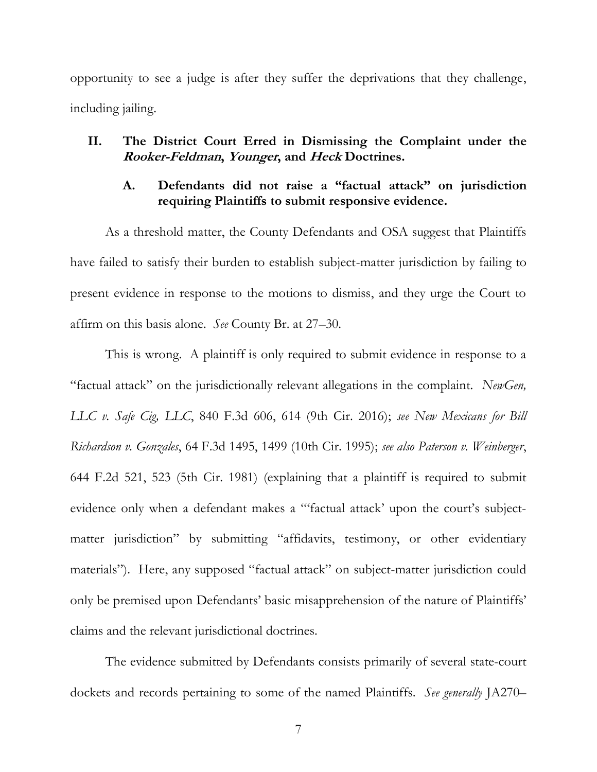opportunity to see a judge is after they suffer the deprivations that they challenge, including jailing.

## II. The District Court Erred in Dismissing the Complaint under the *Rooker-Feldman*, *Younger*, and *Heck* Doctrines.

### A. Defendants did not raise a "factual attack" on jurisdiction requiring Plaintiffs to submit responsive evidence.

As a threshold matter, the County Defendants and OSA suggest that Plaintiffs have failed to satisfy their burden to establish subject-matter jurisdiction by failing to present evidence in response to the motions to dismiss, and they urge the Court to affirm on this basis alone. *See* County Br. at 27–30.

This is wrong. A plaintiff is only required to submit evidence in response to a "factual attack" on the jurisdictionally relevant allegations in the complaint. *NewGen, LLC v. Safe Cig, LLC*, 840 F.3d 606, 614 (9th Cir. 2016); *see New Mexicans for Bill Richardson v. Gonzales*, 64 F.3d 1495, 1499 (10th Cir. 1995); *see also Paterson v. Weinberger*, 644 F.2d 521, 523 (5th Cir. 1981) (explaining that a plaintiff is required to submit evidence only when a defendant makes a "'factual attack' upon the court's subject-matter jurisdiction" by submitting "affidavits, testimony, or other evidentiary materials"). Here, any supposed "factual attack" on subject-matter jurisdiction could only be premised upon Defendants' basic misapprehension of the nature of Plaintiffs' claims and the relevant jurisdictional doctrines.

The evidence submitted by Defendants consists primarily of several state-court dockets and records pertaining to some of the named Plaintiffs. *See generally* JA270–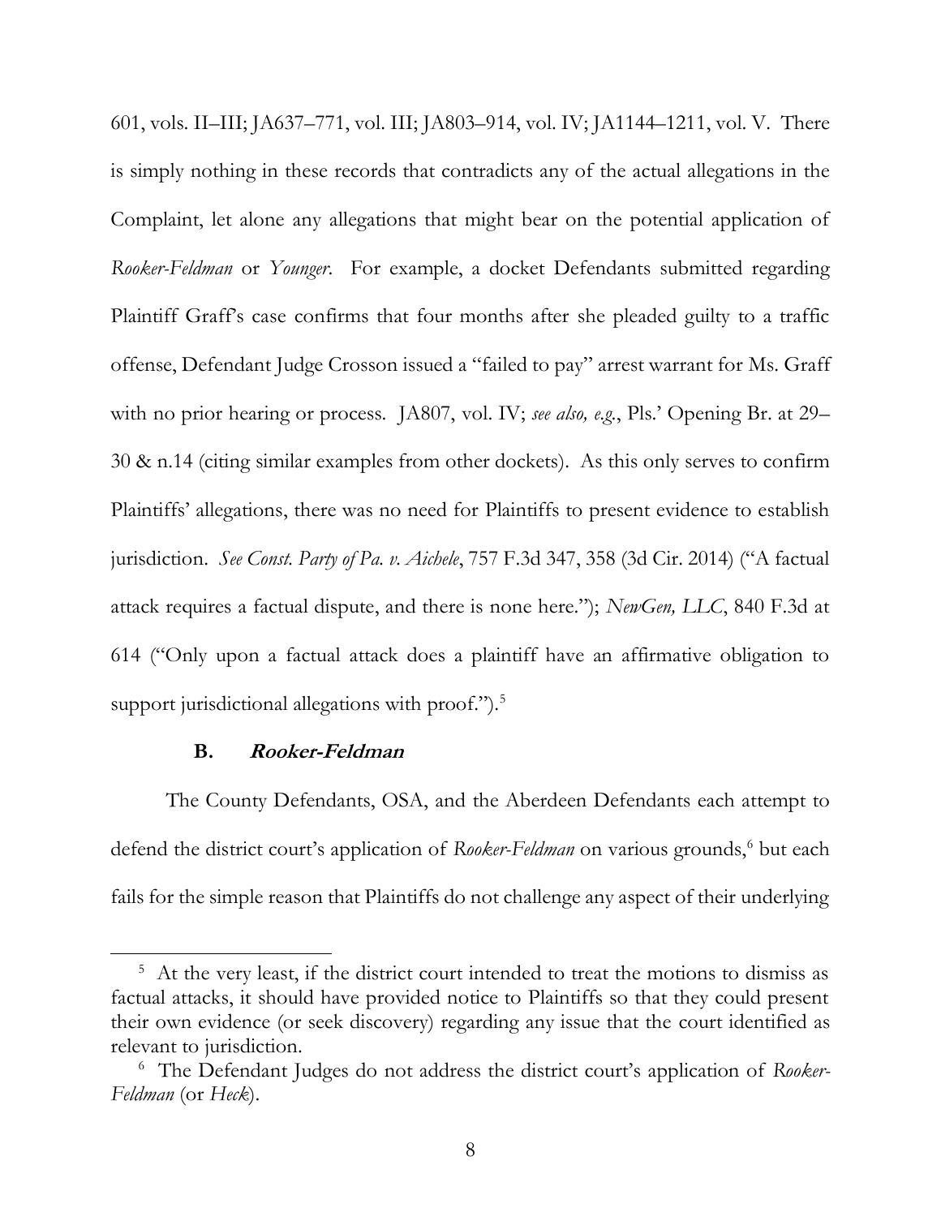601, vols. II–III; JA637–771, vol. III; JA803–914, vol. IV; JA1144–1211, vol. V. There is simply nothing in these records that contradicts any of the actual allegations in the Complaint, let alone any allegations that might bear on the potential application of *Rooker-Feldman* or *Younger*. For example, a docket Defendants submitted regarding Plaintiff Graff's case confirms that four months after she pleaded guilty to a traffic offense, Defendant Judge Crosson issued a "failed to pay" arrest warrant for Ms. Graff with no prior hearing or process. JA807, vol. IV; *see also, e.g.*, Pls.' Opening Br. at 29–30 & n.14 (citing similar examples from other dockets). As this only serves to confirm Plaintiffs' allegations, there was no need for Plaintiffs to present evidence to establish jurisdiction. *See Const. Party of Pa. v. Aichele*, 757 F.3d 347, 358 (3d Cir. 2014) ("A factual attack requires a factual dispute, and there is none here."); *NewGen, LLC*, 840 F.3d at 614 ("Only upon a factual attack does a plaintiff have an affirmative obligation to support jurisdictional allegations with proof.").[5]

### B. *Rooker-Feldman*

The County Defendants, OSA, and the Aberdeen Defendants each attempt to defend the district court's application of *Rooker-Feldman* on various grounds,[6] but each fails for the simple reason that Plaintiffs do not challenge any aspect of their underlying

[5] At the very least, if the district court intended to treat the motions to dismiss as factual attacks, it should have provided notice to Plaintiffs so that they could present their own evidence (or seek discovery) regarding any issue that the court identified as relevant to jurisdiction.

[6] The Defendant Judges do not address the district court's application of *Rooker-Feldman* (or *Heck*).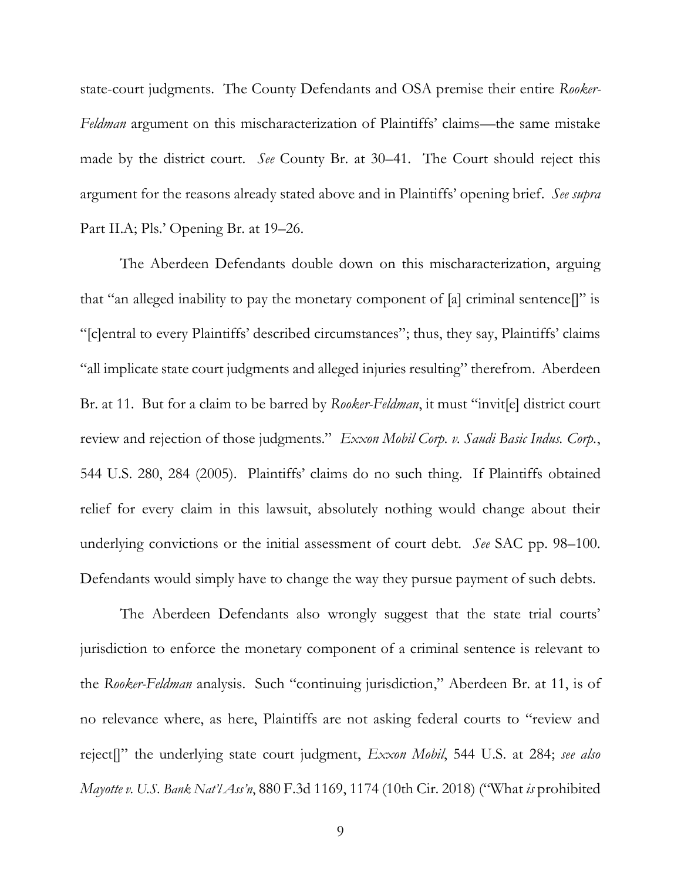state-court judgments. The County Defendants and OSA premise their entire *Rooker-Feldman* argument on this mischaracterization of Plaintiffs' claims—the same mistake made by the district court. *See* County Br. at 30–41. The Court should reject this argument for the reasons already stated above and in Plaintiffs' opening brief. *See supra* Part II.A; Pls.' Opening Br. at 19–26.

The Aberdeen Defendants double down on this mischaracterization, arguing that "an alleged inability to pay the monetary component of [a] criminal sentence[]" is "[c]entral to every Plaintiffs' described circumstances"; thus, they say, Plaintiffs' claims "all implicate state court judgments and alleged injuries resulting" therefrom. Aberdeen Br. at 11. But for a claim to be barred by *Rooker-Feldman*, it must "invit[e] district court review and rejection of those judgments." *Exxon Mobil Corp. v. Saudi Basic Indus. Corp.*, 544 U.S. 280, 284 (2005). Plaintiffs' claims do no such thing. If Plaintiffs obtained relief for every claim in this lawsuit, absolutely nothing would change about their underlying convictions or the initial assessment of court debt. *See* SAC pp. 98–100. Defendants would simply have to change the way they pursue payment of such debts.

The Aberdeen Defendants also wrongly suggest that the state trial courts' jurisdiction to enforce the monetary component of a criminal sentence is relevant to the *Rooker-Feldman* analysis. Such "continuing jurisdiction," Aberdeen Br. at 11, is of no relevance where, as here, Plaintiffs are not asking federal courts to "review and reject[]" the underlying state court judgment, *Exxon Mobil*, 544 U.S. at 284; *see also Mayotte v. U.S. Bank Nat'l Ass'n*, 880 F.3d 1169, 1174 (10th Cir. 2018) ("What *is* prohibited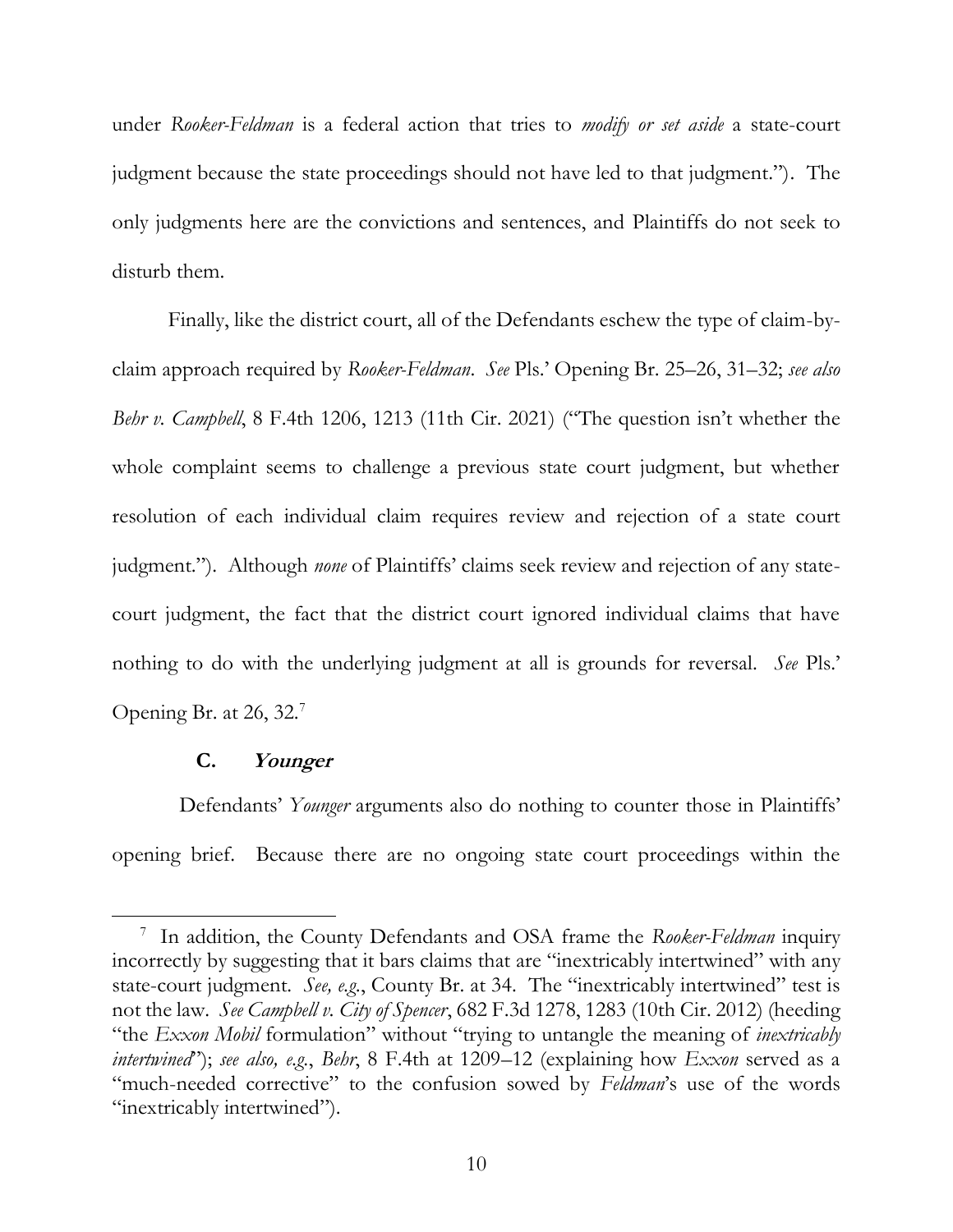under *Rooker-Feldman* is a federal action that tries to *modify or set aside* a state-court judgment because the state proceedings should not have led to that judgment."). The only judgments here are the convictions and sentences, and Plaintiffs do not seek to disturb them.

Finally, like the district court, all of the Defendants eschew the type of claim-by-claim approach required by *Rooker-Feldman*. *See* Pls.' Opening Br. 25–26, 31–32; *see also Behr v. Campbell*, 8 F.4th 1206, 1213 (11th Cir. 2021) ("The question isn't whether the whole complaint seems to challenge a previous state court judgment, but whether resolution of each individual claim requires review and rejection of a state court judgment."). Although *none* of Plaintiffs' claims seek review and rejection of any state-court judgment, the fact that the district court ignored individual claims that have nothing to do with the underlying judgment at all is grounds for reversal. *See* Pls.' Opening Br. at 26, 32.[7]

### C. *Younger*

Defendants' *Younger* arguments also do nothing to counter those in Plaintiffs' opening brief. Because there are no ongoing state court proceedings within the

---

[7] In addition, the County Defendants and OSA frame the *Rooker-Feldman* inquiry incorrectly by suggesting that it bars claims that are "inextricably intertwined" with any state-court judgment. *See, e.g.*, County Br. at 34. The "inextricably intertwined" test is not the law. *See Campbell v. City of Spencer*, 682 F.3d 1278, 1283 (10th Cir. 2012) (heeding "the *Exxon Mobil* formulation" without "trying to untangle the meaning of *inextricably intertwined*"); *see also, e.g.*, *Behr*, 8 F.4th at 1209–12 (explaining how *Exxon* served as a "much-needed corrective" to the confusion sowed by *Feldman*'s use of the words "inextricably intertwined").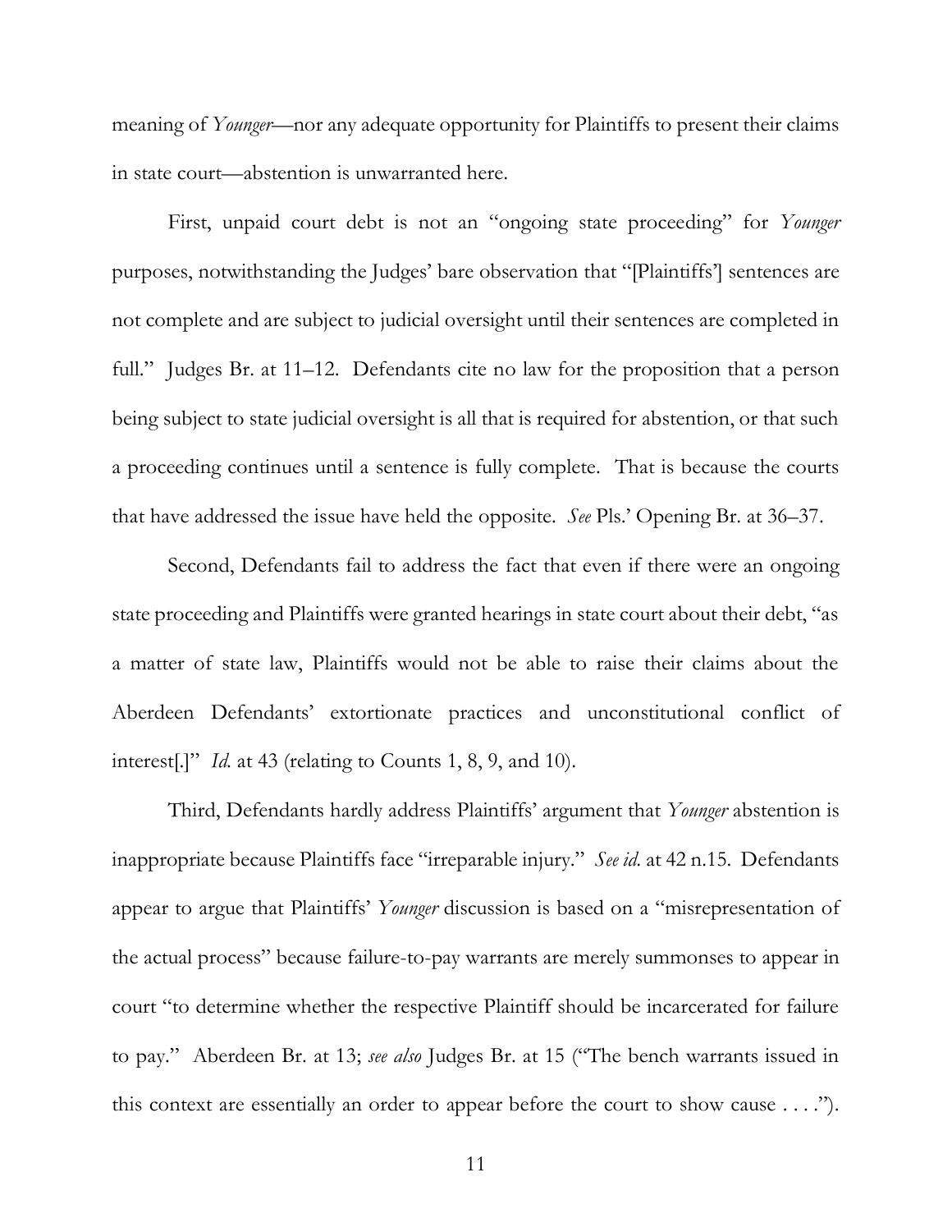meaning of *Younger*—nor any adequate opportunity for Plaintiffs to present their claims in state court—abstention is unwarranted here.

First, unpaid court debt is not an "ongoing state proceeding" for *Younger* purposes, notwithstanding the Judges' bare observation that "[Plaintiffs'] sentences are not complete and are subject to judicial oversight until their sentences are completed in full." Judges Br. at 11–12. Defendants cite no law for the proposition that a person being subject to state judicial oversight is all that is required for abstention, or that such a proceeding continues until a sentence is fully complete. That is because the courts that have addressed the issue have held the opposite. *See* Pls.' Opening Br. at 36–37.

Second, Defendants fail to address the fact that even if there were an ongoing state proceeding and Plaintiffs were granted hearings in state court about their debt, "as a matter of state law, Plaintiffs would not be able to raise their claims about the Aberdeen Defendants' extortionate practices and unconstitutional conflict of interest[.]" *Id.* at 43 (relating to Counts 1, 8, 9, and 10).

Third, Defendants hardly address Plaintiffs' argument that *Younger* abstention is inappropriate because Plaintiffs face "irreparable injury." *See id.* at 42 n.15. Defendants appear to argue that Plaintiffs' *Younger* discussion is based on a "misrepresentation of the actual process" because failure-to-pay warrants are merely summonses to appear in court "to determine whether the respective Plaintiff should be incarcerated for failure to pay." Aberdeen Br. at 13; *see also* Judges Br. at 15 ("The bench warrants issued in this context are essentially an order to appear before the court to show cause . . . .").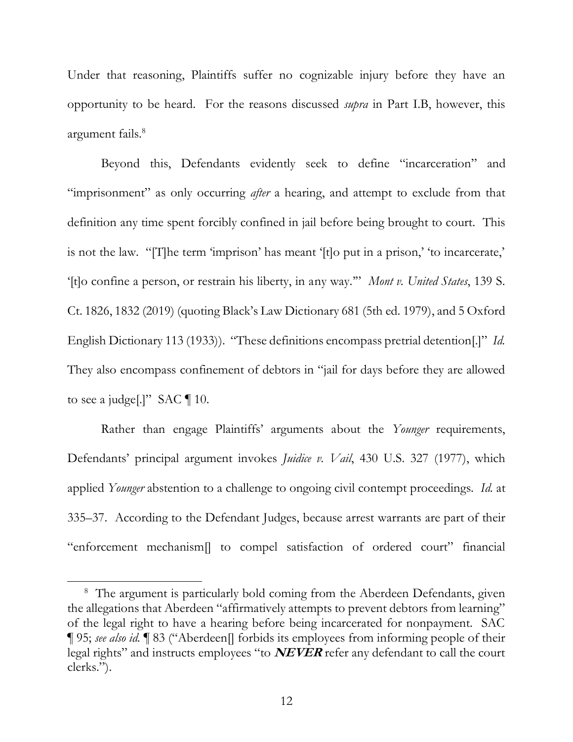Under that reasoning, Plaintiffs suffer no cognizable injury before they have an opportunity to be heard. For the reasons discussed *supra* in Part I.B, however, this argument fails.[8]

Beyond this, Defendants evidently seek to define "incarceration" and "imprisonment" as only occurring *after* a hearing, and attempt to exclude from that definition any time spent forcibly confined in jail before being brought to court. This is not the law. "[T]he term 'imprison' has meant '[t]o put in a prison,' 'to incarcerate,' '[t]o confine a person, or restrain his liberty, in any way.'" *Mont v. United States*, 139 S. Ct. 1826, 1832 (2019) (quoting Black's Law Dictionary 681 (5th ed. 1979), and 5 Oxford English Dictionary 113 (1933)). "These definitions encompass pretrial detention[.]" *Id.* They also encompass confinement of debtors in "jail for days before they are allowed to see a judge[.]" SAC ¶ 10.

Rather than engage Plaintiffs' arguments about the *Younger* requirements, Defendants' principal argument invokes *Juidice v. Vail*, 430 U.S. 327 (1977), which applied *Younger* abstention to a challenge to ongoing civil contempt proceedings. *Id.* at 335–37. According to the Defendant Judges, because arrest warrants are part of their "enforcement mechanism[] to compel satisfaction of ordered court" financial

---

[8] The argument is particularly bold coming from the Aberdeen Defendants, given the allegations that Aberdeen "affirmatively attempts to prevent debtors from learning" of the legal right to have a hearing before being incarcerated for nonpayment. SAC ¶ 95; *see also id.* ¶ 83 ("Aberdeen[] forbids its employees from informing people of their legal rights" and instructs employees "to ***NEVER*** refer any defendant to call the court clerks.").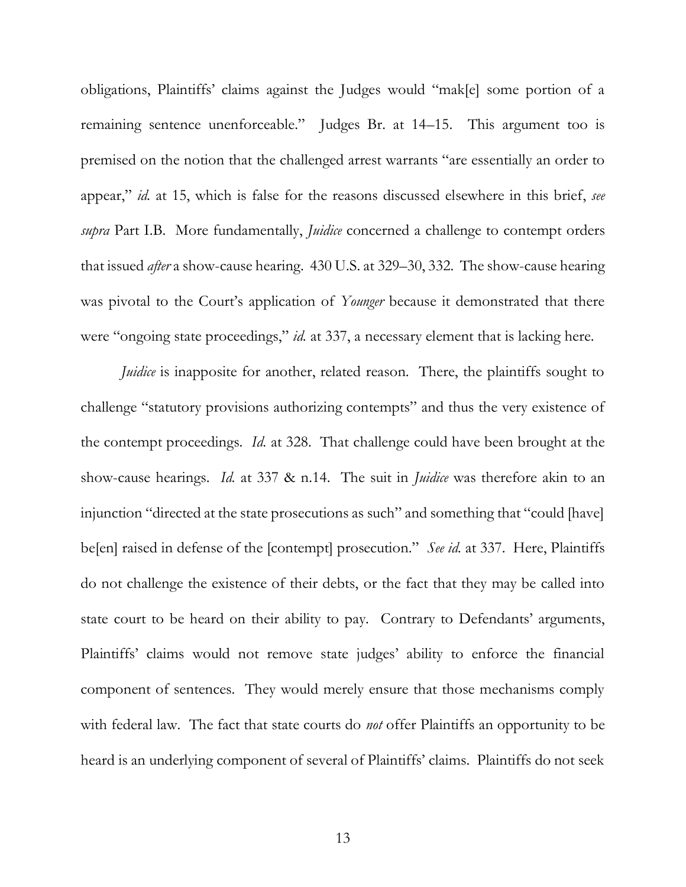obligations, Plaintiffs' claims against the Judges would "mak[e] some portion of a remaining sentence unenforceable." Judges Br. at 14–15. This argument too is premised on the notion that the challenged arrest warrants "are essentially an order to appear," *id.* at 15, which is false for the reasons discussed elsewhere in this brief, *see supra* Part I.B. More fundamentally, *Juidice* concerned a challenge to contempt orders that issued *after* a show-cause hearing. 430 U.S. at 329–30, 332. The show-cause hearing was pivotal to the Court's application of *Younger* because it demonstrated that there were "ongoing state proceedings," *id.* at 337, a necessary element that is lacking here.

*Juidice* is inapposite for another, related reason. There, the plaintiffs sought to challenge "statutory provisions authorizing contempts" and thus the very existence of the contempt proceedings. *Id.* at 328. That challenge could have been brought at the show-cause hearings. *Id.* at 337 & n.14. The suit in *Juidice* was therefore akin to an injunction "directed at the state prosecutions as such" and something that "could [have] be[en] raised in defense of the [contempt] prosecution." *See id.* at 337. Here, Plaintiffs do not challenge the existence of their debts, or the fact that they may be called into state court to be heard on their ability to pay. Contrary to Defendants' arguments, Plaintiffs' claims would not remove state judges' ability to enforce the financial component of sentences. They would merely ensure that those mechanisms comply with federal law. The fact that state courts do *not* offer Plaintiffs an opportunity to be heard is an underlying component of several of Plaintiffs' claims. Plaintiffs do not seek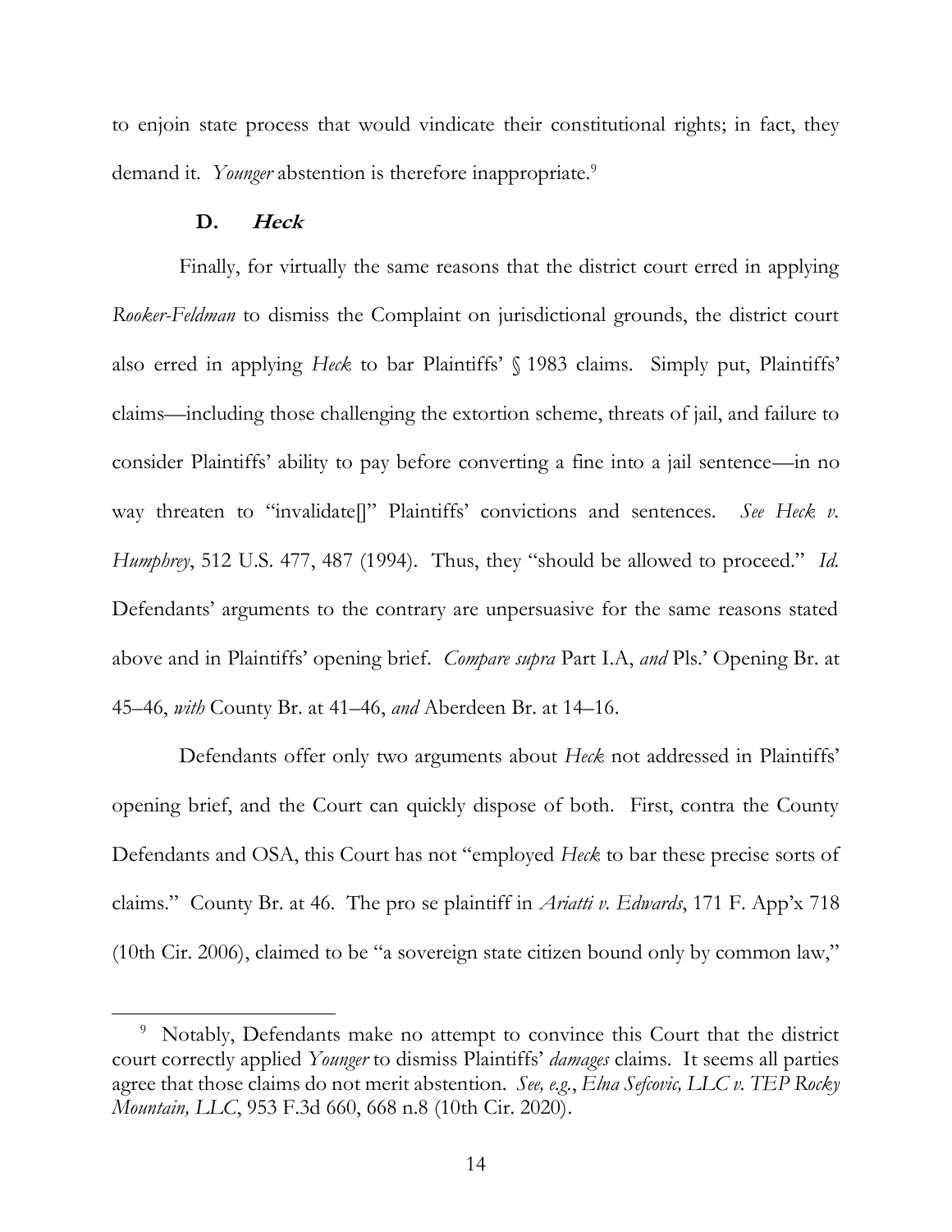to enjoin state process that would vindicate their constitutional rights; in fact, they demand it. *Younger* abstention is therefore inappropriate.[9]

### D. *Heck*

Finally, for virtually the same reasons that the district court erred in applying *Rooker-Feldman* to dismiss the Complaint on jurisdictional grounds, the district court also erred in applying *Heck* to bar Plaintiffs' § 1983 claims. Simply put, Plaintiffs' claims—including those challenging the extortion scheme, threats of jail, and failure to consider Plaintiffs' ability to pay before converting a fine into a jail sentence—in no way threaten to "invalidate[]" Plaintiffs' convictions and sentences. *See Heck v. Humphrey*, 512 U.S. 477, 487 (1994). Thus, they "should be allowed to proceed." *Id.* Defendants' arguments to the contrary are unpersuasive for the same reasons stated above and in Plaintiffs' opening brief. *Compare supra* Part I.A, *and* Pls.' Opening Br. at 45–46, *with* County Br. at 41–46, *and* Aberdeen Br. at 14–16.

Defendants offer only two arguments about *Heck* not addressed in Plaintiffs' opening brief, and the Court can quickly dispose of both. First, contra the County Defendants and OSA, this Court has not "employed *Heck* to bar these precise sorts of claims." County Br. at 46. The pro se plaintiff in *Ariatti v. Edwards*, 171 F. App'x 718 (10th Cir. 2006), claimed to be "a sovereign state citizen bound only by common law,"

[9] Notably, Defendants make no attempt to convince this Court that the district court correctly applied *Younger* to dismiss Plaintiffs' *damages* claims. It seems all parties agree that those claims do not merit abstention. *See, e.g.*, *Elna Sefcovic, LLC v. TEP Rocky Mountain, LLC*, 953 F.3d 660, 668 n.8 (10th Cir. 2020).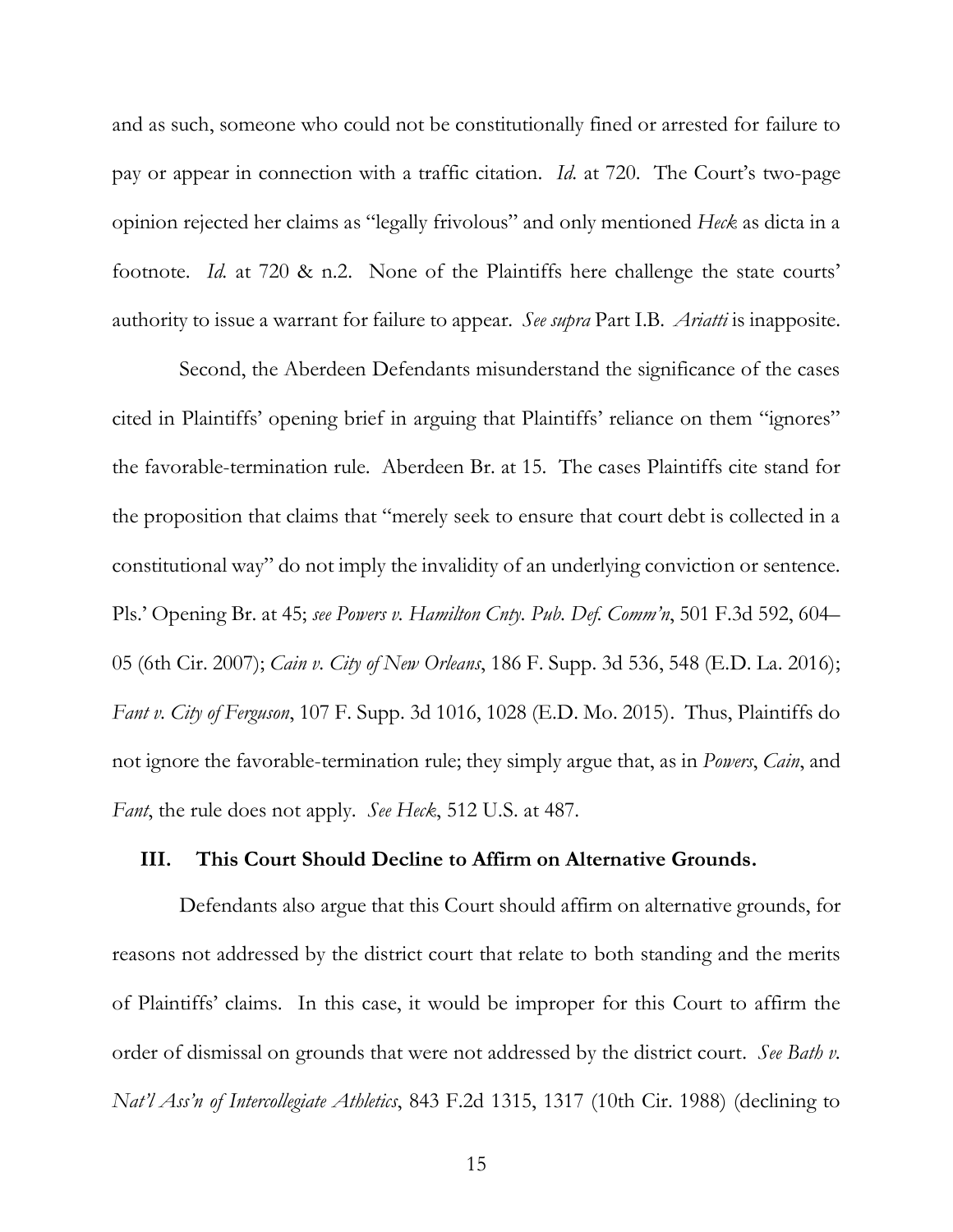and as such, someone who could not be constitutionally fined or arrested for failure to pay or appear in connection with a traffic citation. *Id.* at 720. The Court's two-page opinion rejected her claims as "legally frivolous" and only mentioned *Heck* as dicta in a footnote. *Id.* at 720 & n.2. None of the Plaintiffs here challenge the state courts' authority to issue a warrant for failure to appear. *See supra* Part I.B. *Ariatti* is inapposite.

Second, the Aberdeen Defendants misunderstand the significance of the cases cited in Plaintiffs' opening brief in arguing that Plaintiffs' reliance on them "ignores" the favorable-termination rule. Aberdeen Br. at 15. The cases Plaintiffs cite stand for the proposition that claims that "merely seek to ensure that court debt is collected in a constitutional way" do not imply the invalidity of an underlying conviction or sentence. Pls.' Opening Br. at 45; *see Powers v. Hamilton Cnty. Pub. Def. Comm'n*, 501 F.3d 592, 604–05 (6th Cir. 2007); *Cain v. City of New Orleans*, 186 F. Supp. 3d 536, 548 (E.D. La. 2016); *Fant v. City of Ferguson*, 107 F. Supp. 3d 1016, 1028 (E.D. Mo. 2015). Thus, Plaintiffs do not ignore the favorable-termination rule; they simply argue that, as in *Powers*, *Cain*, and *Fant*, the rule does not apply. *See Heck*, 512 U.S. at 487.

### III. This Court Should Decline to Affirm on Alternative Grounds.

Defendants also argue that this Court should affirm on alternative grounds, for reasons not addressed by the district court that relate to both standing and the merits of Plaintiffs' claims. In this case, it would be improper for this Court to affirm the order of dismissal on grounds that were not addressed by the district court. *See Bath v. Nat'l Ass'n of Intercollegiate Athletics*, 843 F.2d 1315, 1317 (10th Cir. 1988) (declining to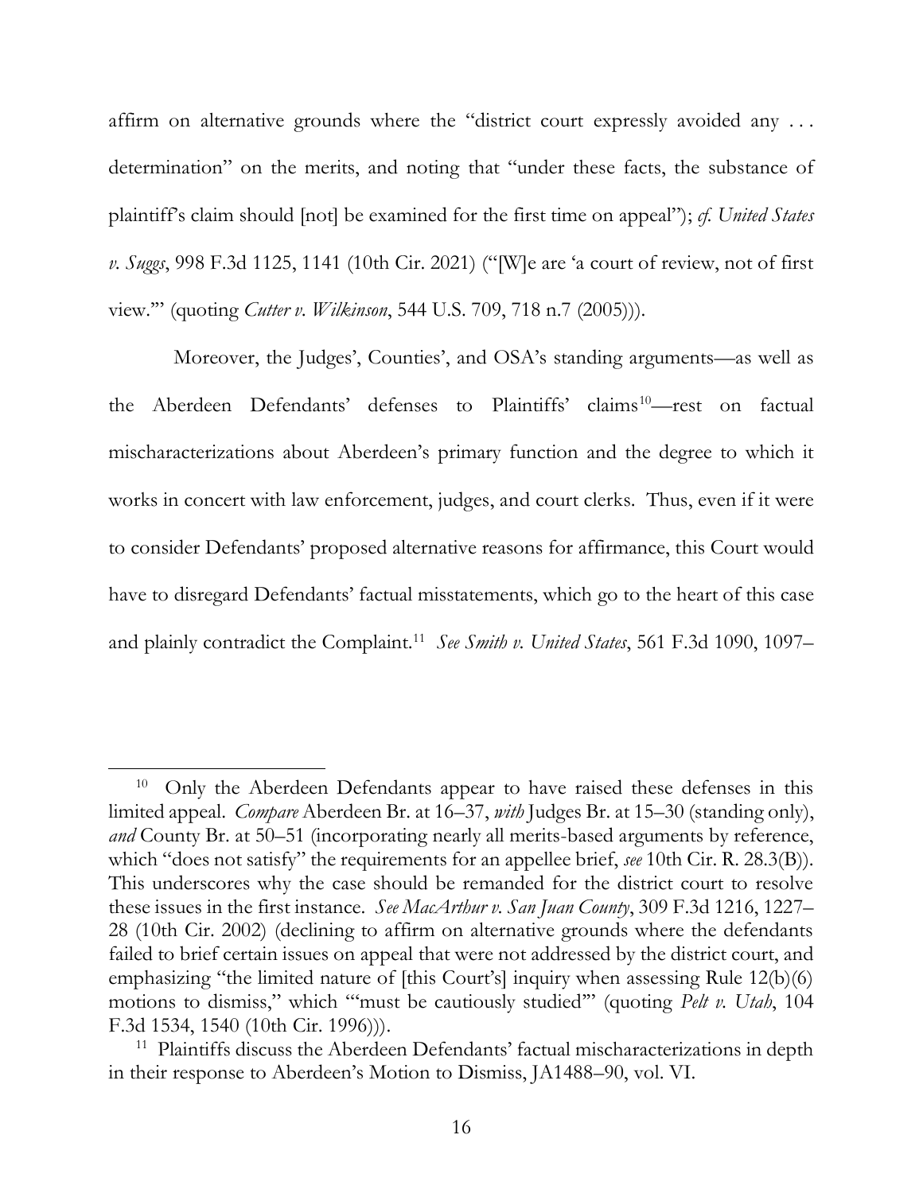affirm on alternative grounds where the "district court expressly avoided any . . . determination" on the merits, and noting that "under these facts, the substance of plaintiff's claim should [not] be examined for the first time on appeal"); *cf. United States v. Suggs*, 998 F.3d 1125, 1141 (10th Cir. 2021) ("[W]e are 'a court of review, not of first view.'" (quoting *Cutter v. Wilkinson*, 544 U.S. 709, 718 n.7 (2005))).

Moreover, the Judges', Counties', and OSA's standing arguments—as well as the Aberdeen Defendants' defenses to Plaintiffs' claims[10]—rest on factual mischaracterizations about Aberdeen's primary function and the degree to which it works in concert with law enforcement, judges, and court clerks. Thus, even if it were to consider Defendants' proposed alternative reasons for affirmance, this Court would have to disregard Defendants' factual misstatements, which go to the heart of this case and plainly contradict the Complaint.[11] *See Smith v. United States*, 561 F.3d 1090, 1097–

---

[10] Only the Aberdeen Defendants appear to have raised these defenses in this limited appeal. *Compare* Aberdeen Br. at 16–37, *with* Judges Br. at 15–30 (standing only), *and* County Br. at 50–51 (incorporating nearly all merits-based arguments by reference, which "does not satisfy" the requirements for an appellee brief, *see* 10th Cir. R. 28.3(B)). This underscores why the case should be remanded for the district court to resolve these issues in the first instance. *See MacArthur v. San Juan County*, 309 F.3d 1216, 1227–28 (10th Cir. 2002) (declining to affirm on alternative grounds where the defendants failed to brief certain issues on appeal that were not addressed by the district court, and emphasizing "the limited nature of [this Court's] inquiry when assessing Rule 12(b)(6) motions to dismiss," which "'must be cautiously studied'" (quoting *Pelt v. Utah*, 104 F.3d 1534, 1540 (10th Cir. 1996))).

[11] Plaintiffs discuss the Aberdeen Defendants' factual mischaracterizations in depth in their response to Aberdeen's Motion to Dismiss, JA1488–90, vol. VI.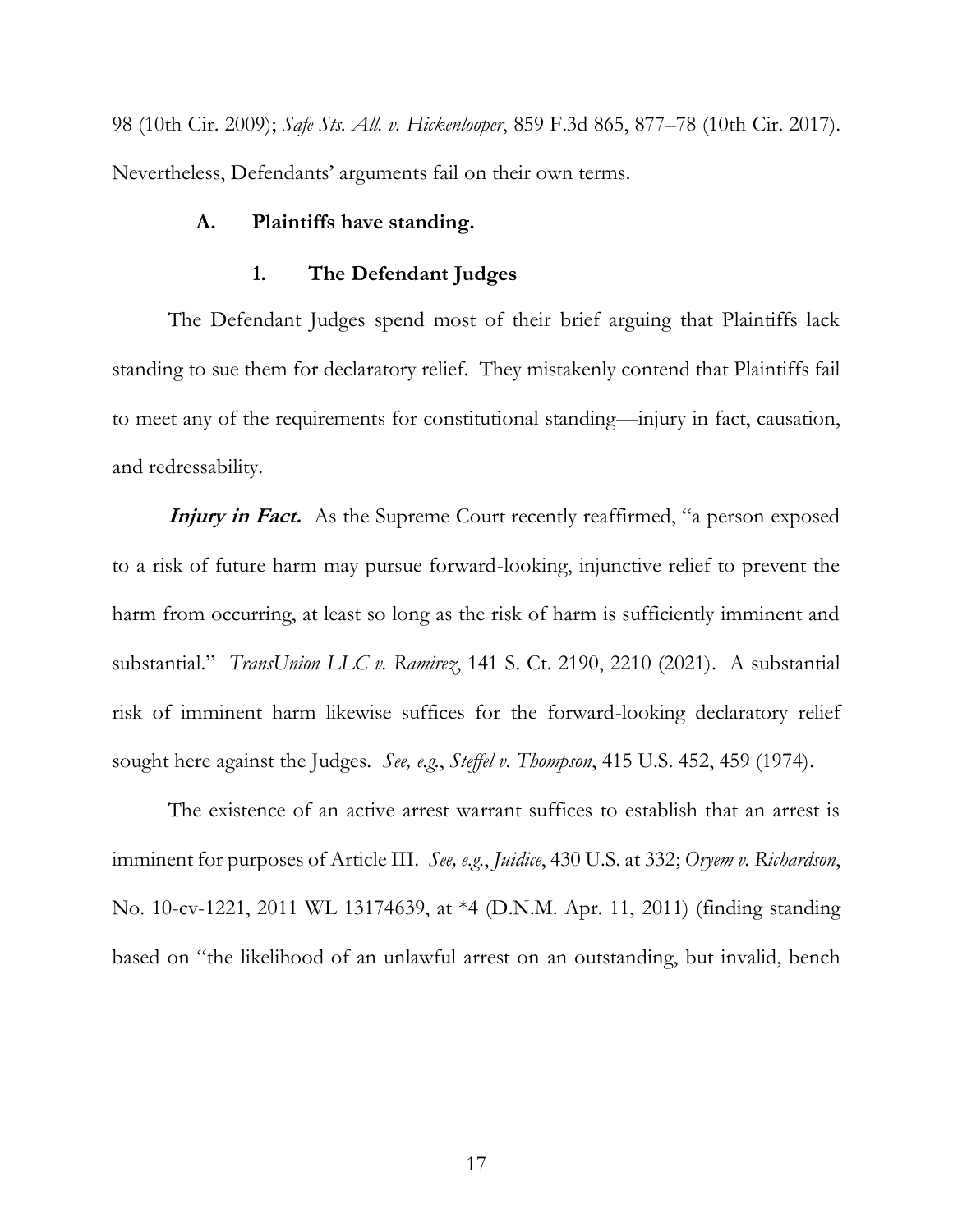98 (10th Cir. 2009); *Safe Sts. All. v. Hickenlooper*, 859 F.3d 865, 877–78 (10th Cir. 2017). Nevertheless, Defendants' arguments fail on their own terms.

### A. Plaintiffs have standing.

#### 1. The Defendant Judges

The Defendant Judges spend most of their brief arguing that Plaintiffs lack standing to sue them for declaratory relief. They mistakenly contend that Plaintiffs fail to meet any of the requirements for constitutional standing—injury in fact, causation, and redressability.

***Injury in Fact.*** As the Supreme Court recently reaffirmed, "a person exposed to a risk of future harm may pursue forward-looking, injunctive relief to prevent the harm from occurring, at least so long as the risk of harm is sufficiently imminent and substantial." *TransUnion LLC v. Ramirez*, 141 S. Ct. 2190, 2210 (2021). A substantial risk of imminent harm likewise suffices for the forward-looking declaratory relief sought here against the Judges. *See, e.g.*, *Steffel v. Thompson*, 415 U.S. 452, 459 (1974).

The existence of an active arrest warrant suffices to establish that an arrest is imminent for purposes of Article III. *See, e.g.*, *Juidice*, 430 U.S. at 332; *Oryem v. Richardson*, No. 10-cv-1221, 2011 WL 13174639, at *4 (D.N.M. Apr. 11, 2011) (finding standing based on "the likelihood of an unlawful arrest on an outstanding, but invalid, bench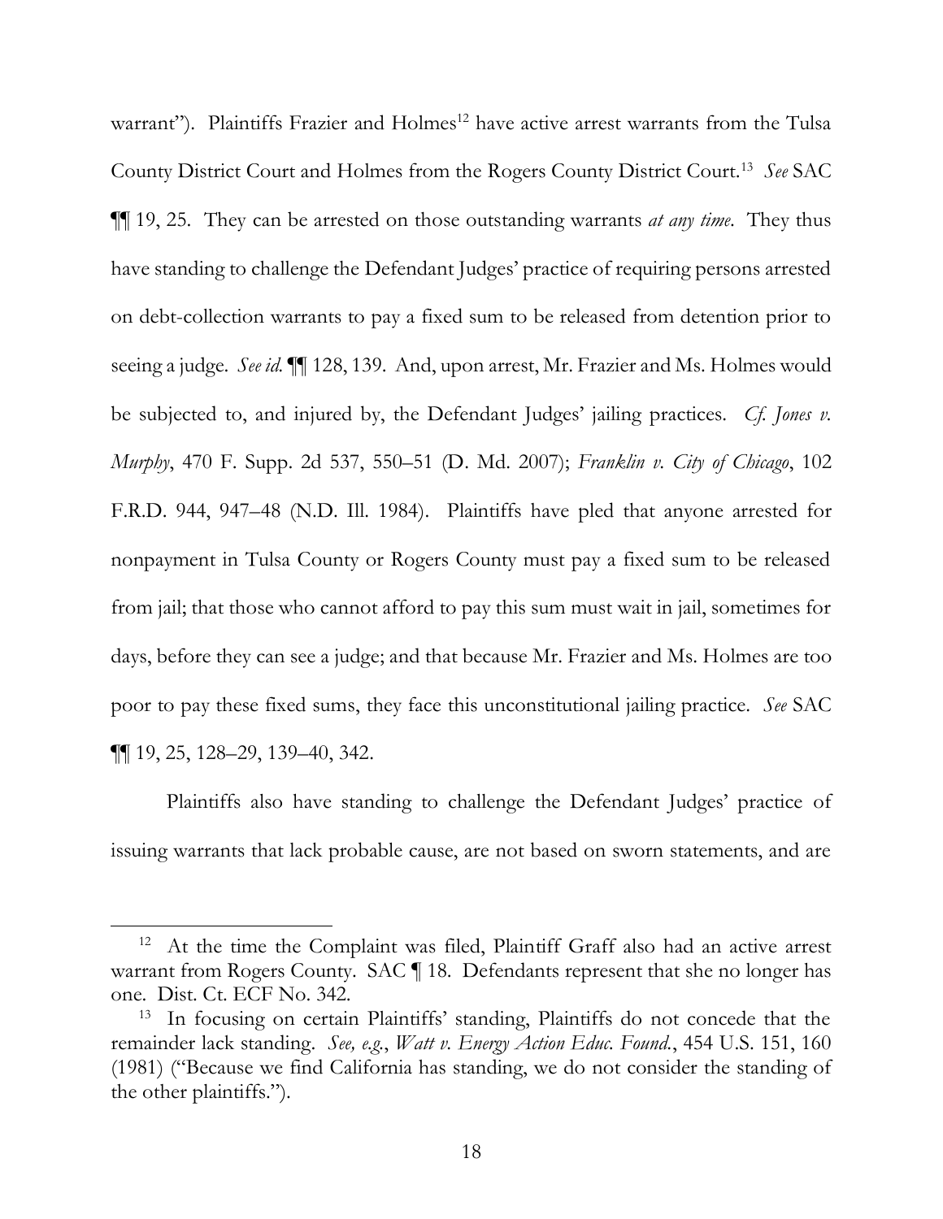warrant"). Plaintiffs Frazier and Holmes[12] have active arrest warrants from the Tulsa County District Court and Holmes from the Rogers County District Court.[13] *See* SAC ¶¶ 19, 25. They can be arrested on those outstanding warrants *at any time*. They thus have standing to challenge the Defendant Judges' practice of requiring persons arrested on debt-collection warrants to pay a fixed sum to be released from detention prior to seeing a judge. *See id.* ¶¶ 128, 139. And, upon arrest, Mr. Frazier and Ms. Holmes would be subjected to, and injured by, the Defendant Judges' jailing practices. *Cf. Jones v. Murphy*, 470 F. Supp. 2d 537, 550–51 (D. Md. 2007); *Franklin v. City of Chicago*, 102 F.R.D. 944, 947–48 (N.D. Ill. 1984). Plaintiffs have pled that anyone arrested for nonpayment in Tulsa County or Rogers County must pay a fixed sum to be released from jail; that those who cannot afford to pay this sum must wait in jail, sometimes for days, before they can see a judge; and that because Mr. Frazier and Ms. Holmes are too poor to pay these fixed sums, they face this unconstitutional jailing practice. *See* SAC ¶¶ 19, 25, 128–29, 139–40, 342.

Plaintiffs also have standing to challenge the Defendant Judges' practice of issuing warrants that lack probable cause, are not based on sworn statements, and are

---

[12] At the time the Complaint was filed, Plaintiff Graff also had an active arrest warrant from Rogers County. SAC ¶ 18. Defendants represent that she no longer has one. Dist. Ct. ECF No. 342.

[13] In focusing on certain Plaintiffs' standing, Plaintiffs do not concede that the remainder lack standing. *See, e.g.*, *Watt v. Energy Action Educ. Found.*, 454 U.S. 151, 160 (1981) ("Because we find California has standing, we do not consider the standing of the other plaintiffs.").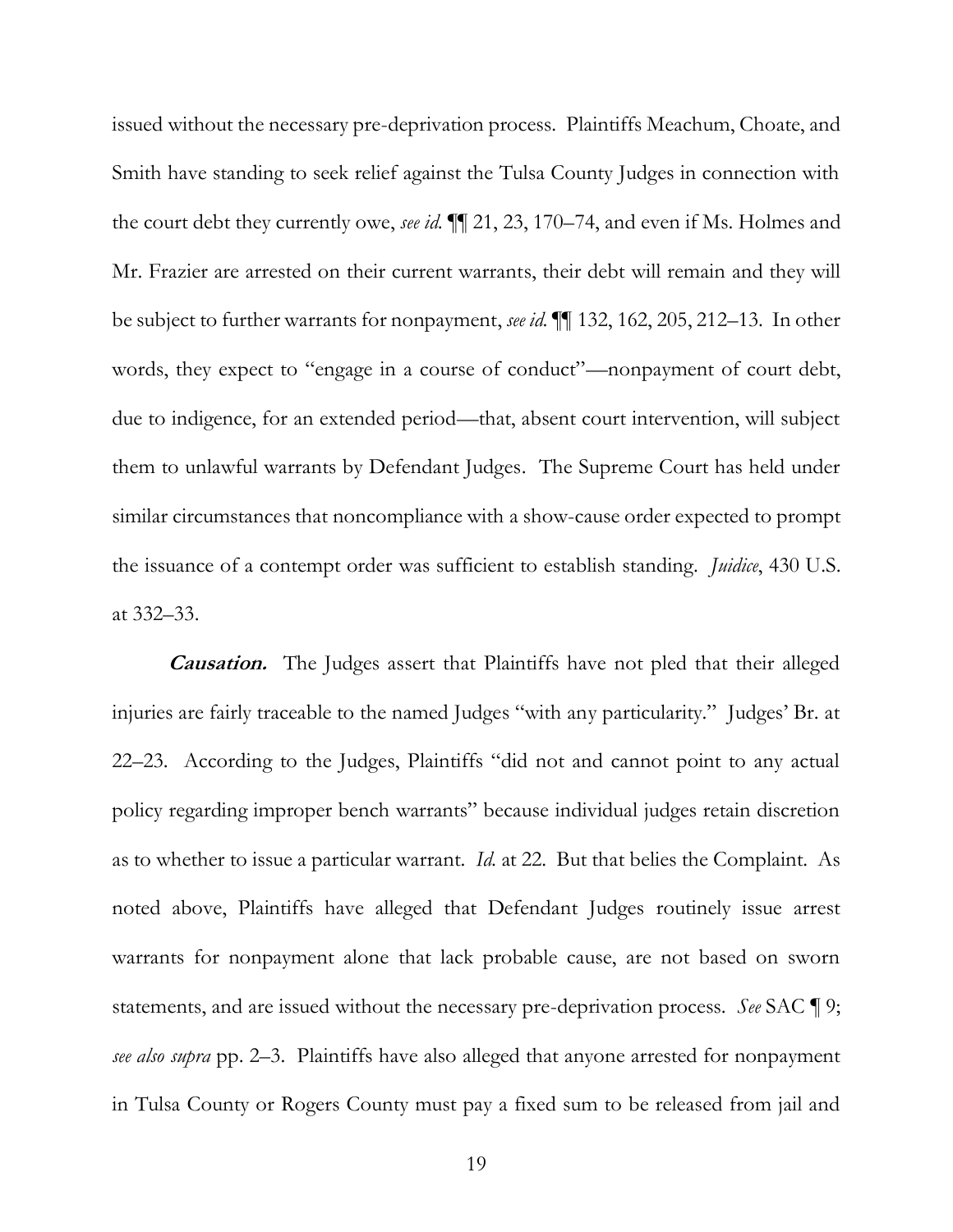issued without the necessary pre-deprivation process. Plaintiffs Meachum, Choate, and Smith have standing to seek relief against the Tulsa County Judges in connection with the court debt they currently owe, *see id.* ¶¶ 21, 23, 170–74, and even if Ms. Holmes and Mr. Frazier are arrested on their current warrants, their debt will remain and they will be subject to further warrants for nonpayment, *see id.* ¶¶ 132, 162, 205, 212–13. In other words, they expect to "engage in a course of conduct"—nonpayment of court debt, due to indigence, for an extended period—that, absent court intervention, will subject them to unlawful warrants by Defendant Judges. The Supreme Court has held under similar circumstances that noncompliance with a show-cause order expected to prompt the issuance of a contempt order was sufficient to establish standing. *Juidice*, 430 U.S. at 332–33.

***Causation.*** The Judges assert that Plaintiffs have not pled that their alleged injuries are fairly traceable to the named Judges "with any particularity." Judges' Br. at 22–23. According to the Judges, Plaintiffs "did not and cannot point to any actual policy regarding improper bench warrants" because individual judges retain discretion as to whether to issue a particular warrant. *Id.* at 22. But that belies the Complaint. As noted above, Plaintiffs have alleged that Defendant Judges routinely issue arrest warrants for nonpayment alone that lack probable cause, are not based on sworn statements, and are issued without the necessary pre-deprivation process. *See* SAC ¶ 9; *see also supra* pp. 2–3. Plaintiffs have also alleged that anyone arrested for nonpayment in Tulsa County or Rogers County must pay a fixed sum to be released from jail and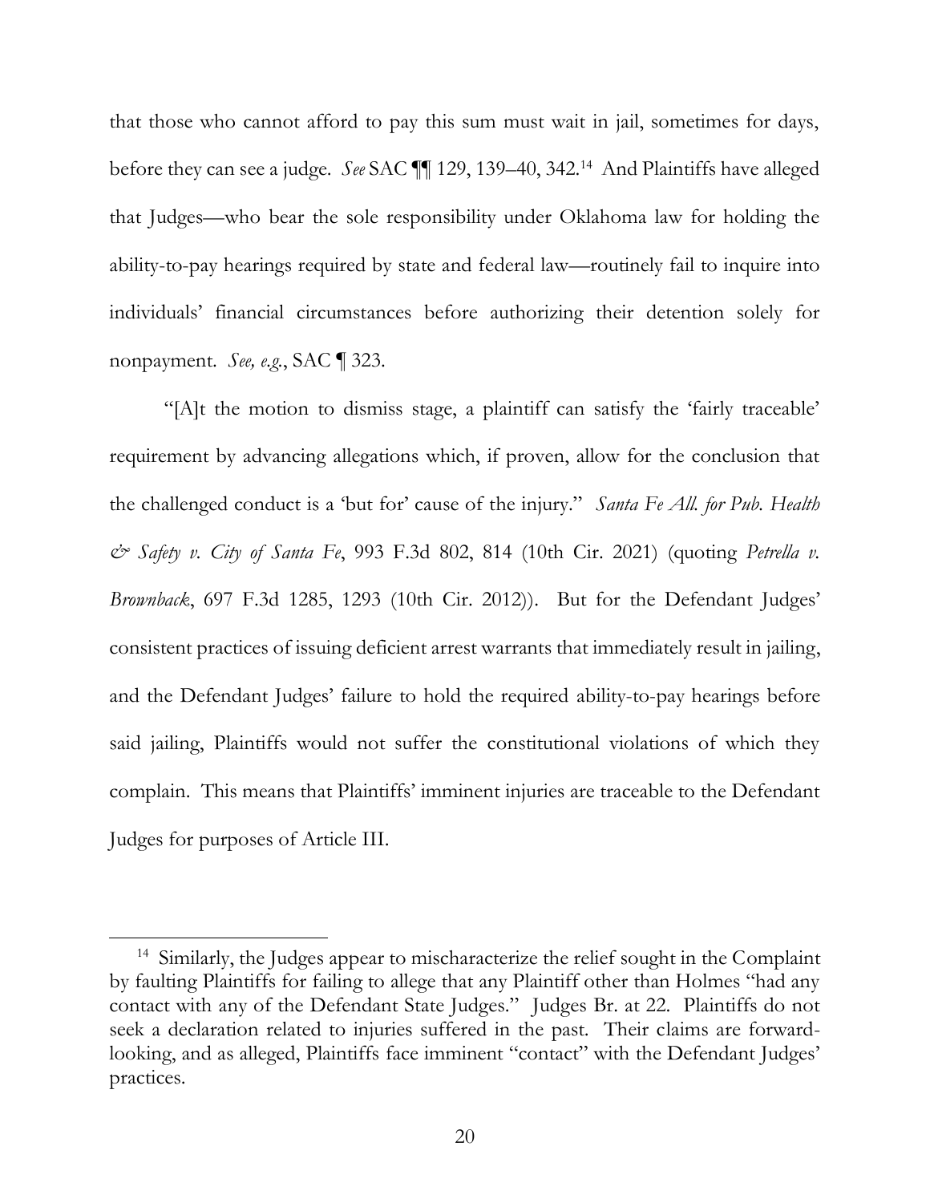that those who cannot afford to pay this sum must wait in jail, sometimes for days, before they can see a judge. *See* SAC ¶¶ 129, 139–40, 342.[14] And Plaintiffs have alleged that Judges—who bear the sole responsibility under Oklahoma law for holding the ability-to-pay hearings required by state and federal law—routinely fail to inquire into individuals' financial circumstances before authorizing their detention solely for nonpayment. *See, e.g.*, SAC ¶ 323.

"[A]t the motion to dismiss stage, a plaintiff can satisfy the 'fairly traceable' requirement by advancing allegations which, if proven, allow for the conclusion that the challenged conduct is a 'but for' cause of the injury." *Santa Fe All. for Pub. Health & Safety v. City of Santa Fe*, 993 F.3d 802, 814 (10th Cir. 2021) (quoting *Petrella v. Brownback*, 697 F.3d 1285, 1293 (10th Cir. 2012)). But for the Defendant Judges' consistent practices of issuing deficient arrest warrants that immediately result in jailing, and the Defendant Judges' failure to hold the required ability-to-pay hearings before said jailing, Plaintiffs would not suffer the constitutional violations of which they complain. This means that Plaintiffs' imminent injuries are traceable to the Defendant Judges for purposes of Article III.

---

[14] Similarly, the Judges appear to mischaracterize the relief sought in the Complaint by faulting Plaintiffs for failing to allege that any Plaintiff other than Holmes "had any contact with any of the Defendant State Judges." Judges Br. at 22. Plaintiffs do not seek a declaration related to injuries suffered in the past. Their claims are forward-looking, and as alleged, Plaintiffs face imminent "contact" with the Defendant Judges' practices.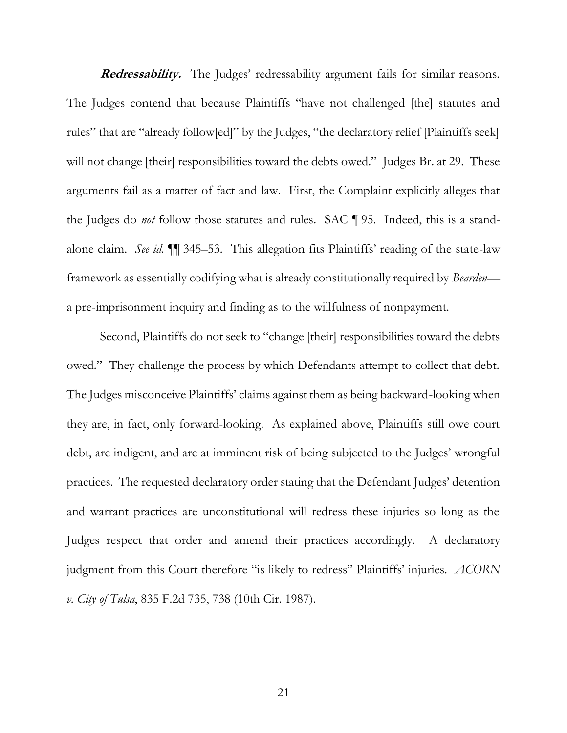***Redressability.*** The Judges' redressability argument fails for similar reasons. The Judges contend that because Plaintiffs "have not challenged [the] statutes and rules" that are "already follow[ed]" by the Judges, "the declaratory relief [Plaintiffs seek] will not change [their] responsibilities toward the debts owed." Judges Br. at 29. These arguments fail as a matter of fact and law. First, the Complaint explicitly alleges that the Judges do *not* follow those statutes and rules. SAC ¶ 95. Indeed, this is a stand-alone claim. *See id.* ¶¶ 345–53. This allegation fits Plaintiffs' reading of the state-law framework as essentially codifying what is already constitutionally required by *Bearden*—a pre-imprisonment inquiry and finding as to the willfulness of nonpayment.

Second, Plaintiffs do not seek to "change [their] responsibilities toward the debts owed." They challenge the process by which Defendants attempt to collect that debt. The Judges misconceive Plaintiffs' claims against them as being backward-looking when they are, in fact, only forward-looking. As explained above, Plaintiffs still owe court debt, are indigent, and are at imminent risk of being subjected to the Judges' wrongful practices. The requested declaratory order stating that the Defendant Judges' detention and warrant practices are unconstitutional will redress these injuries so long as the Judges respect that order and amend their practices accordingly. A declaratory judgment from this Court therefore "is likely to redress" Plaintiffs' injuries. *ACORN v. City of Tulsa*, 835 F.2d 735, 738 (10th Cir. 1987).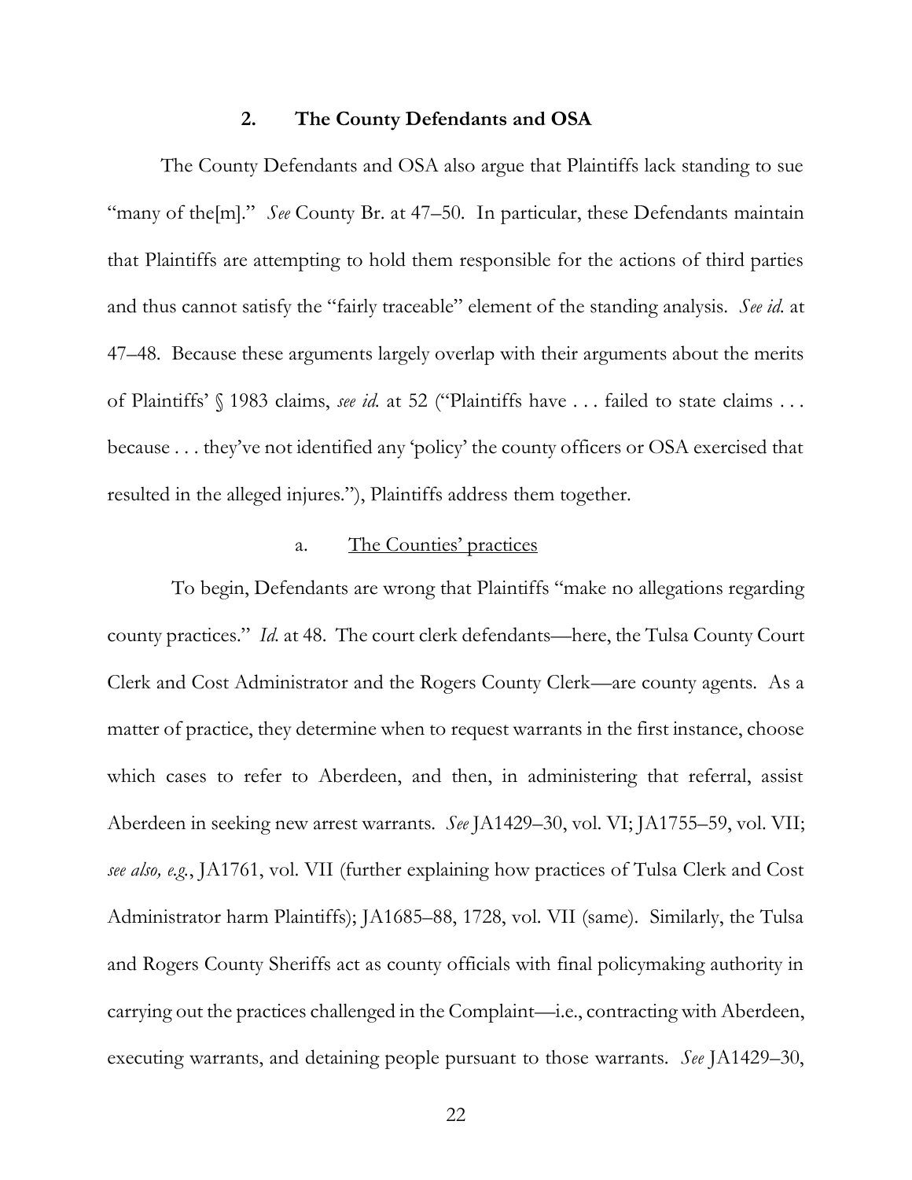### 2. The County Defendants and OSA

The County Defendants and OSA also argue that Plaintiffs lack standing to sue "many of the[m]." *See* County Br. at 47–50. In particular, these Defendants maintain that Plaintiffs are attempting to hold them responsible for the actions of third parties and thus cannot satisfy the "fairly traceable" element of the standing analysis. *See id.* at 47–48. Because these arguments largely overlap with their arguments about the merits of Plaintiffs' § 1983 claims, *see id.* at 52 ("Plaintiffs have . . . failed to state claims . . . because . . . they've not identified any 'policy' the county officers or OSA exercised that resulted in the alleged injures."), Plaintiffs address them together.

#### a. <u>The Counties' practices</u>

To begin, Defendants are wrong that Plaintiffs "make no allegations regarding county practices." *Id.* at 48. The court clerk defendants—here, the Tulsa County Court Clerk and Cost Administrator and the Rogers County Clerk—are county agents. As a matter of practice, they determine when to request warrants in the first instance, choose which cases to refer to Aberdeen, and then, in administering that referral, assist Aberdeen in seeking new arrest warrants. *See* JA1429–30, vol. VI; JA1755–59, vol. VII; *see also, e.g.*, JA1761, vol. VII (further explaining how practices of Tulsa Clerk and Cost Administrator harm Plaintiffs); JA1685–88, 1728, vol. VII (same). Similarly, the Tulsa and Rogers County Sheriffs act as county officials with final policymaking authority in carrying out the practices challenged in the Complaint—i.e., contracting with Aberdeen, executing warrants, and detaining people pursuant to those warrants. *See* JA1429–30,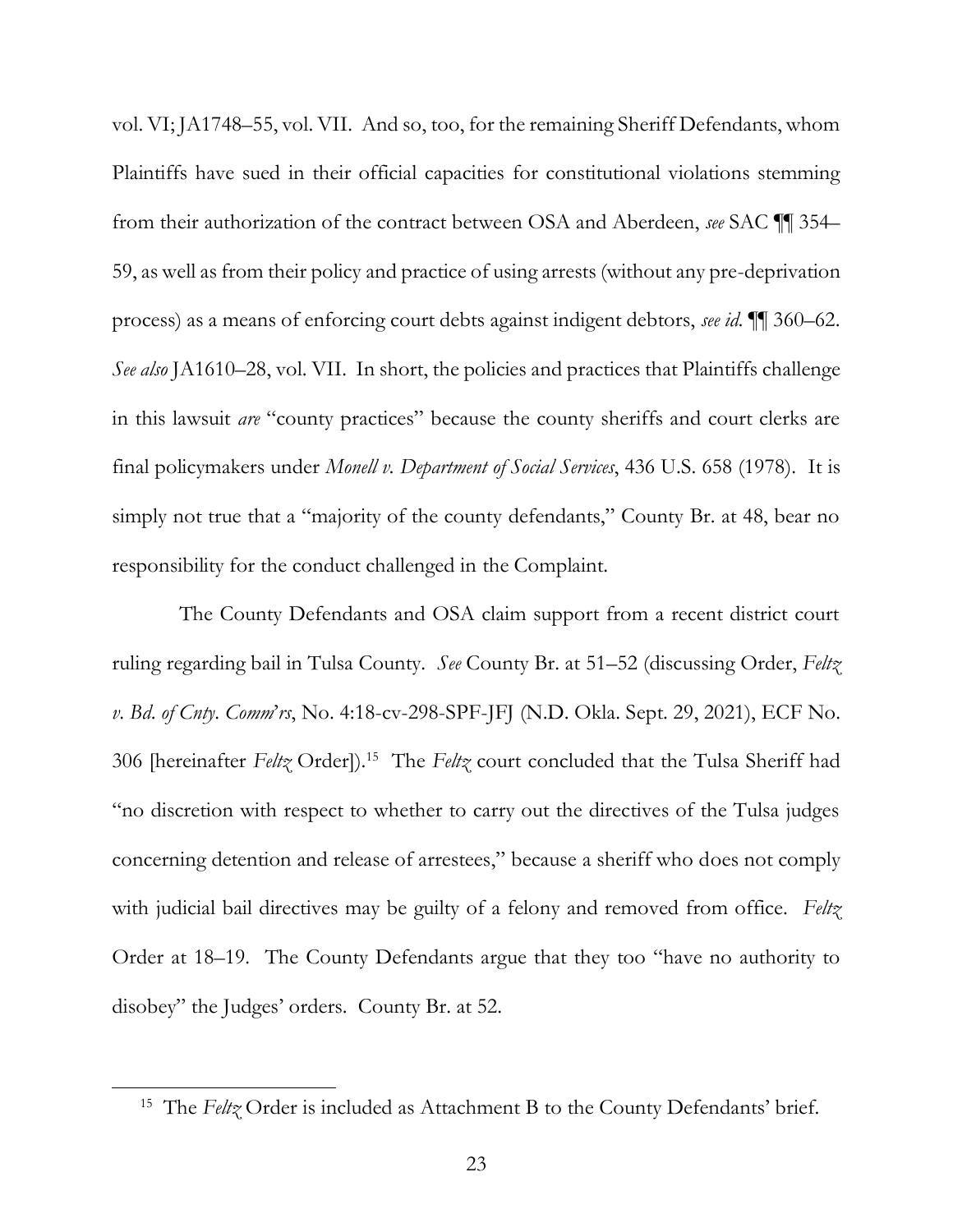vol. VI; JA1748–55, vol. VII. And so, too, for the remaining Sheriff Defendants, whom Plaintiffs have sued in their official capacities for constitutional violations stemming from their authorization of the contract between OSA and Aberdeen, *see* SAC ¶¶ 354–59, as well as from their policy and practice of using arrests (without any pre-deprivation process) as a means of enforcing court debts against indigent debtors, *see id.* ¶¶ 360–62. *See also* JA1610–28, vol. VII. In short, the policies and practices that Plaintiffs challenge in this lawsuit *are* "county practices" because the county sheriffs and court clerks are final policymakers under *Monell v. Department of Social Services*, 436 U.S. 658 (1978). It is simply not true that a "majority of the county defendants," County Br. at 48, bear no responsibility for the conduct challenged in the Complaint.

The County Defendants and OSA claim support from a recent district court ruling regarding bail in Tulsa County. *See* County Br. at 51–52 (discussing Order, *Feltz v. Bd. of Cnty. Comm'rs*, No. 4:18-cv-298-SPF-JFJ (N.D. Okla. Sept. 29, 2021), ECF No. 306 [hereinafter *Feltz* Order]).[15] The *Feltz* court concluded that the Tulsa Sheriff had "no discretion with respect to whether to carry out the directives of the Tulsa judges concerning detention and release of arrestees," because a sheriff who does not comply with judicial bail directives may be guilty of a felony and removed from office. *Feltz* Order at 18–19. The County Defendants argue that they too "have no authority to disobey" the Judges' orders. County Br. at 52.

[15] The *Feltz* Order is included as Attachment B to the County Defendants' brief.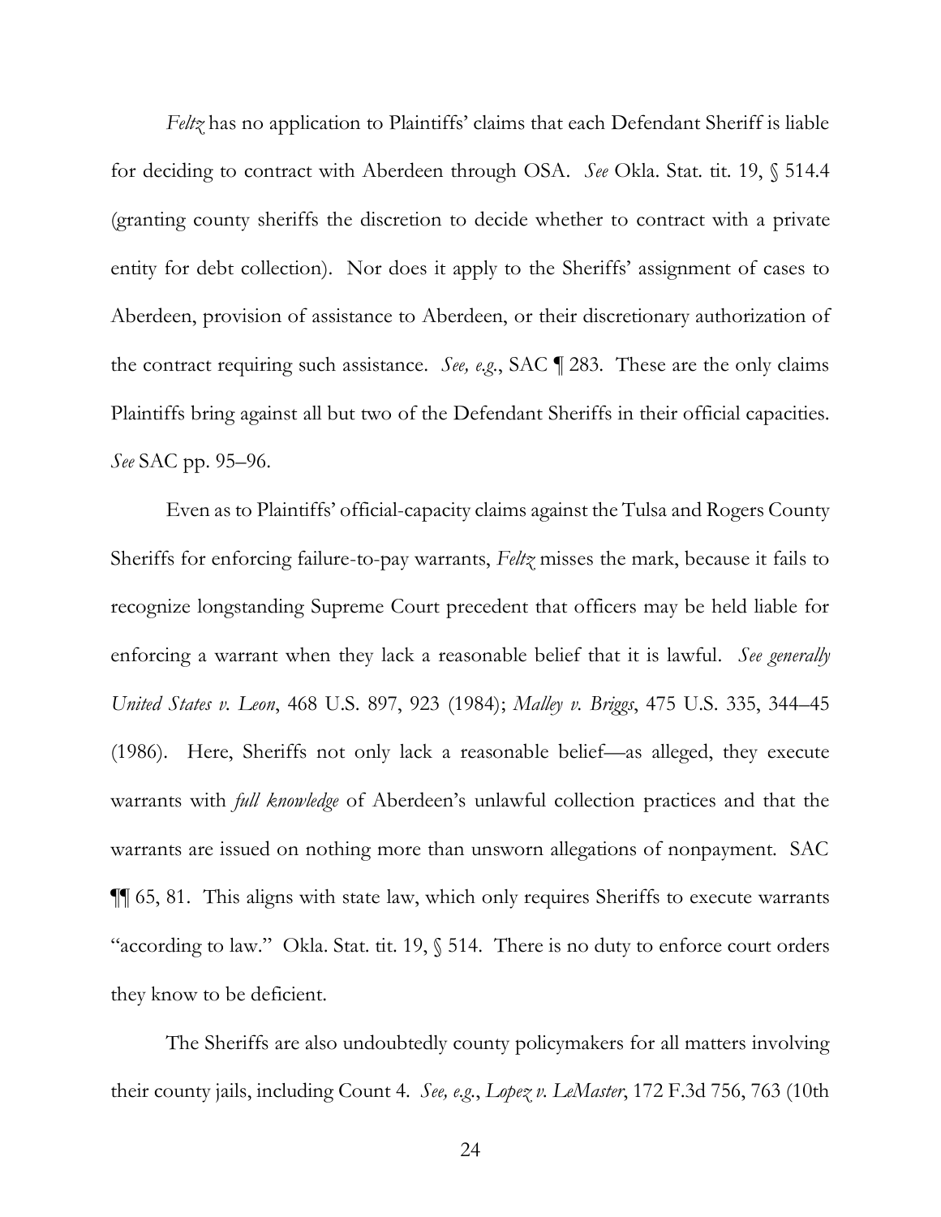*Feltz* has no application to Plaintiffs' claims that each Defendant Sheriff is liable for deciding to contract with Aberdeen through OSA. *See* Okla. Stat. tit. 19, § 514.4 (granting county sheriffs the discretion to decide whether to contract with a private entity for debt collection). Nor does it apply to the Sheriffs' assignment of cases to Aberdeen, provision of assistance to Aberdeen, or their discretionary authorization of the contract requiring such assistance. *See, e.g.*, SAC ¶ 283. These are the only claims Plaintiffs bring against all but two of the Defendant Sheriffs in their official capacities. *See* SAC pp. 95–96.

Even as to Plaintiffs' official-capacity claims against the Tulsa and Rogers County Sheriffs for enforcing failure-to-pay warrants, *Feltz* misses the mark, because it fails to recognize longstanding Supreme Court precedent that officers may be held liable for enforcing a warrant when they lack a reasonable belief that it is lawful. *See generally United States v. Leon*, 468 U.S. 897, 923 (1984); *Malley v. Briggs*, 475 U.S. 335, 344–45 (1986). Here, Sheriffs not only lack a reasonable belief—as alleged, they execute warrants with *full knowledge* of Aberdeen's unlawful collection practices and that the warrants are issued on nothing more than unsworn allegations of nonpayment. SAC ¶¶ 65, 81. This aligns with state law, which only requires Sheriffs to execute warrants "according to law." Okla. Stat. tit. 19, § 514. There is no duty to enforce court orders they know to be deficient.

The Sheriffs are also undoubtedly county policymakers for all matters involving their county jails, including Count 4. *See, e.g.*, *Lopez v. LeMaster*, 172 F.3d 756, 763 (10th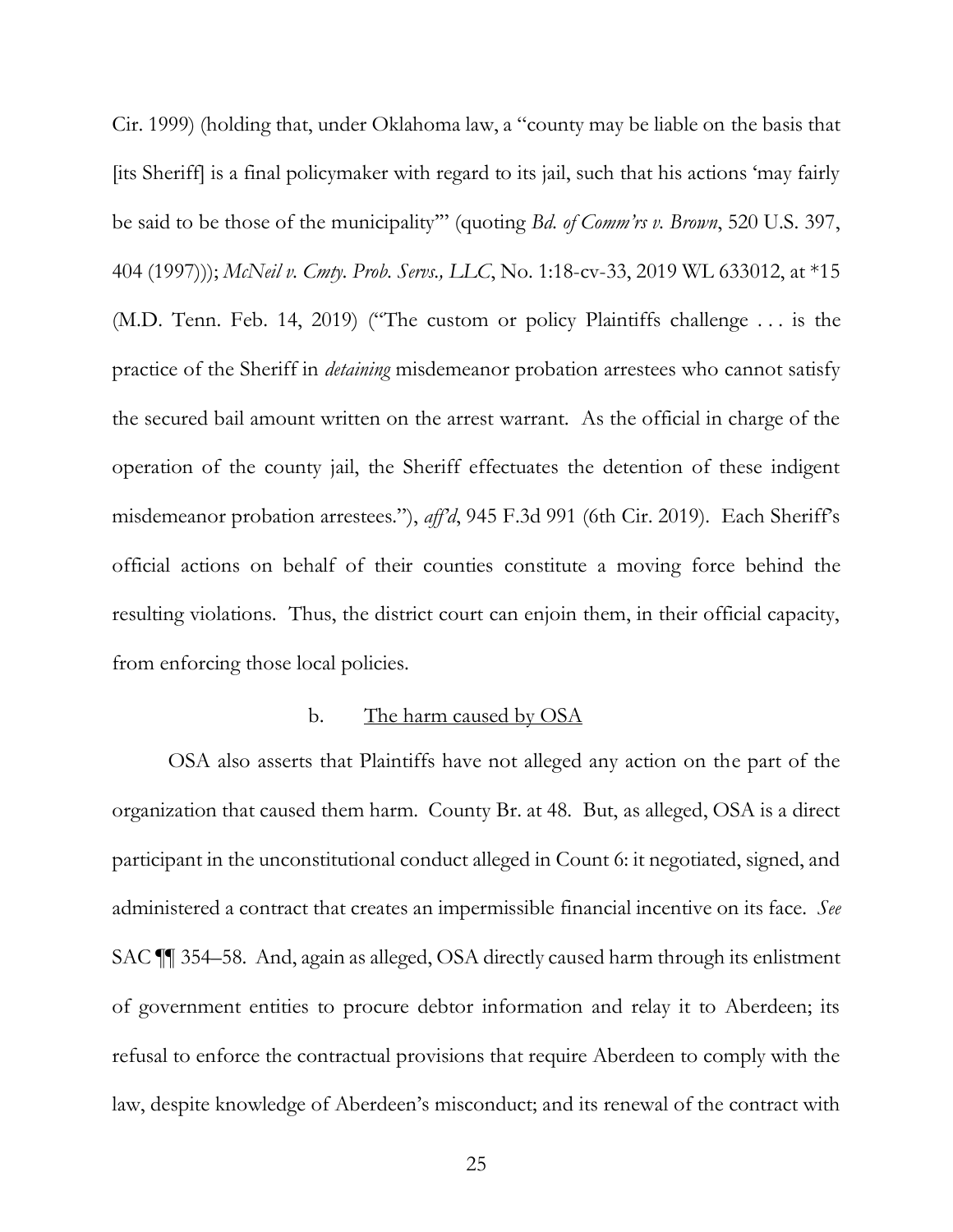Cir. 1999) (holding that, under Oklahoma law, a "county may be liable on the basis that [its Sheriff] is a final policymaker with regard to its jail, such that his actions 'may fairly be said to be those of the municipality'" (quoting *Bd. of Comm'rs v. Brown*, 520 U.S. 397, 404 (1997))); *McNeil v. Cmty. Prob. Servs., LLC*, No. 1:18-cv-33, 2019 WL 633012, at *15 (M.D. Tenn. Feb. 14, 2019) ("The custom or policy Plaintiffs challenge . . . is the practice of the Sheriff in *detaining* misdemeanor probation arrestees who cannot satisfy the secured bail amount written on the arrest warrant. As the official in charge of the operation of the county jail, the Sheriff effectuates the detention of these indigent misdemeanor probation arrestees."), *aff'd*, 945 F.3d 991 (6th Cir. 2019). Each Sheriff's official actions on behalf of their counties constitute a moving force behind the resulting violations. Thus, the district court can enjoin them, in their official capacity, from enforcing those local policies.

b. The harm caused by OSA

OSA also asserts that Plaintiffs have not alleged any action on the part of the organization that caused them harm. County Br. at 48. But, as alleged, OSA is a direct participant in the unconstitutional conduct alleged in Count 6: it negotiated, signed, and administered a contract that creates an impermissible financial incentive on its face. *See* SAC ¶¶ 354–58. And, again as alleged, OSA directly caused harm through its enlistment of government entities to procure debtor information and relay it to Aberdeen; its refusal to enforce the contractual provisions that require Aberdeen to comply with the law, despite knowledge of Aberdeen's misconduct; and its renewal of the contract with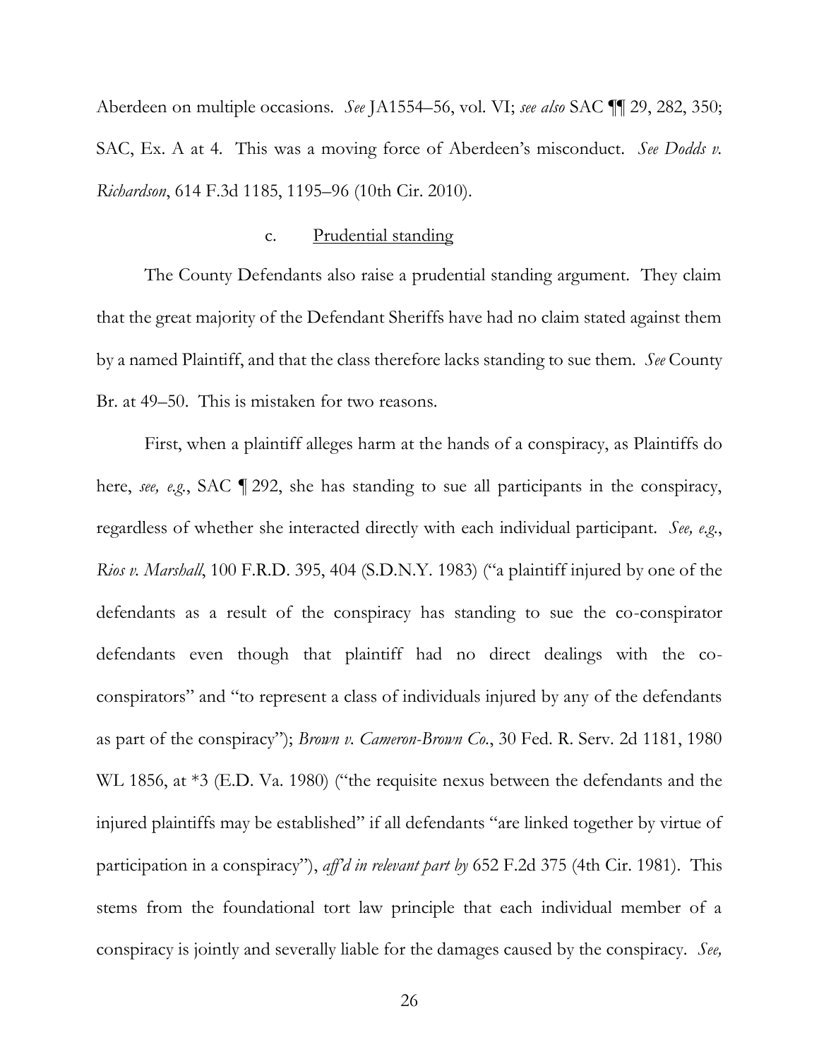Aberdeen on multiple occasions. *See* JA1554–56, vol. VI; *see also* SAC ¶¶ 29, 282, 350; SAC, Ex. A at 4. This was a moving force of Aberdeen's misconduct. *See Dodds v. Richardson*, 614 F.3d 1185, 1195–96 (10th Cir. 2010).

#### c. Prudential standing

The County Defendants also raise a prudential standing argument. They claim that the great majority of the Defendant Sheriffs have had no claim stated against them by a named Plaintiff, and that the class therefore lacks standing to sue them. *See* County Br. at 49–50. This is mistaken for two reasons.

First, when a plaintiff alleges harm at the hands of a conspiracy, as Plaintiffs do here, *see, e.g.*, SAC ¶ 292, she has standing to sue all participants in the conspiracy, regardless of whether she interacted directly with each individual participant. *See, e.g.*, *Rios v. Marshall*, 100 F.R.D. 395, 404 (S.D.N.Y. 1983) ("a plaintiff injured by one of the defendants as a result of the conspiracy has standing to sue the co-conspirator defendants even though that plaintiff had no direct dealings with the co-conspirators" and "to represent a class of individuals injured by any of the defendants as part of the conspiracy"); *Brown v. Cameron-Brown Co.*, 30 Fed. R. Serv. 2d 1181, 1980 WL 1856, at *3 (E.D. Va. 1980) ("the requisite nexus between the defendants and the injured plaintiffs may be established" if all defendants "are linked together by virtue of participation in a conspiracy"), *aff'd in relevant part by* 652 F.2d 375 (4th Cir. 1981). This stems from the foundational tort law principle that each individual member of a conspiracy is jointly and severally liable for the damages caused by the conspiracy. *See,*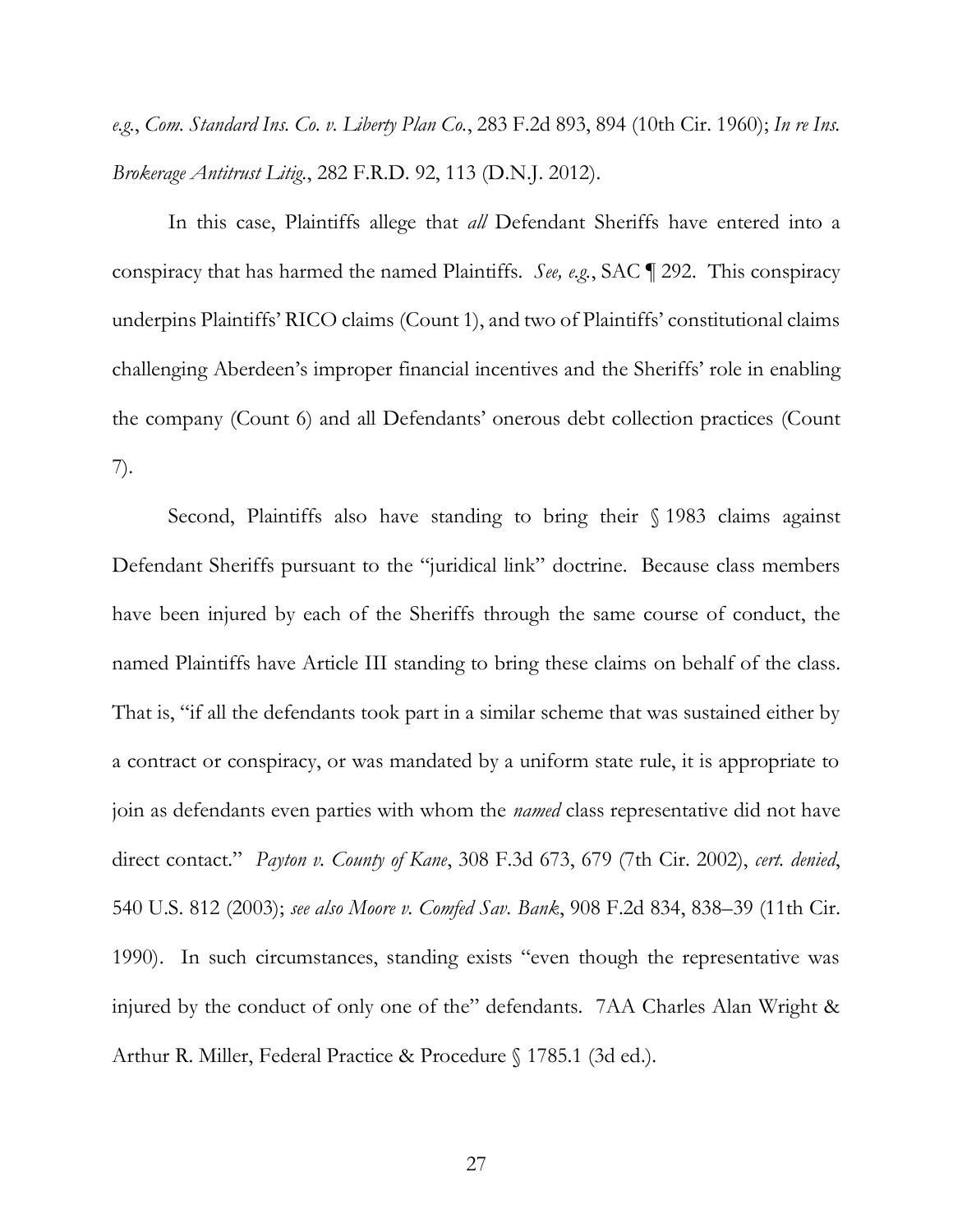*e.g.*, *Com. Standard Ins. Co. v. Liberty Plan Co.*, 283 F.2d 893, 894 (10th Cir. 1960); *In re Ins. Brokerage Antitrust Litig.*, 282 F.R.D. 92, 113 (D.N.J. 2012).

In this case, Plaintiffs allege that *all* Defendant Sheriffs have entered into a conspiracy that has harmed the named Plaintiffs. *See, e.g.*, SAC ¶ 292. This conspiracy underpins Plaintiffs' RICO claims (Count 1), and two of Plaintiffs' constitutional claims challenging Aberdeen's improper financial incentives and the Sheriffs' role in enabling the company (Count 6) and all Defendants' onerous debt collection practices (Count 7).

Second, Plaintiffs also have standing to bring their § 1983 claims against Defendant Sheriffs pursuant to the "juridical link" doctrine. Because class members have been injured by each of the Sheriffs through the same course of conduct, the named Plaintiffs have Article III standing to bring these claims on behalf of the class. That is, "if all the defendants took part in a similar scheme that was sustained either by a contract or conspiracy, or was mandated by a uniform state rule, it is appropriate to join as defendants even parties with whom the *named* class representative did not have direct contact." *Payton v. County of Kane*, 308 F.3d 673, 679 (7th Cir. 2002), *cert. denied*, 540 U.S. 812 (2003); *see also Moore v. Comfed Sav. Bank*, 908 F.2d 834, 838–39 (11th Cir. 1990). In such circumstances, standing exists "even though the representative was injured by the conduct of only one of the" defendants. 7AA Charles Alan Wright & Arthur R. Miller, Federal Practice & Procedure § 1785.1 (3d ed.).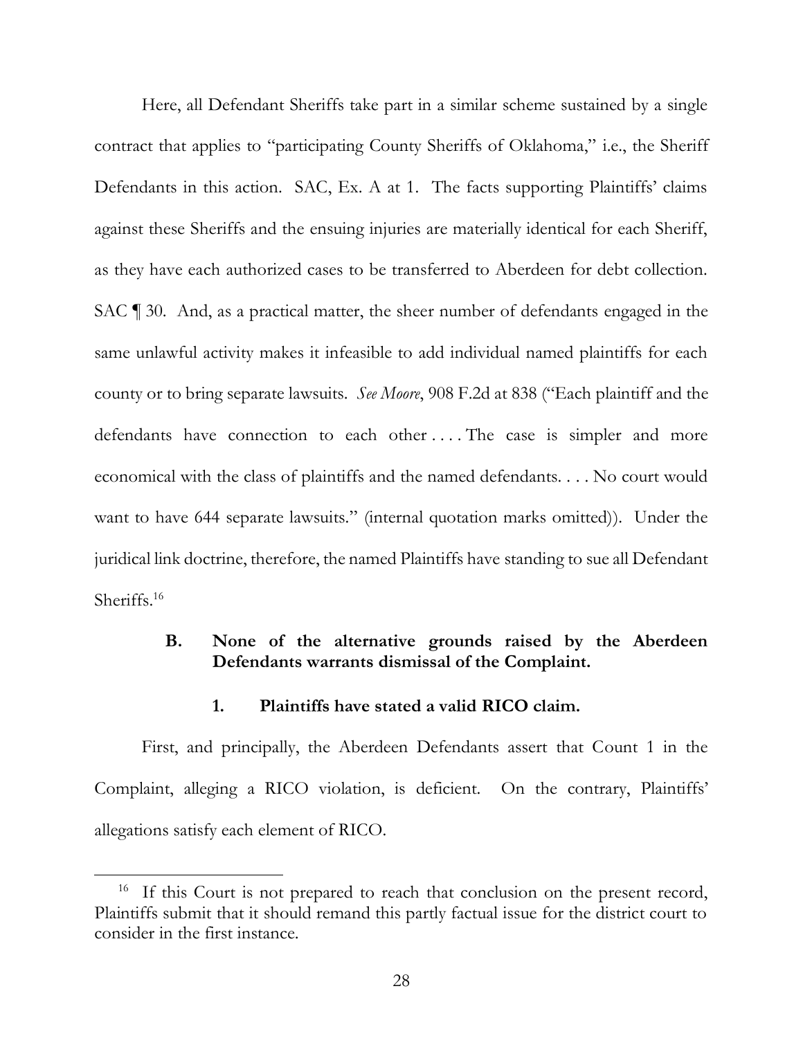Here, all Defendant Sheriffs take part in a similar scheme sustained by a single contract that applies to "participating County Sheriffs of Oklahoma," i.e., the Sheriff Defendants in this action. SAC, Ex. A at 1. The facts supporting Plaintiffs' claims against these Sheriffs and the ensuing injuries are materially identical for each Sheriff, as they have each authorized cases to be transferred to Aberdeen for debt collection. SAC ¶ 30. And, as a practical matter, the sheer number of defendants engaged in the same unlawful activity makes it infeasible to add individual named plaintiffs for each county or to bring separate lawsuits. *See Moore*, 908 F.2d at 838 ("Each plaintiff and the defendants have connection to each other . . . . The case is simpler and more economical with the class of plaintiffs and the named defendants. . . . No court would want to have 644 separate lawsuits." (internal quotation marks omitted)). Under the juridical link doctrine, therefore, the named Plaintiffs have standing to sue all Defendant Sheriffs.[16]

### B. None of the alternative grounds raised by the Aberdeen Defendants warrants dismissal of the Complaint.

#### 1. Plaintiffs have stated a valid RICO claim.

First, and principally, the Aberdeen Defendants assert that Count 1 in the Complaint, alleging a RICO violation, is deficient. On the contrary, Plaintiffs' allegations satisfy each element of RICO.

[16] If this Court is not prepared to reach that conclusion on the present record, Plaintiffs submit that it should remand this partly factual issue for the district court to consider in the first instance.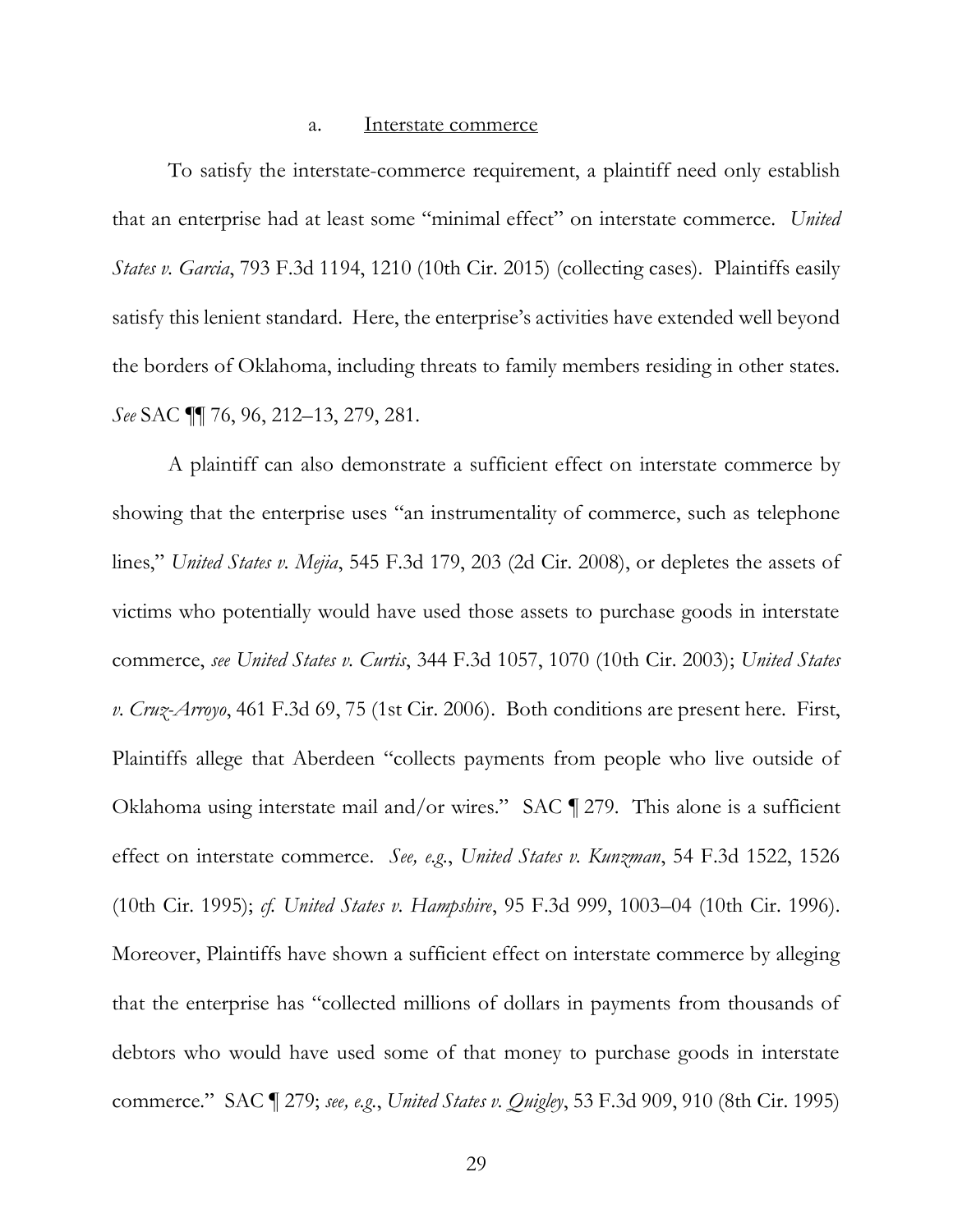a. <u>Interstate commerce</u>

To satisfy the interstate-commerce requirement, a plaintiff need only establish that an enterprise had at least some "minimal effect" on interstate commerce. *United States v. Garcia*, 793 F.3d 1194, 1210 (10th Cir. 2015) (collecting cases). Plaintiffs easily satisfy this lenient standard. Here, the enterprise's activities have extended well beyond the borders of Oklahoma, including threats to family members residing in other states. *See* SAC ¶¶ 76, 96, 212–13, 279, 281.

A plaintiff can also demonstrate a sufficient effect on interstate commerce by showing that the enterprise uses "an instrumentality of commerce, such as telephone lines," *United States v. Mejia*, 545 F.3d 179, 203 (2d Cir. 2008), or depletes the assets of victims who potentially would have used those assets to purchase goods in interstate commerce, *see United States v. Curtis*, 344 F.3d 1057, 1070 (10th Cir. 2003); *United States v. Cruz-Arroyo*, 461 F.3d 69, 75 (1st Cir. 2006). Both conditions are present here. First, Plaintiffs allege that Aberdeen "collects payments from people who live outside of Oklahoma using interstate mail and/or wires." SAC ¶ 279. This alone is a sufficient effect on interstate commerce. *See, e.g.*, *United States v. Kunzman*, 54 F.3d 1522, 1526 (10th Cir. 1995); *cf. United States v. Hampshire*, 95 F.3d 999, 1003–04 (10th Cir. 1996). Moreover, Plaintiffs have shown a sufficient effect on interstate commerce by alleging that the enterprise has "collected millions of dollars in payments from thousands of debtors who would have used some of that money to purchase goods in interstate commerce." SAC ¶ 279; *see, e.g.*, *United States v. Quigley*, 53 F.3d 909, 910 (8th Cir. 1995)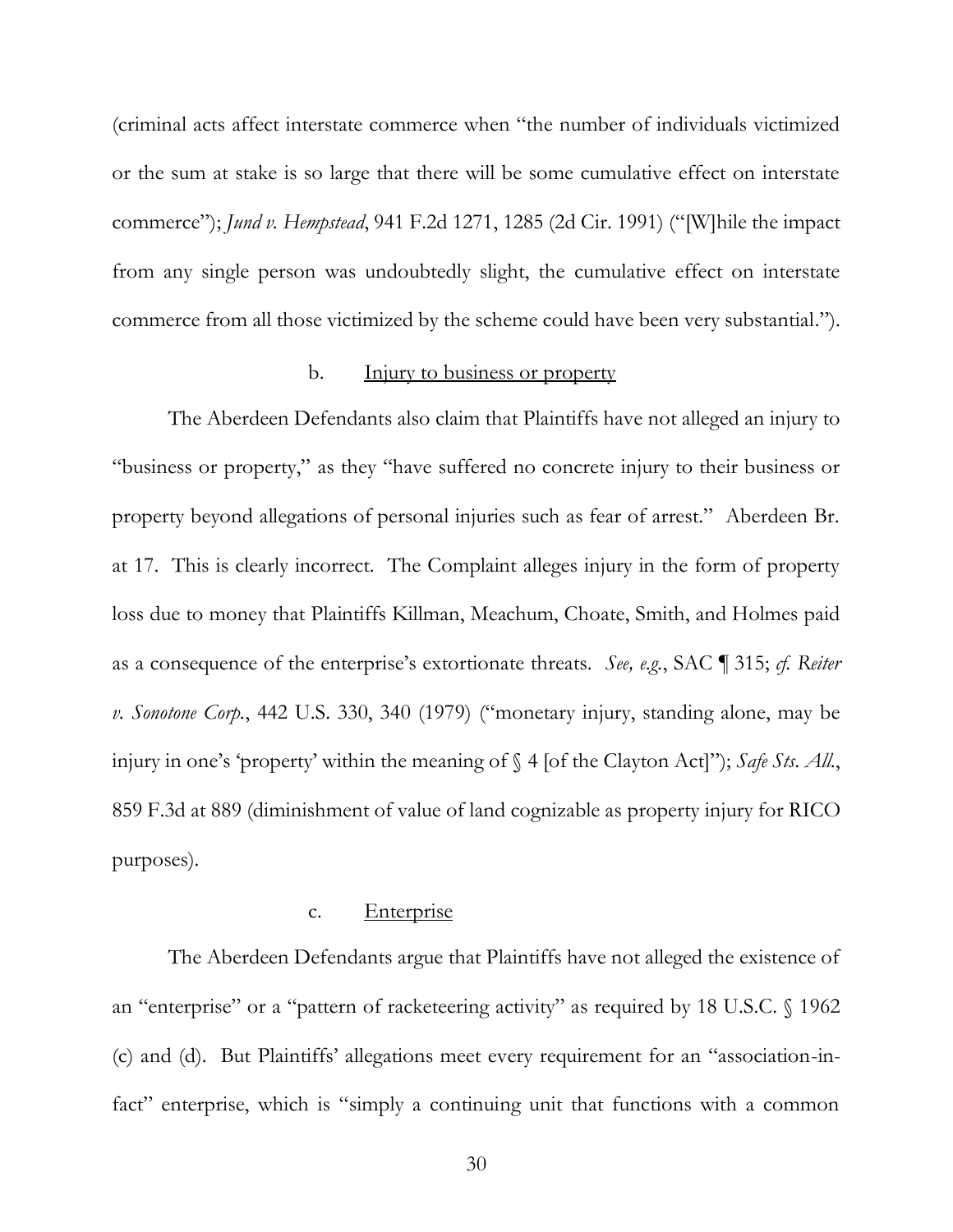(criminal acts affect interstate commerce when "the number of individuals victimized or the sum at stake is so large that there will be some cumulative effect on interstate commerce"); *Jund v. Hempstead*, 941 F.2d 1271, 1285 (2d Cir. 1991) ("[W]hile the impact from any single person was undoubtedly slight, the cumulative effect on interstate commerce from all those victimized by the scheme could have been very substantial.").

b. Injury to business or property

The Aberdeen Defendants also claim that Plaintiffs have not alleged an injury to "business or property," as they "have suffered no concrete injury to their business or property beyond allegations of personal injuries such as fear of arrest." Aberdeen Br. at 17. This is clearly incorrect. The Complaint alleges injury in the form of property loss due to money that Plaintiffs Killman, Meachum, Choate, Smith, and Holmes paid as a consequence of the enterprise's extortionate threats. *See, e.g.*, SAC ¶ 315; *cf. Reiter v. Sonotone Corp.*, 442 U.S. 330, 340 (1979) ("monetary injury, standing alone, may be injury in one's 'property' within the meaning of § 4 [of the Clayton Act]"); *Safe Sts. All.*, 859 F.3d at 889 (diminishment of value of land cognizable as property injury for RICO purposes).

c. Enterprise

The Aberdeen Defendants argue that Plaintiffs have not alleged the existence of an "enterprise" or a "pattern of racketeering activity" as required by 18 U.S.C. § 1962 (c) and (d). But Plaintiffs' allegations meet every requirement for an "association-in-fact" enterprise, which is "simply a continuing unit that functions with a common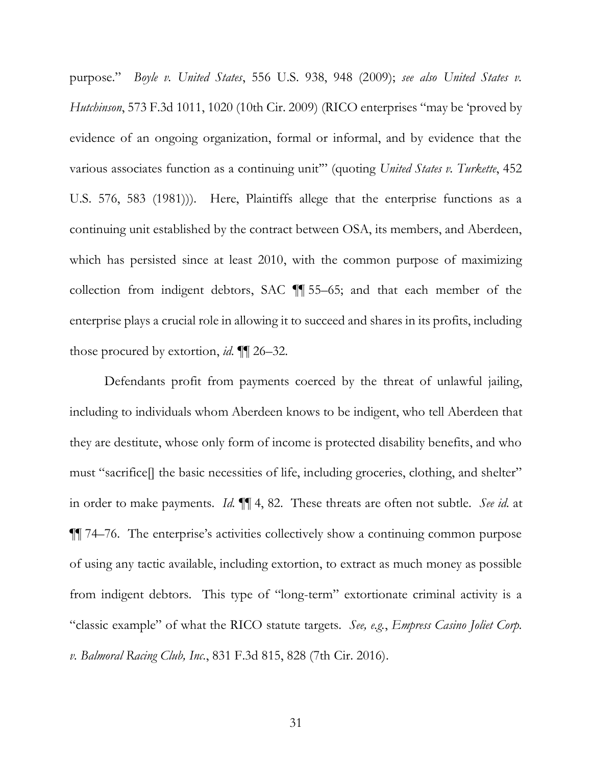purpose." *Boyle v. United States*, 556 U.S. 938, 948 (2009); *see also United States v. Hutchinson*, 573 F.3d 1011, 1020 (10th Cir. 2009) (RICO enterprises "may be 'proved by evidence of an ongoing organization, formal or informal, and by evidence that the various associates function as a continuing unit'" (quoting *United States v. Turkette*, 452 U.S. 576, 583 (1981))). Here, Plaintiffs allege that the enterprise functions as a continuing unit established by the contract between OSA, its members, and Aberdeen, which has persisted since at least 2010, with the common purpose of maximizing collection from indigent debtors, SAC ¶¶ 55–65; and that each member of the enterprise plays a crucial role in allowing it to succeed and shares in its profits, including those procured by extortion, *id.* ¶¶ 26–32.

Defendants profit from payments coerced by the threat of unlawful jailing, including to individuals whom Aberdeen knows to be indigent, who tell Aberdeen that they are destitute, whose only form of income is protected disability benefits, and who must "sacrifice[] the basic necessities of life, including groceries, clothing, and shelter" in order to make payments. *Id.* ¶¶ 4, 82. These threats are often not subtle. *See id.* at ¶¶ 74–76. The enterprise's activities collectively show a continuing common purpose of using any tactic available, including extortion, to extract as much money as possible from indigent debtors. This type of "long-term" extortionate criminal activity is a "classic example" of what the RICO statute targets. *See, e.g.*, *Empress Casino Joliet Corp. v. Balmoral Racing Club, Inc.*, 831 F.3d 815, 828 (7th Cir. 2016).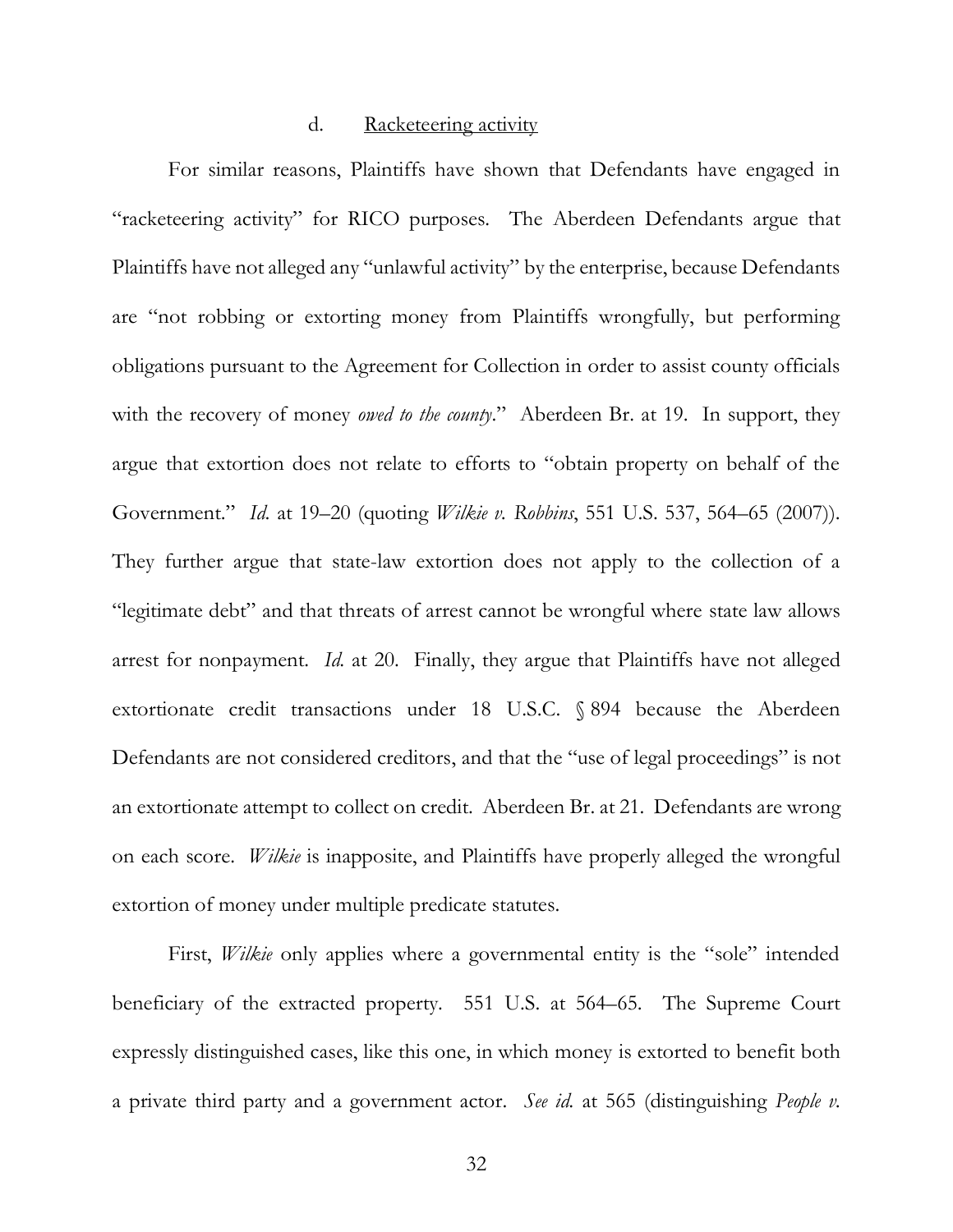#### d. Racketeering activity

For similar reasons, Plaintiffs have shown that Defendants have engaged in "racketeering activity" for RICO purposes. The Aberdeen Defendants argue that Plaintiffs have not alleged any "unlawful activity" by the enterprise, because Defendants are "not robbing or extorting money from Plaintiffs wrongfully, but performing obligations pursuant to the Agreement for Collection in order to assist county officials with the recovery of money *owed to the county*." Aberdeen Br. at 19. In support, they argue that extortion does not relate to efforts to "obtain property on behalf of the Government." *Id.* at 19–20 (quoting *Wilkie v. Robbins*, 551 U.S. 537, 564–65 (2007)). They further argue that state-law extortion does not apply to the collection of a "legitimate debt" and that threats of arrest cannot be wrongful where state law allows arrest for nonpayment. *Id.* at 20. Finally, they argue that Plaintiffs have not alleged extortionate credit transactions under 18 U.S.C. § 894 because the Aberdeen Defendants are not considered creditors, and that the "use of legal proceedings" is not an extortionate attempt to collect on credit. Aberdeen Br. at 21. Defendants are wrong on each score. *Wilkie* is inapposite, and Plaintiffs have properly alleged the wrongful extortion of money under multiple predicate statutes.

First, *Wilkie* only applies where a governmental entity is the "sole" intended beneficiary of the extracted property. 551 U.S. at 564–65. The Supreme Court expressly distinguished cases, like this one, in which money is extorted to benefit both a private third party and a government actor. *See id.* at 565 (distinguishing *People v.*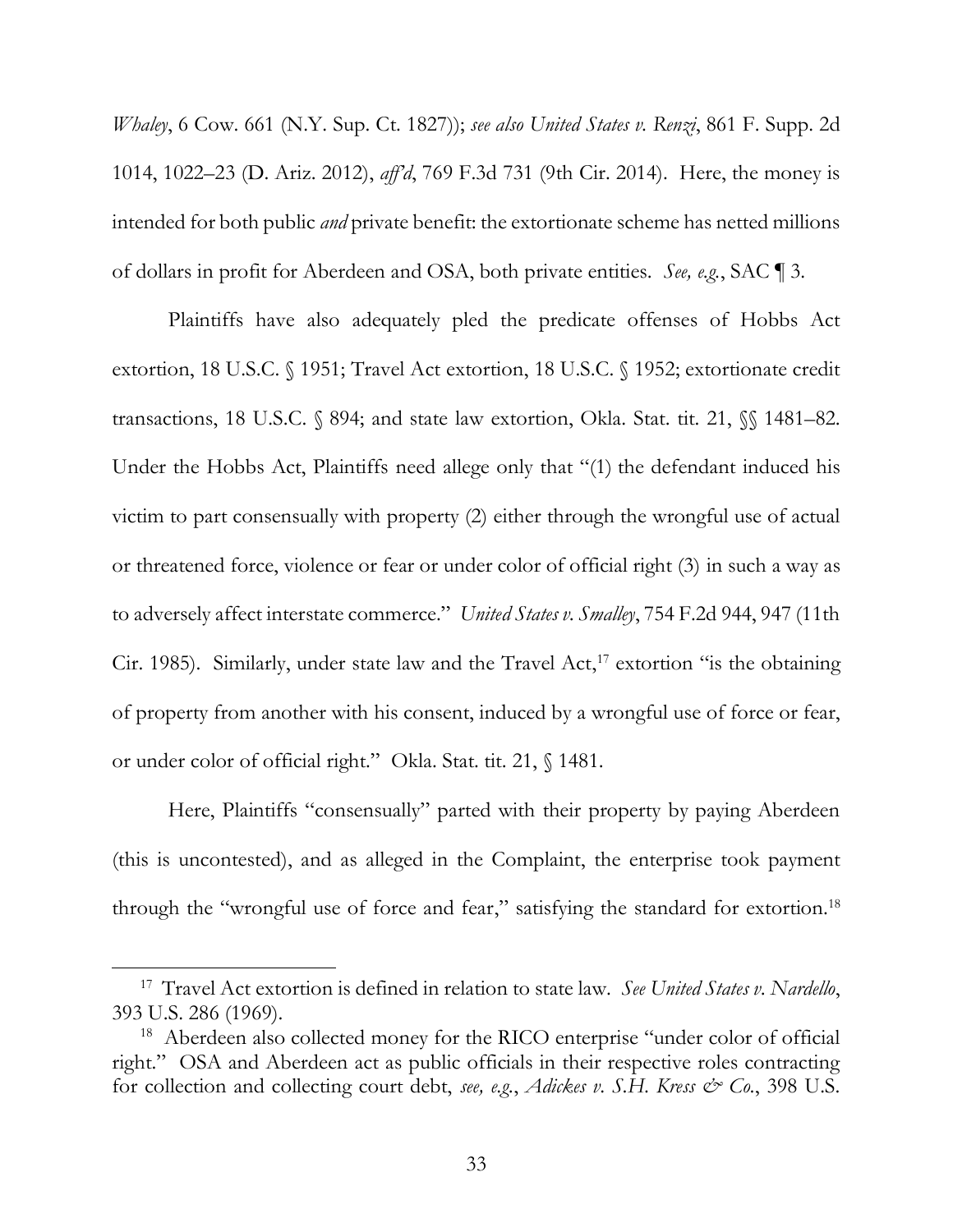*Whaley*, 6 Cow. 661 (N.Y. Sup. Ct. 1827)); *see also United States v. Renzi*, 861 F. Supp. 2d 1014, 1022–23 (D. Ariz. 2012), *aff'd*, 769 F.3d 731 (9th Cir. 2014). Here, the money is intended for both public *and* private benefit: the extortionate scheme has netted millions of dollars in profit for Aberdeen and OSA, both private entities. *See, e.g.*, SAC ¶ 3.

Plaintiffs have also adequately pled the predicate offenses of Hobbs Act extortion, 18 U.S.C. § 1951; Travel Act extortion, 18 U.S.C. § 1952; extortionate credit transactions, 18 U.S.C. § 894; and state law extortion, Okla. Stat. tit. 21, §§ 1481–82. Under the Hobbs Act, Plaintiffs need allege only that "(1) the defendant induced his victim to part consensually with property (2) either through the wrongful use of actual or threatened force, violence or fear or under color of official right (3) in such a way as to adversely affect interstate commerce." *United States v. Smalley*, 754 F.2d 944, 947 (11th Cir. 1985). Similarly, under state law and the Travel Act,[17] extortion "is the obtaining of property from another with his consent, induced by a wrongful use of force or fear, or under color of official right." Okla. Stat. tit. 21, § 1481.

Here, Plaintiffs "consensually" parted with their property by paying Aberdeen (this is uncontested), and as alleged in the Complaint, the enterprise took payment through the "wrongful use of force and fear," satisfying the standard for extortion.[18]

---

[17] Travel Act extortion is defined in relation to state law. *See United States v. Nardello*, 393 U.S. 286 (1969).

[18] Aberdeen also collected money for the RICO enterprise "under color of official right." OSA and Aberdeen act as public officials in their respective roles contracting for collection and collecting court debt, *see, e.g.*, *Adickes v. S.H. Kress & Co.*, 398 U.S.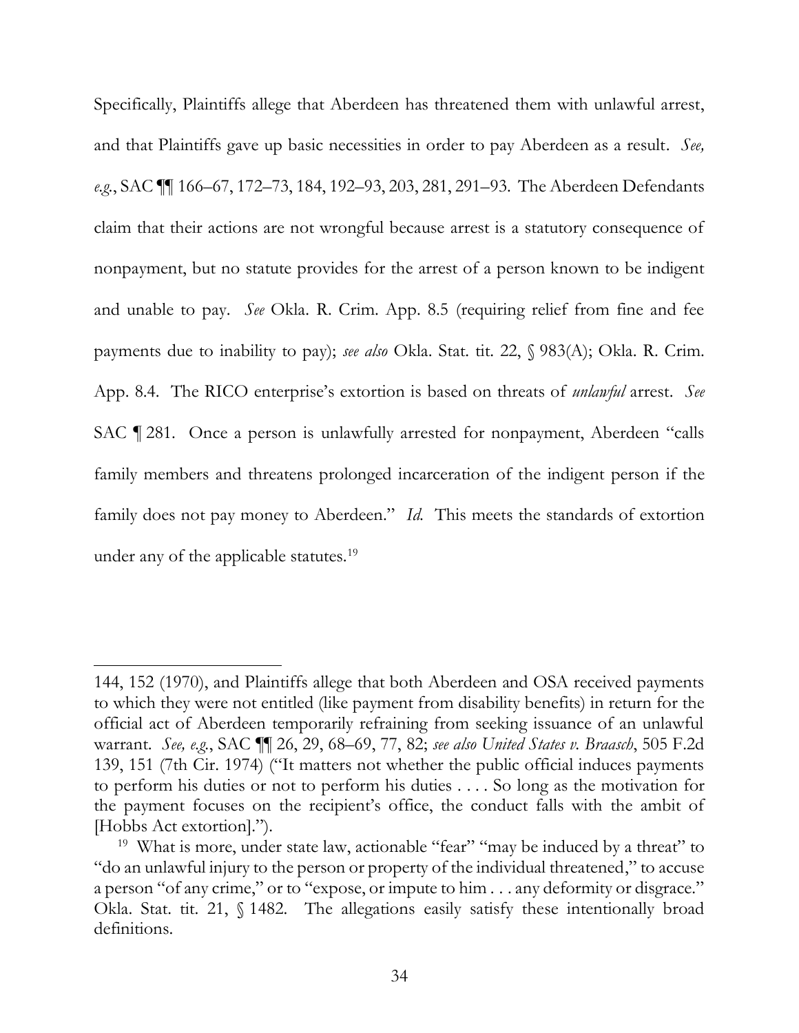Specifically, Plaintiffs allege that Aberdeen has threatened them with unlawful arrest, and that Plaintiffs gave up basic necessities in order to pay Aberdeen as a result. *See, e.g.*, SAC ¶¶ 166–67, 172–73, 184, 192–93, 203, 281, 291–93. The Aberdeen Defendants claim that their actions are not wrongful because arrest is a statutory consequence of nonpayment, but no statute provides for the arrest of a person known to be indigent and unable to pay. *See* Okla. R. Crim. App. 8.5 (requiring relief from fine and fee payments due to inability to pay); *see also* Okla. Stat. tit. 22, § 983(A); Okla. R. Crim. App. 8.4. The RICO enterprise's extortion is based on threats of *unlawful* arrest. *See* SAC ¶ 281. Once a person is unlawfully arrested for nonpayment, Aberdeen "calls family members and threatens prolonged incarceration of the indigent person if the family does not pay money to Aberdeen." *Id.* This meets the standards of extortion under any of the applicable statutes.[19]

---

144, 152 (1970), and Plaintiffs allege that both Aberdeen and OSA received payments to which they were not entitled (like payment from disability benefits) in return for the official act of Aberdeen temporarily refraining from seeking issuance of an unlawful warrant. *See, e.g.*, SAC ¶¶ 26, 29, 68–69, 77, 82; *see also United States v. Braasch*, 505 F.2d 139, 151 (7th Cir. 1974) ("It matters not whether the public official induces payments to perform his duties or not to perform his duties . . . . So long as the motivation for the payment focuses on the recipient's office, the conduct falls with the ambit of [Hobbs Act extortion].").

[19] What is more, under state law, actionable "fear" "may be induced by a threat" to "do an unlawful injury to the person or property of the individual threatened," to accuse a person "of any crime," or to "expose, or impute to him . . . any deformity or disgrace." Okla. Stat. tit. 21, § 1482. The allegations easily satisfy these intentionally broad definitions.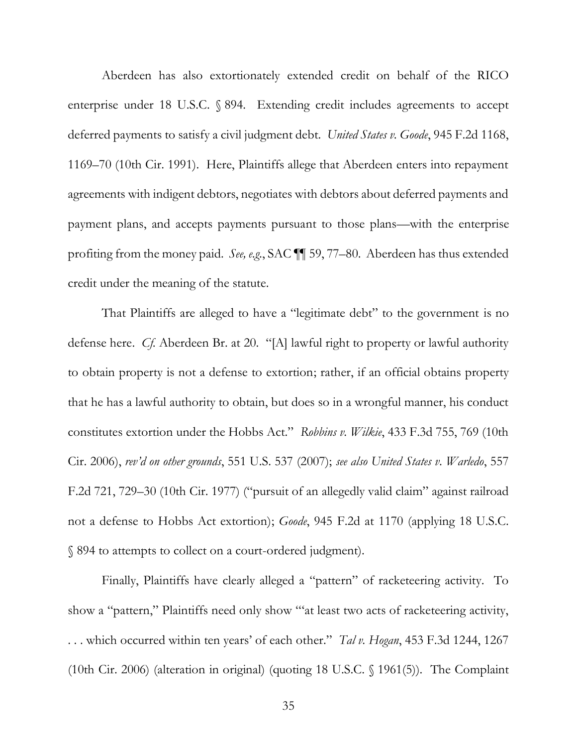Aberdeen has also extortionately extended credit on behalf of the RICO enterprise under 18 U.S.C. § 894. Extending credit includes agreements to accept deferred payments to satisfy a civil judgment debt. *United States v. Goode*, 945 F.2d 1168, 1169–70 (10th Cir. 1991). Here, Plaintiffs allege that Aberdeen enters into repayment agreements with indigent debtors, negotiates with debtors about deferred payments and payment plans, and accepts payments pursuant to those plans—with the enterprise profiting from the money paid. *See, e.g.*, SAC ¶¶ 59, 77–80. Aberdeen has thus extended credit under the meaning of the statute.

That Plaintiffs are alleged to have a "legitimate debt" to the government is no defense here. *Cf.* Aberdeen Br. at 20. "[A] lawful right to property or lawful authority to obtain property is not a defense to extortion; rather, if an official obtains property that he has a lawful authority to obtain, but does so in a wrongful manner, his conduct constitutes extortion under the Hobbs Act." *Robbins v. Wilkie*, 433 F.3d 755, 769 (10th Cir. 2006), *rev'd on other grounds*, 551 U.S. 537 (2007); *see also United States v. Warledo*, 557 F.2d 721, 729–30 (10th Cir. 1977) ("pursuit of an allegedly valid claim" against railroad not a defense to Hobbs Act extortion); *Goode*, 945 F.2d at 1170 (applying 18 U.S.C. § 894 to attempts to collect on a court-ordered judgment).

Finally, Plaintiffs have clearly alleged a "pattern" of racketeering activity. To show a "pattern," Plaintiffs need only show "'at least two acts of racketeering activity, . . . which occurred within ten years' of each other." *Tal v. Hogan*, 453 F.3d 1244, 1267 (10th Cir. 2006) (alteration in original) (quoting 18 U.S.C. § 1961(5)). The Complaint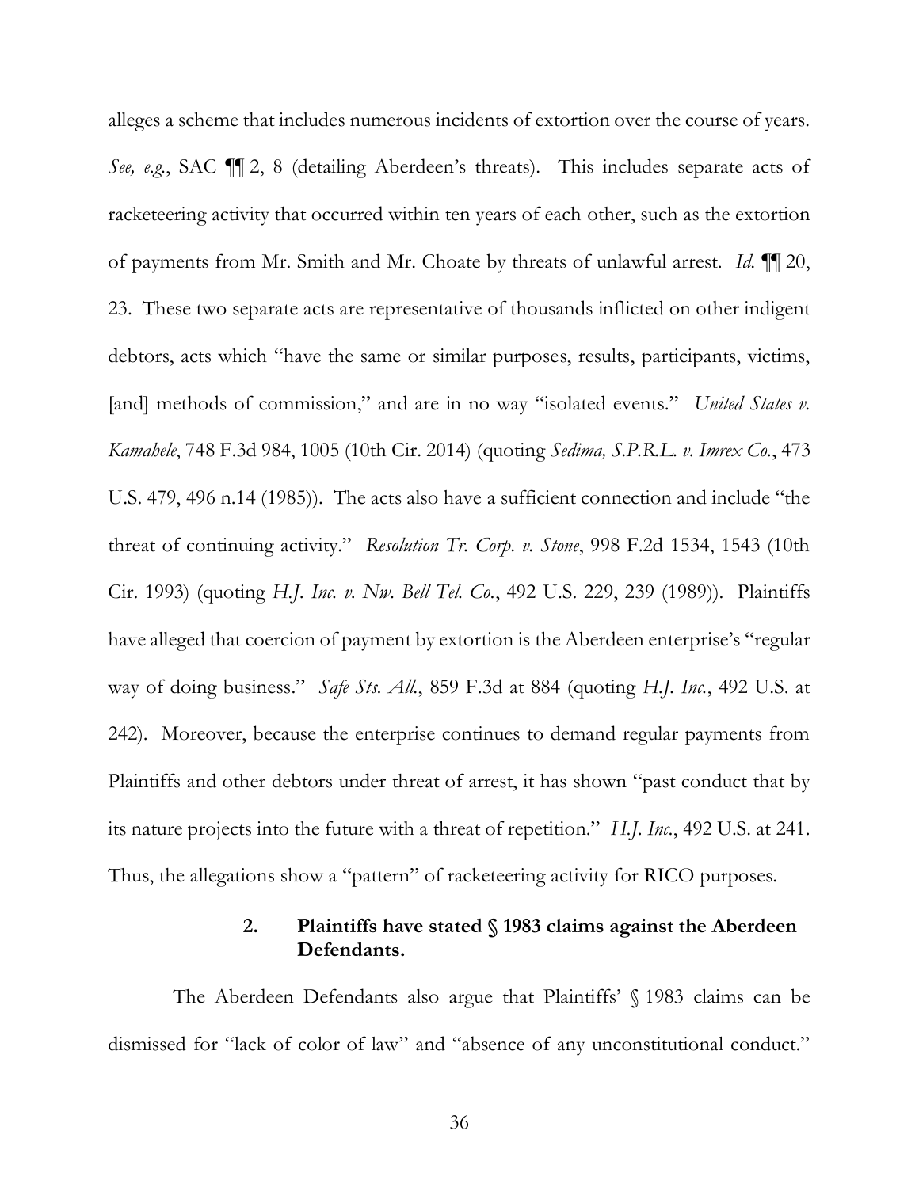alleges a scheme that includes numerous incidents of extortion over the course of years. *See, e.g.*, SAC ¶¶ 2, 8 (detailing Aberdeen's threats). This includes separate acts of racketeering activity that occurred within ten years of each other, such as the extortion of payments from Mr. Smith and Mr. Choate by threats of unlawful arrest. *Id.* ¶¶ 20, 23. These two separate acts are representative of thousands inflicted on other indigent debtors, acts which "have the same or similar purposes, results, participants, victims, [and] methods of commission," and are in no way "isolated events." *United States v. Kamahele*, 748 F.3d 984, 1005 (10th Cir. 2014) (quoting *Sedima, S.P.R.L. v. Imrex Co.*, 473 U.S. 479, 496 n.14 (1985)). The acts also have a sufficient connection and include "the threat of continuing activity." *Resolution Tr. Corp. v. Stone*, 998 F.2d 1534, 1543 (10th Cir. 1993) (quoting *H.J. Inc. v. Nw. Bell Tel. Co.*, 492 U.S. 229, 239 (1989)). Plaintiffs have alleged that coercion of payment by extortion is the Aberdeen enterprise's "regular way of doing business." *Safe Sts. All.*, 859 F.3d at 884 (quoting *H.J. Inc.*, 492 U.S. at 242). Moreover, because the enterprise continues to demand regular payments from Plaintiffs and other debtors under threat of arrest, it has shown "past conduct that by its nature projects into the future with a threat of repetition." *H.J. Inc.*, 492 U.S. at 241. Thus, the allegations show a "pattern" of racketeering activity for RICO purposes.

### 2. Plaintiffs have stated § 1983 claims against the Aberdeen Defendants.

The Aberdeen Defendants also argue that Plaintiffs' § 1983 claims can be dismissed for "lack of color of law" and "absence of any unconstitutional conduct."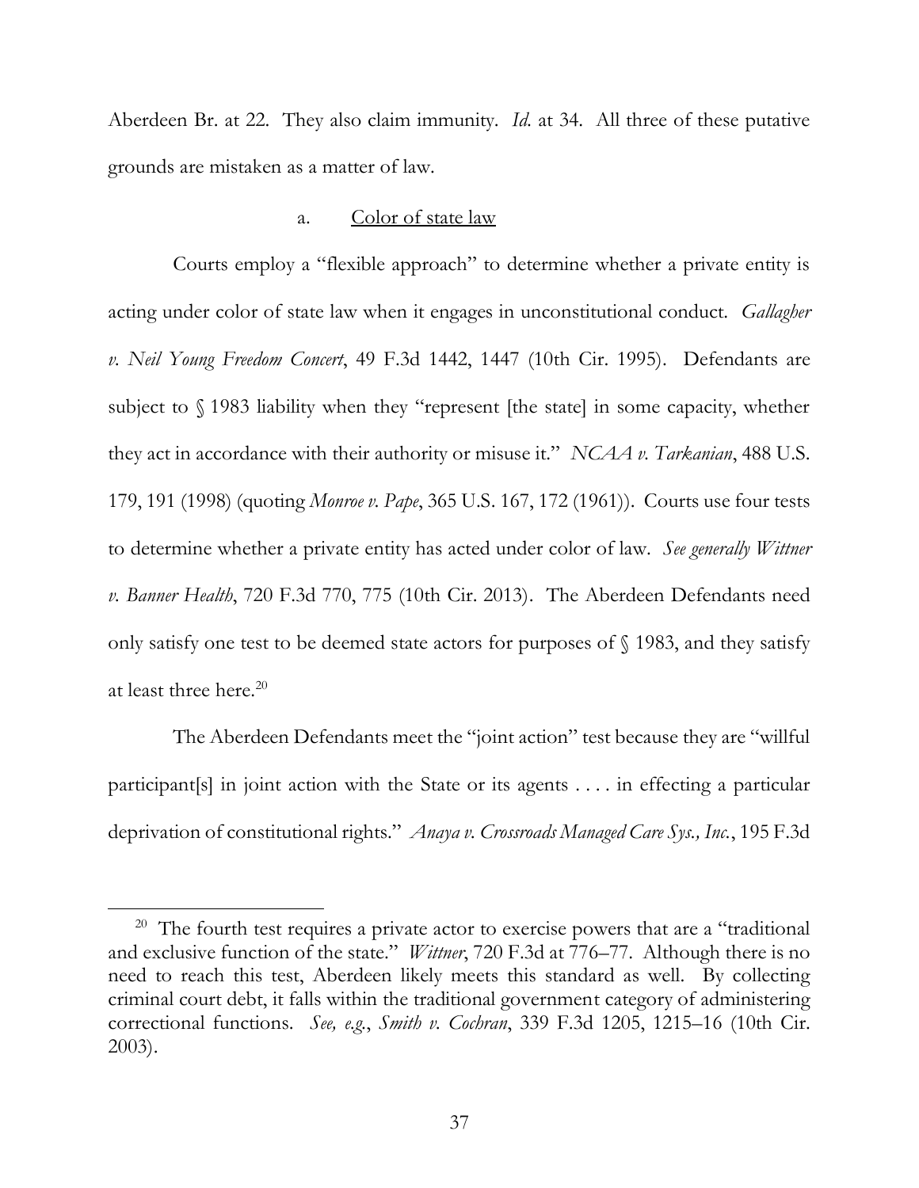Aberdeen Br. at 22. They also claim immunity. *Id.* at 34. All three of these putative grounds are mistaken as a matter of law.

a. Color of state law

Courts employ a "flexible approach" to determine whether a private entity is acting under color of state law when it engages in unconstitutional conduct. *Gallagher v. Neil Young Freedom Concert*, 49 F.3d 1442, 1447 (10th Cir. 1995). Defendants are subject to § 1983 liability when they "represent [the state] in some capacity, whether they act in accordance with their authority or misuse it." *NCAA v. Tarkanian*, 488 U.S. 179, 191 (1998) (quoting *Monroe v. Pape*, 365 U.S. 167, 172 (1961)). Courts use four tests to determine whether a private entity has acted under color of law. *See generally Wittner v. Banner Health*, 720 F.3d 770, 775 (10th Cir. 2013). The Aberdeen Defendants need only satisfy one test to be deemed state actors for purposes of § 1983, and they satisfy at least three here.[20]

The Aberdeen Defendants meet the "joint action" test because they are "willful participant[s] in joint action with the State or its agents . . . . in effecting a particular deprivation of constitutional rights." *Anaya v. Crossroads Managed Care Sys., Inc.*, 195 F.3d

[20] The fourth test requires a private actor to exercise powers that are a "traditional and exclusive function of the state." *Wittner*, 720 F.3d at 776–77. Although there is no need to reach this test, Aberdeen likely meets this standard as well. By collecting criminal court debt, it falls within the traditional government category of administering correctional functions. *See, e.g.*, *Smith v. Cochran*, 339 F.3d 1205, 1215–16 (10th Cir. 2003).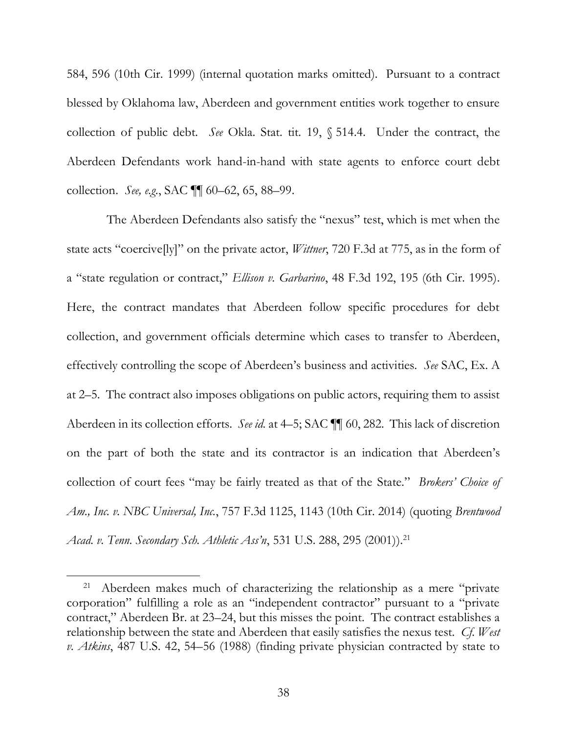584, 596 (10th Cir. 1999) (internal quotation marks omitted). Pursuant to a contract blessed by Oklahoma law, Aberdeen and government entities work together to ensure collection of public debt. *See* Okla. Stat. tit. 19, § 514.4. Under the contract, the Aberdeen Defendants work hand-in-hand with state agents to enforce court debt collection. *See, e.g.*, SAC ¶¶ 60–62, 65, 88–99.

The Aberdeen Defendants also satisfy the "nexus" test, which is met when the state acts "coercive[ly]" on the private actor, *Wittner*, 720 F.3d at 775, as in the form of a "state regulation or contract," *Ellison v. Garbarino*, 48 F.3d 192, 195 (6th Cir. 1995). Here, the contract mandates that Aberdeen follow specific procedures for debt collection, and government officials determine which cases to transfer to Aberdeen, effectively controlling the scope of Aberdeen's business and activities. *See* SAC, Ex. A at 2–5. The contract also imposes obligations on public actors, requiring them to assist Aberdeen in its collection efforts. *See id.* at 4–5; SAC ¶¶ 60, 282. This lack of discretion on the part of both the state and its contractor is an indication that Aberdeen's collection of court fees "may be fairly treated as that of the State." *Brokers' Choice of Am., Inc. v. NBC Universal, Inc.*, 757 F.3d 1125, 1143 (10th Cir. 2014) (quoting *Brentwood Acad. v. Tenn. Secondary Sch. Athletic Ass'n*, 531 U.S. 288, 295 (2001)).[21]

---

[21] Aberdeen makes much of characterizing the relationship as a mere "private corporation" fulfilling a role as an "independent contractor" pursuant to a "private contract," Aberdeen Br. at 23–24, but this misses the point. The contract establishes a relationship between the state and Aberdeen that easily satisfies the nexus test. *Cf. West v. Atkins*, 487 U.S. 42, 54–56 (1988) (finding private physician contracted by state to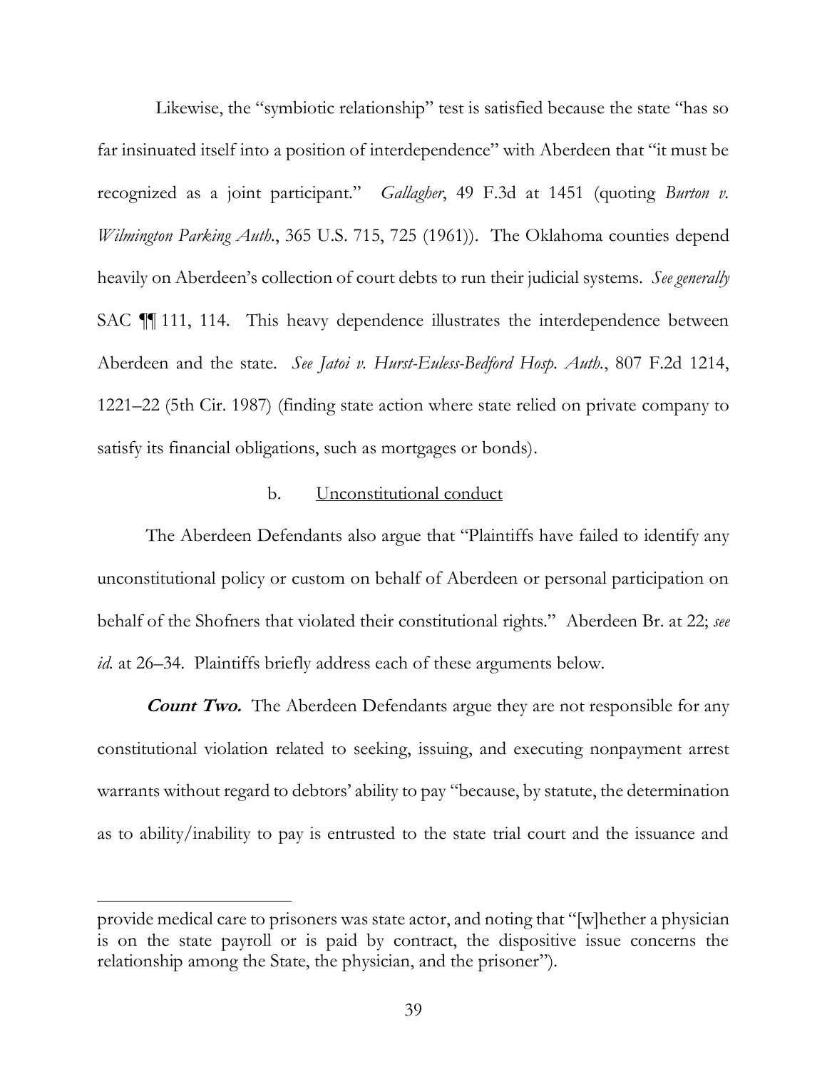Likewise, the "symbiotic relationship" test is satisfied because the state "has so far insinuated itself into a position of interdependence" with Aberdeen that "it must be recognized as a joint participant." *Gallagher*, 49 F.3d at 1451 (quoting *Burton v. Wilmington Parking Auth.*, 365 U.S. 715, 725 (1961)). The Oklahoma counties depend heavily on Aberdeen's collection of court debts to run their judicial systems. *See generally* SAC ¶¶ 111, 114. This heavy dependence illustrates the interdependence between Aberdeen and the state. *See Jatoi v. Hurst-Euless-Bedford Hosp. Auth.*, 807 F.2d 1214, 1221–22 (5th Cir. 1987) (finding state action where state relied on private company to satisfy its financial obligations, such as mortgages or bonds).

b. Unconstitutional conduct

The Aberdeen Defendants also argue that "Plaintiffs have failed to identify any unconstitutional policy or custom on behalf of Aberdeen or personal participation on behalf of the Shofners that violated their constitutional rights." Aberdeen Br. at 22; *see id.* at 26–34. Plaintiffs briefly address each of these arguments below.

***Count Two.*** The Aberdeen Defendants argue they are not responsible for any constitutional violation related to seeking, issuing, and executing nonpayment arrest warrants without regard to debtors' ability to pay "because, by statute, the determination as to ability/inability to pay is entrusted to the state trial court and the issuance and

---

provide medical care to prisoners was state actor, and noting that "[w]hether a physician is on the state payroll or is paid by contract, the dispositive issue concerns the relationship among the State, the physician, and the prisoner").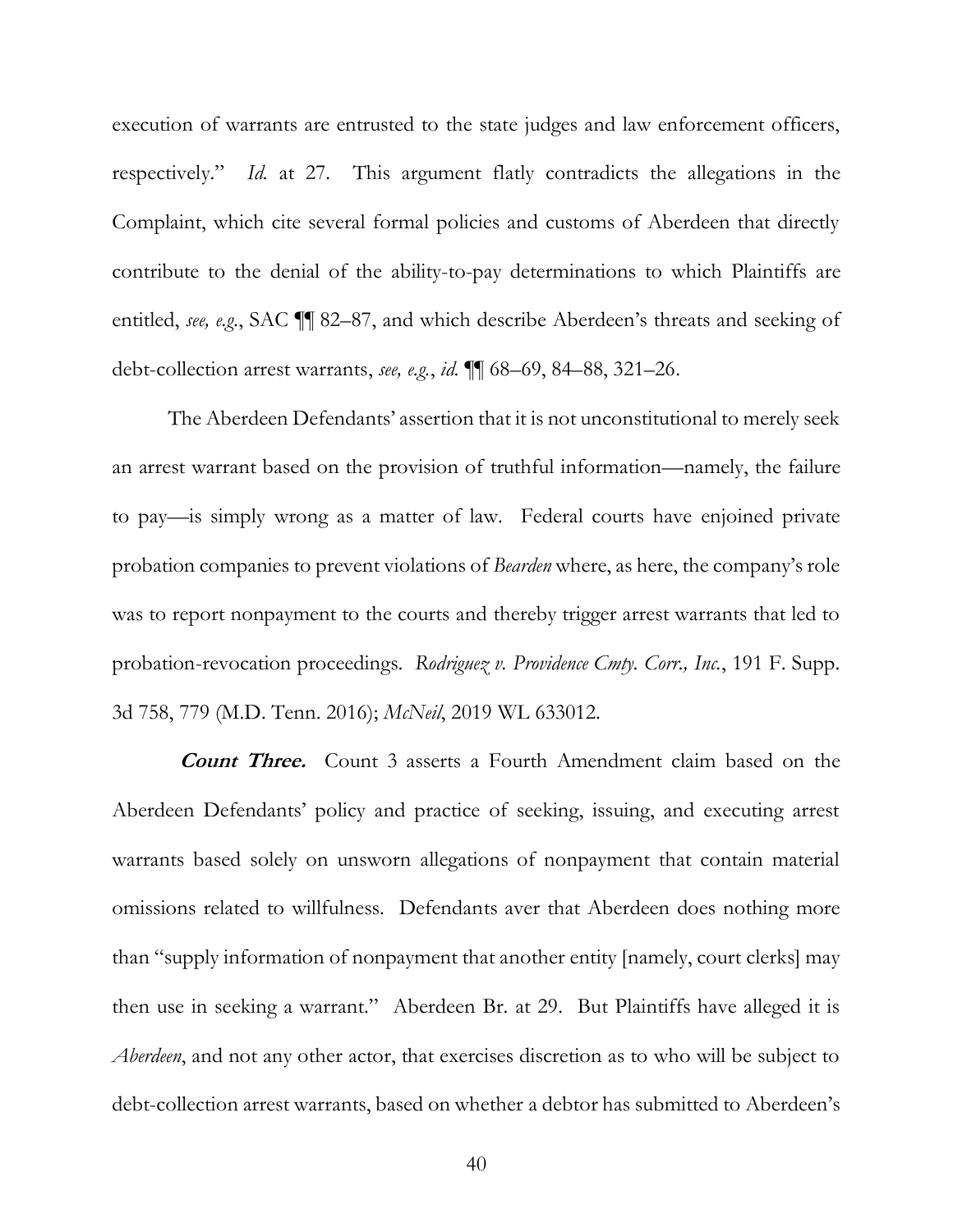execution of warrants are entrusted to the state judges and law enforcement officers, respectively." *Id.* at 27. This argument flatly contradicts the allegations in the Complaint, which cite several formal policies and customs of Aberdeen that directly contribute to the denial of the ability-to-pay determinations to which Plaintiffs are entitled, *see, e.g.*, SAC ¶¶ 82–87, and which describe Aberdeen's threats and seeking of debt-collection arrest warrants, *see, e.g.*, *id.* ¶¶ 68–69, 84–88, 321–26.

The Aberdeen Defendants' assertion that it is not unconstitutional to merely seek an arrest warrant based on the provision of truthful information—namely, the failure to pay—is simply wrong as a matter of law. Federal courts have enjoined private probation companies to prevent violations of *Bearden* where, as here, the company's role was to report nonpayment to the courts and thereby trigger arrest warrants that led to probation-revocation proceedings. *Rodriguez v. Providence Cmty. Corr., Inc.*, 191 F. Supp. 3d 758, 779 (M.D. Tenn. 2016); *McNeil*, 2019 WL 633012.

***Count Three.*** Count 3 asserts a Fourth Amendment claim based on the Aberdeen Defendants' policy and practice of seeking, issuing, and executing arrest warrants based solely on unsworn allegations of nonpayment that contain material omissions related to willfulness. Defendants aver that Aberdeen does nothing more than "supply information of nonpayment that another entity [namely, court clerks] may then use in seeking a warrant." Aberdeen Br. at 29. But Plaintiffs have alleged it is *Aberdeen*, and not any other actor, that exercises discretion as to who will be subject to debt-collection arrest warrants, based on whether a debtor has submitted to Aberdeen's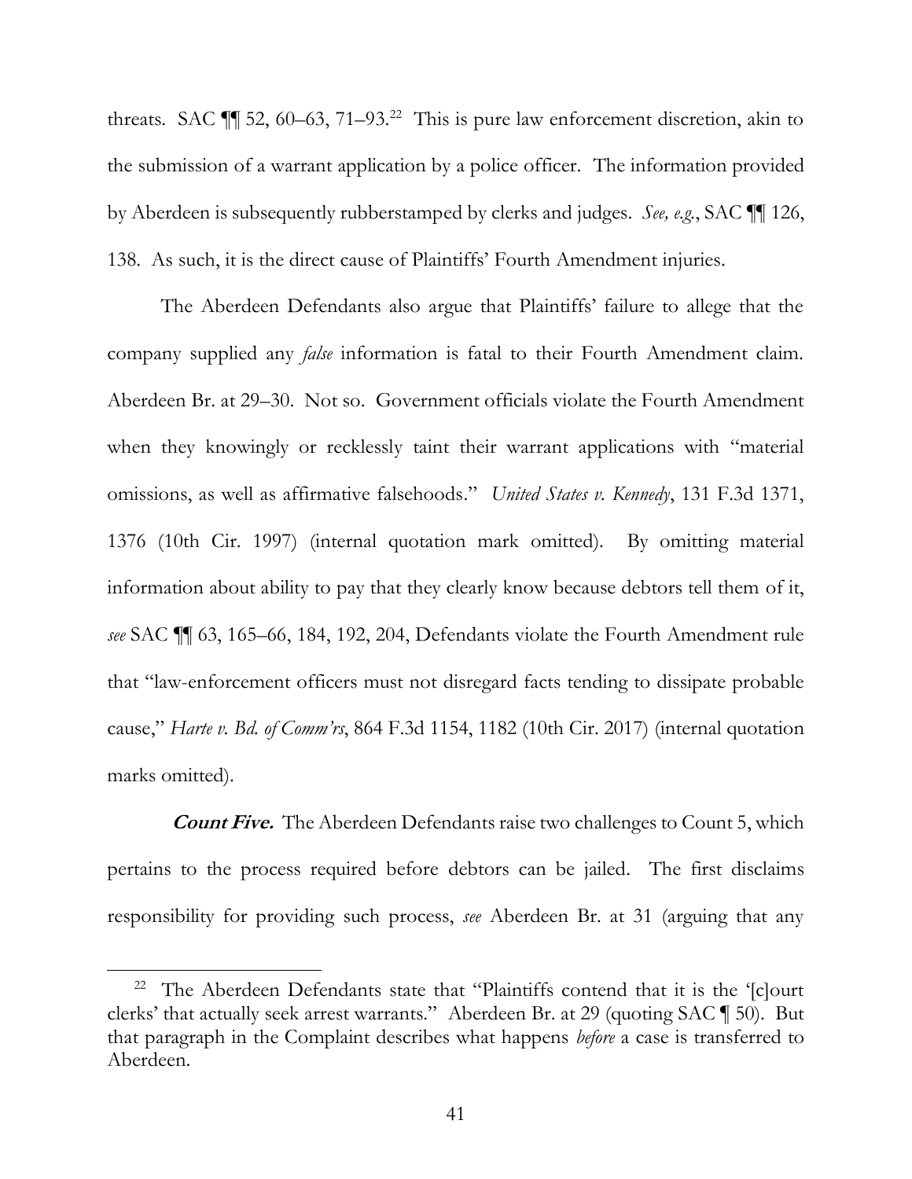threats. SAC ¶¶ 52, 60–63, 71–93.[22] This is pure law enforcement discretion, akin to the submission of a warrant application by a police officer. The information provided by Aberdeen is subsequently rubberstamped by clerks and judges. *See, e.g.*, SAC ¶¶ 126, 138. As such, it is the direct cause of Plaintiffs' Fourth Amendment injuries.

The Aberdeen Defendants also argue that Plaintiffs' failure to allege that the company supplied any *false* information is fatal to their Fourth Amendment claim. Aberdeen Br. at 29–30. Not so. Government officials violate the Fourth Amendment when they knowingly or recklessly taint their warrant applications with "material omissions, as well as affirmative falsehoods." *United States v. Kennedy*, 131 F.3d 1371, 1376 (10th Cir. 1997) (internal quotation mark omitted). By omitting material information about ability to pay that they clearly know because debtors tell them of it, *see* SAC ¶¶ 63, 165–66, 184, 192, 204, Defendants violate the Fourth Amendment rule that "law-enforcement officers must not disregard facts tending to dissipate probable cause," *Harte v. Bd. of Comm'rs*, 864 F.3d 1154, 1182 (10th Cir. 2017) (internal quotation marks omitted).

***Count Five.*** The Aberdeen Defendants raise two challenges to Count 5, which pertains to the process required before debtors can be jailed. The first disclaims responsibility for providing such process, *see* Aberdeen Br. at 31 (arguing that any

---

[22] The Aberdeen Defendants state that "Plaintiffs contend that it is the '[c]ourt clerks' that actually seek arrest warrants." Aberdeen Br. at 29 (quoting SAC ¶ 50). But that paragraph in the Complaint describes what happens *before* a case is transferred to Aberdeen.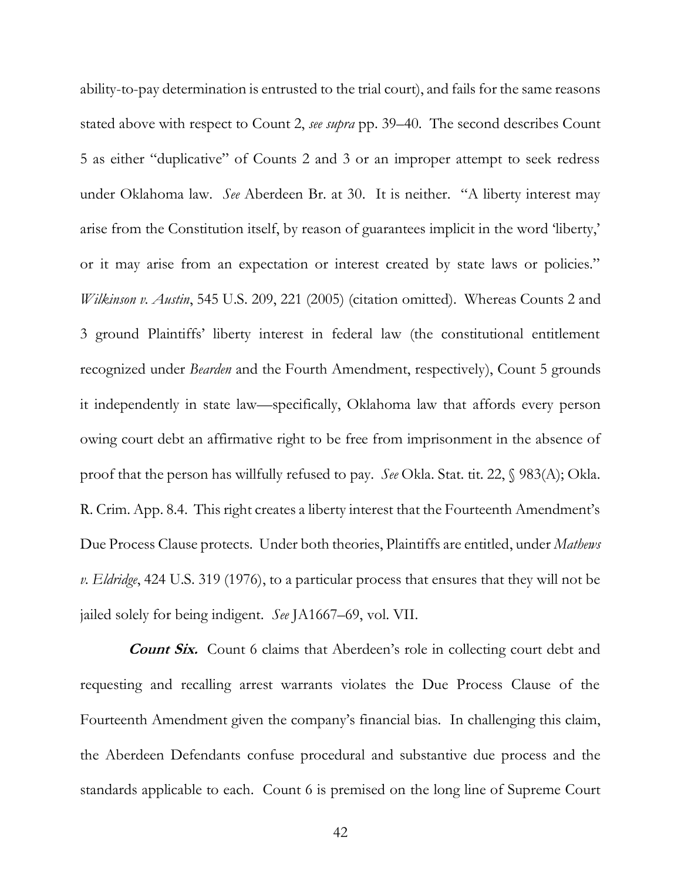ability-to-pay determination is entrusted to the trial court), and fails for the same reasons stated above with respect to Count 2, *see supra* pp. 39–40. The second describes Count 5 as either "duplicative" of Counts 2 and 3 or an improper attempt to seek redress under Oklahoma law. *See* Aberdeen Br. at 30. It is neither. "A liberty interest may arise from the Constitution itself, by reason of guarantees implicit in the word 'liberty,' or it may arise from an expectation or interest created by state laws or policies." *Wilkinson v. Austin*, 545 U.S. 209, 221 (2005) (citation omitted). Whereas Counts 2 and 3 ground Plaintiffs' liberty interest in federal law (the constitutional entitlement recognized under *Bearden* and the Fourth Amendment, respectively), Count 5 grounds it independently in state law—specifically, Oklahoma law that affords every person owing court debt an affirmative right to be free from imprisonment in the absence of proof that the person has willfully refused to pay. *See* Okla. Stat. tit. 22, § 983(A); Okla. R. Crim. App. 8.4. This right creates a liberty interest that the Fourteenth Amendment's Due Process Clause protects. Under both theories, Plaintiffs are entitled, under *Mathews v. Eldridge*, 424 U.S. 319 (1976), to a particular process that ensures that they will not be jailed solely for being indigent. *See* JA1667–69, vol. VII.

***Count Six.*** Count 6 claims that Aberdeen's role in collecting court debt and requesting and recalling arrest warrants violates the Due Process Clause of the Fourteenth Amendment given the company's financial bias. In challenging this claim, the Aberdeen Defendants confuse procedural and substantive due process and the standards applicable to each. Count 6 is premised on the long line of Supreme Court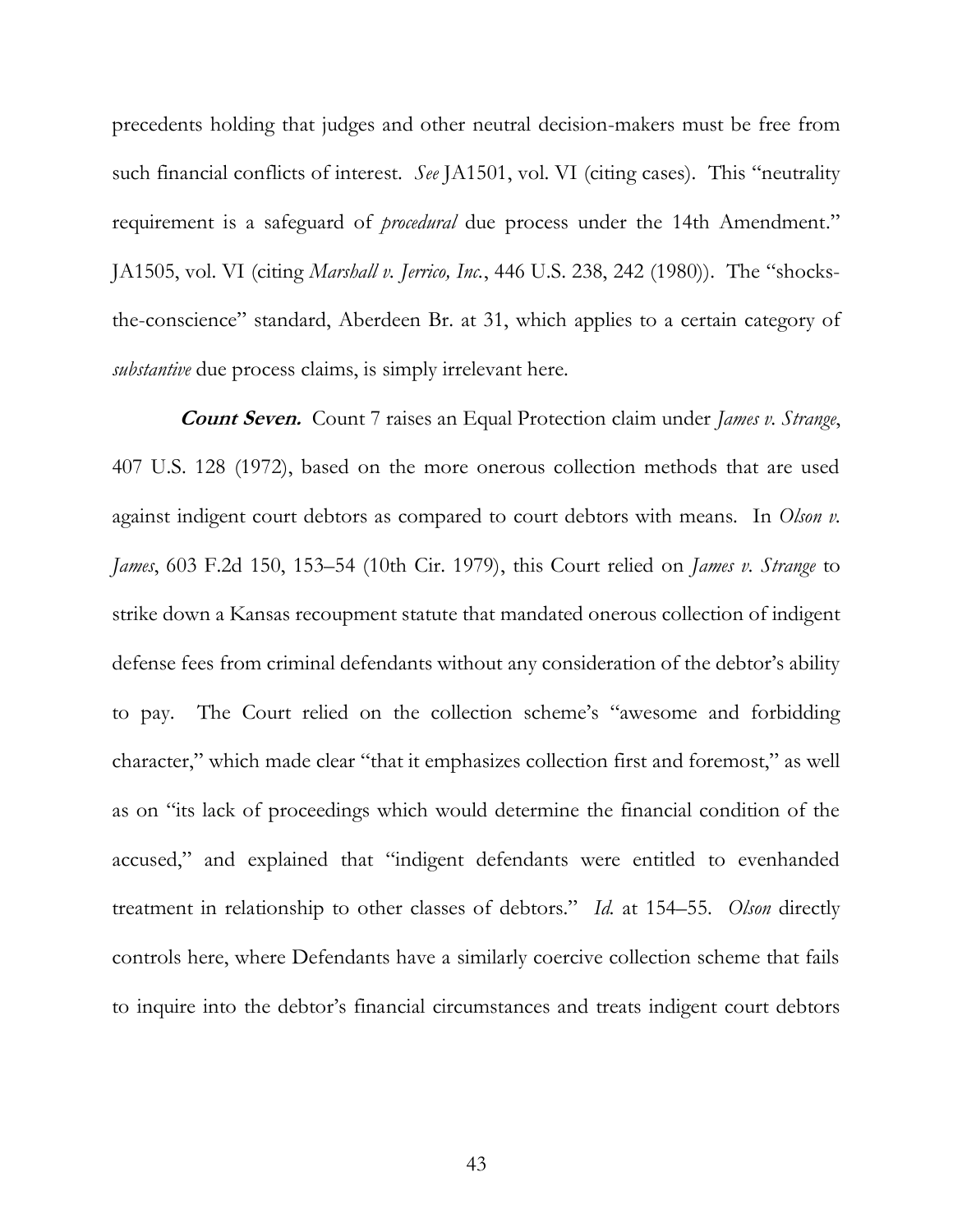precedents holding that judges and other neutral decision-makers must be free from such financial conflicts of interest. *See* JA1501, vol. VI (citing cases). This "neutrality requirement is a safeguard of *procedural* due process under the 14th Amendment." JA1505, vol. VI (citing *Marshall v. Jerrico, Inc.*, 446 U.S. 238, 242 (1980)). The "shocks-the-conscience" standard, Aberdeen Br. at 31, which applies to a certain category of *substantive* due process claims, is simply irrelevant here.

***Count Seven.*** Count 7 raises an Equal Protection claim under *James v. Strange*, 407 U.S. 128 (1972), based on the more onerous collection methods that are used against indigent court debtors as compared to court debtors with means. In *Olson v. James*, 603 F.2d 150, 153–54 (10th Cir. 1979), this Court relied on *James v. Strange* to strike down a Kansas recoupment statute that mandated onerous collection of indigent defense fees from criminal defendants without any consideration of the debtor's ability to pay. The Court relied on the collection scheme's "awesome and forbidding character," which made clear "that it emphasizes collection first and foremost," as well as on "its lack of proceedings which would determine the financial condition of the accused," and explained that "indigent defendants were entitled to evenhanded treatment in relationship to other classes of debtors." *Id.* at 154–55. *Olson* directly controls here, where Defendants have a similarly coercive collection scheme that fails to inquire into the debtor's financial circumstances and treats indigent court debtors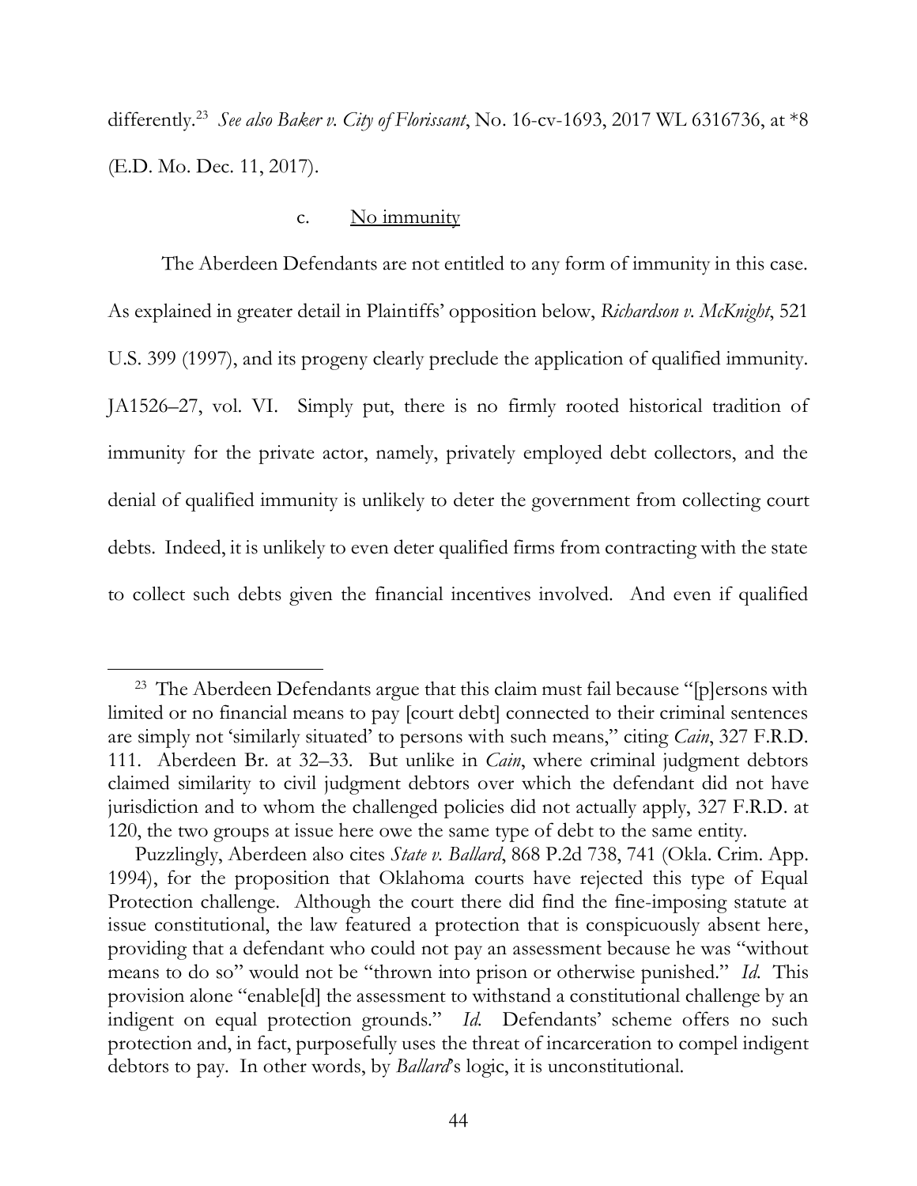differently.[23] *See also Baker v. City of Florissant*, No. 16-cv-1693, 2017 WL 6316736, at *8 (E.D. Mo. Dec. 11, 2017).

c. No immunity

The Aberdeen Defendants are not entitled to any form of immunity in this case. As explained in greater detail in Plaintiffs' opposition below, *Richardson v. McKnight*, 521 U.S. 399 (1997), and its progeny clearly preclude the application of qualified immunity. JA1526–27, vol. VI. Simply put, there is no firmly rooted historical tradition of immunity for the private actor, namely, privately employed debt collectors, and the denial of qualified immunity is unlikely to deter the government from collecting court debts. Indeed, it is unlikely to even deter qualified firms from contracting with the state to collect such debts given the financial incentives involved. And even if qualified

---

[23] The Aberdeen Defendants argue that this claim must fail because "[p]ersons with limited or no financial means to pay [court debt] connected to their criminal sentences are simply not 'similarly situated' to persons with such means," citing *Cain*, 327 F.R.D. 111. Aberdeen Br. at 32–33. But unlike in *Cain*, where criminal judgment debtors claimed similarity to civil judgment debtors over which the defendant did not have jurisdiction and to whom the challenged policies did not actually apply, 327 F.R.D. at 120, the two groups at issue here owe the same type of debt to the same entity.

Puzzlingly, Aberdeen also cites *State v. Ballard*, 868 P.2d 738, 741 (Okla. Crim. App. 1994), for the proposition that Oklahoma courts have rejected this type of Equal Protection challenge. Although the court there did find the fine-imposing statute at issue constitutional, the law featured a protection that is conspicuously absent here, providing that a defendant who could not pay an assessment because he was "without means to do so" would not be "thrown into prison or otherwise punished." *Id.* This provision alone "enable[d] the assessment to withstand a constitutional challenge by an indigent on equal protection grounds." *Id.* Defendants' scheme offers no such protection and, in fact, purposefully uses the threat of incarceration to compel indigent debtors to pay. In other words, by *Ballard*'s logic, it is unconstitutional.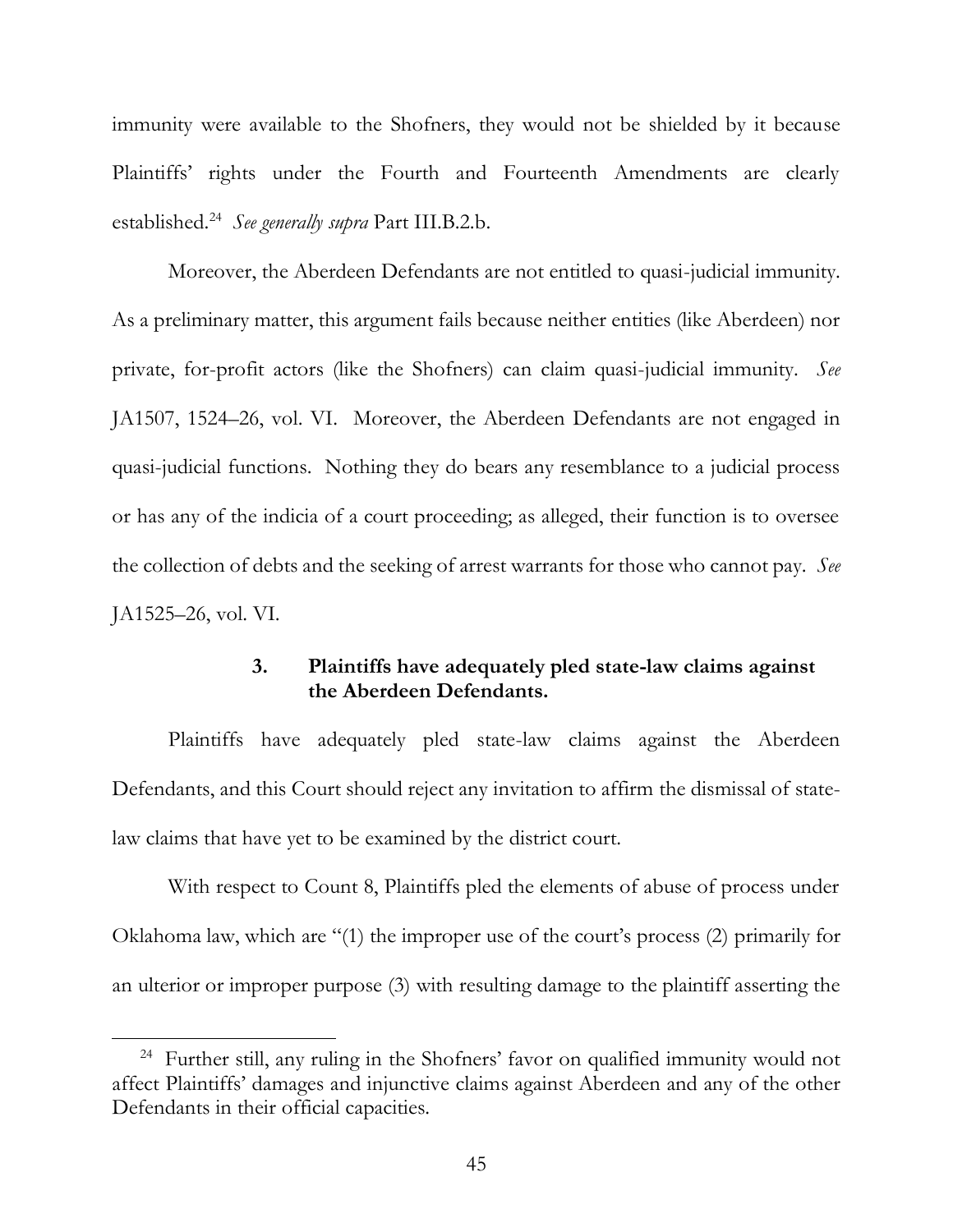immunity were available to the Shofners, they would not be shielded by it because Plaintiffs' rights under the Fourth and Fourteenth Amendments are clearly established.[24] *See generally supra* Part III.B.2.b.

Moreover, the Aberdeen Defendants are not entitled to quasi-judicial immunity. As a preliminary matter, this argument fails because neither entities (like Aberdeen) nor private, for-profit actors (like the Shofners) can claim quasi-judicial immunity. *See* JA1507, 1524–26, vol. VI. Moreover, the Aberdeen Defendants are not engaged in quasi-judicial functions. Nothing they do bears any resemblance to a judicial process or has any of the indicia of a court proceeding; as alleged, their function is to oversee the collection of debts and the seeking of arrest warrants for those who cannot pay. *See* JA1525–26, vol. VI.

### 3. Plaintiffs have adequately pled state-law claims against the Aberdeen Defendants.

Plaintiffs have adequately pled state-law claims against the Aberdeen Defendants, and this Court should reject any invitation to affirm the dismissal of state-law claims that have yet to be examined by the district court.

With respect to Count 8, Plaintiffs pled the elements of abuse of process under Oklahoma law, which are "(1) the improper use of the court's process (2) primarily for an ulterior or improper purpose (3) with resulting damage to the plaintiff asserting the

---

[24] Further still, any ruling in the Shofners' favor on qualified immunity would not affect Plaintiffs' damages and injunctive claims against Aberdeen and any of the other Defendants in their official capacities.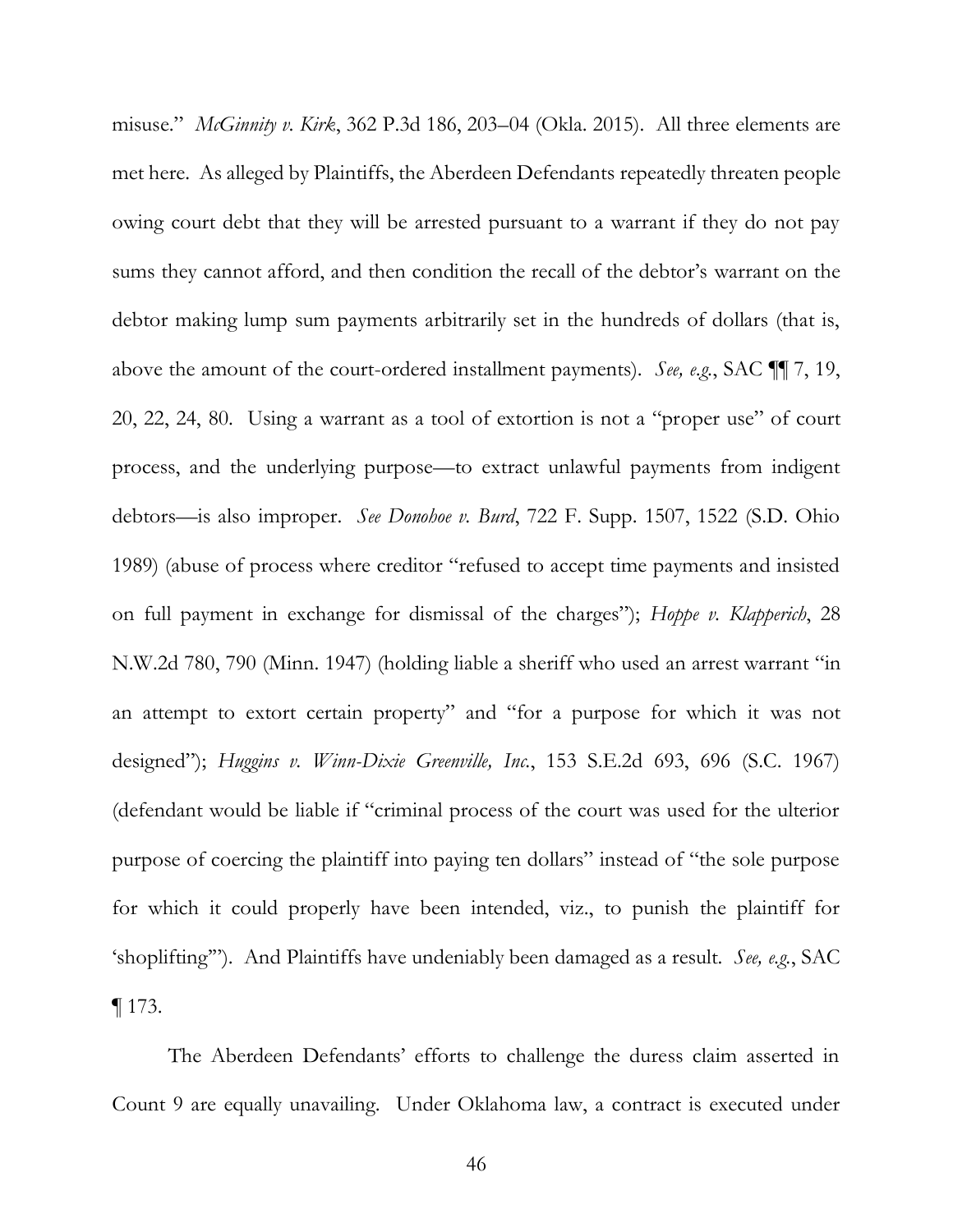misuse." *McGinnity v. Kirk*, 362 P.3d 186, 203–04 (Okla. 2015). All three elements are met here. As alleged by Plaintiffs, the Aberdeen Defendants repeatedly threaten people owing court debt that they will be arrested pursuant to a warrant if they do not pay sums they cannot afford, and then condition the recall of the debtor's warrant on the debtor making lump sum payments arbitrarily set in the hundreds of dollars (that is, above the amount of the court-ordered installment payments). *See, e.g.*, SAC ¶¶ 7, 19, 20, 22, 24, 80. Using a warrant as a tool of extortion is not a "proper use" of court process, and the underlying purpose—to extract unlawful payments from indigent debtors—is also improper. *See Donohoe v. Burd*, 722 F. Supp. 1507, 1522 (S.D. Ohio 1989) (abuse of process where creditor "refused to accept time payments and insisted on full payment in exchange for dismissal of the charges"); *Hoppe v. Klapperich*, 28 N.W.2d 780, 790 (Minn. 1947) (holding liable a sheriff who used an arrest warrant "in an attempt to extort certain property" and "for a purpose for which it was not designed"); *Huggins v. Winn-Dixie Greenville, Inc.*, 153 S.E.2d 693, 696 (S.C. 1967) (defendant would be liable if "criminal process of the court was used for the ulterior purpose of coercing the plaintiff into paying ten dollars" instead of "the sole purpose for which it could properly have been intended, viz., to punish the plaintiff for 'shoplifting'"). And Plaintiffs have undeniably been damaged as a result. *See, e.g.*, SAC ¶ 173.

The Aberdeen Defendants' efforts to challenge the duress claim asserted in Count 9 are equally unavailing. Under Oklahoma law, a contract is executed under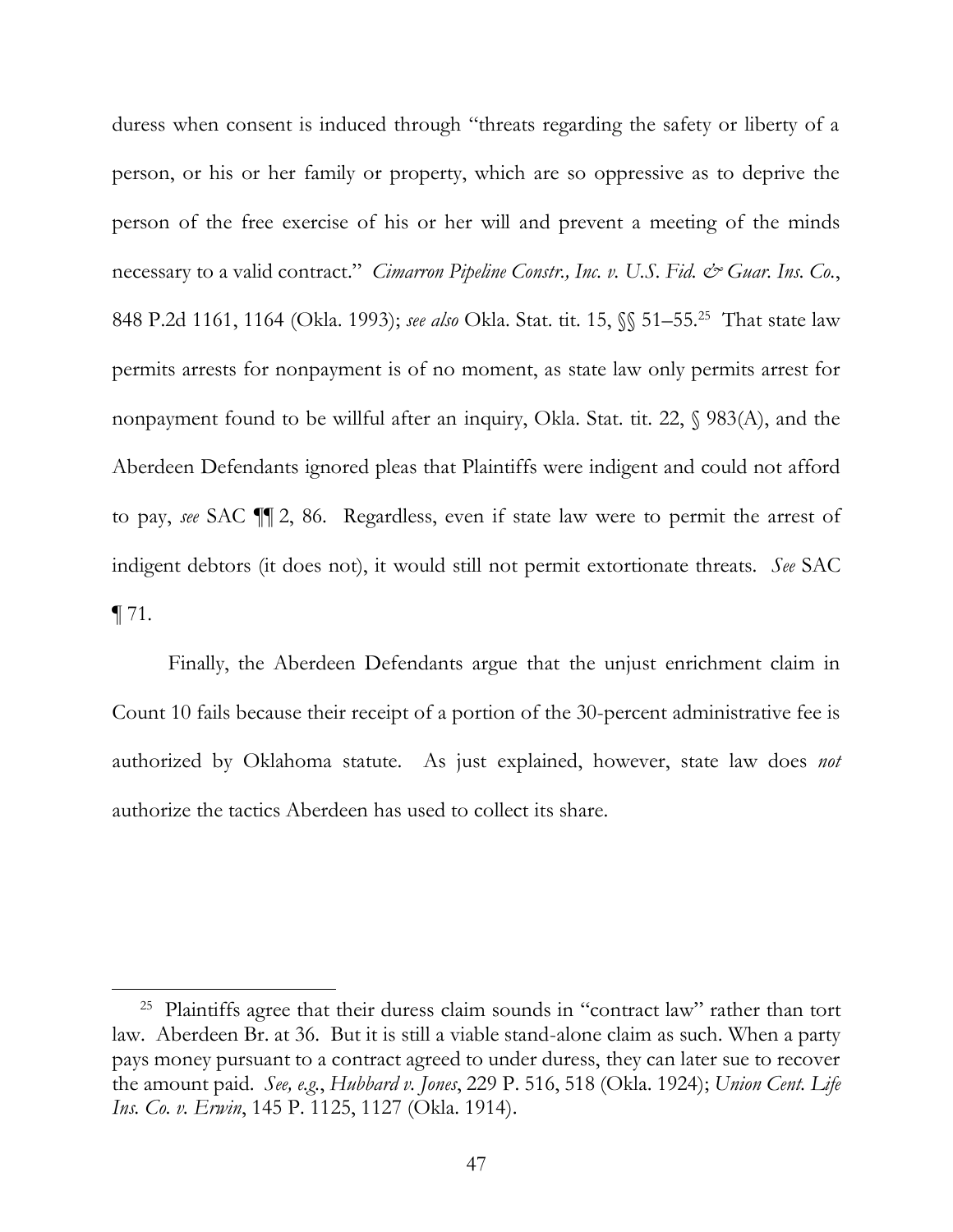duress when consent is induced through "threats regarding the safety or liberty of a person, or his or her family or property, which are so oppressive as to deprive the person of the free exercise of his or her will and prevent a meeting of the minds necessary to a valid contract." *Cimarron Pipeline Constr., Inc. v. U.S. Fid. & Guar. Ins. Co.*, 848 P.2d 1161, 1164 (Okla. 1993); *see also* Okla. Stat. tit. 15, §§ 51–55.[25] That state law permits arrests for nonpayment is of no moment, as state law only permits arrest for nonpayment found to be willful after an inquiry, Okla. Stat. tit. 22, § 983(A), and the Aberdeen Defendants ignored pleas that Plaintiffs were indigent and could not afford to pay, *see* SAC ¶¶ 2, 86. Regardless, even if state law were to permit the arrest of indigent debtors (it does not), it would still not permit extortionate threats. *See* SAC ¶ 71.

Finally, the Aberdeen Defendants argue that the unjust enrichment claim in Count 10 fails because their receipt of a portion of the 30-percent administrative fee is authorized by Oklahoma statute. As just explained, however, state law does *not* authorize the tactics Aberdeen has used to collect its share.

---

[25] Plaintiffs agree that their duress claim sounds in "contract law" rather than tort law. Aberdeen Br. at 36. But it is still a viable stand-alone claim as such. When a party pays money pursuant to a contract agreed to under duress, they can later sue to recover the amount paid. *See, e.g.*, *Hubbard v. Jones*, 229 P. 516, 518 (Okla. 1924); *Union Cent. Life Ins. Co. v. Erwin*, 145 P. 1125, 1127 (Okla. 1914).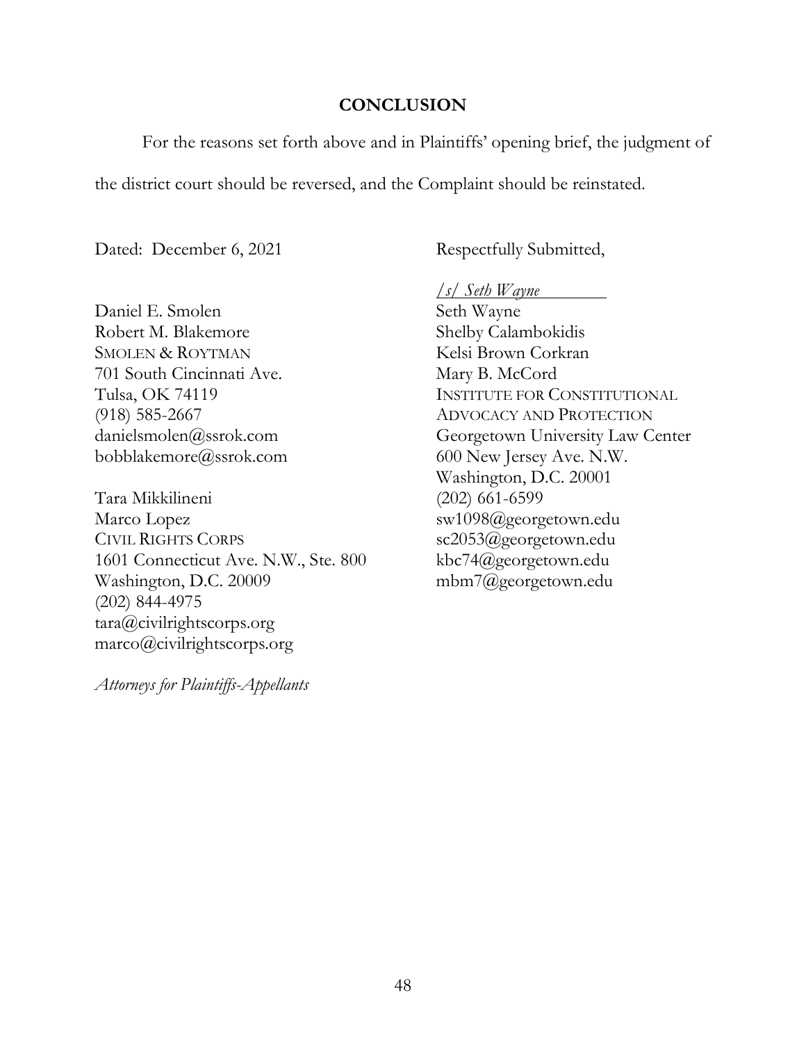## CONCLUSION

For the reasons set forth above and in Plaintiffs' opening brief, the judgment of the district court should be reversed, and the Complaint should be reinstated.

Dated: December 6, 2021

Respectfully Submitted,

*/s/ Seth Wayne*

Seth Wayne
Shelby Calambokidis
Kelsi Brown Corkran
Mary B. McCord
INSTITUTE FOR CONSTITUTIONAL ADVOCACY AND PROTECTION
Georgetown University Law Center
600 New Jersey Ave. N.W.
Washington, D.C. 20001
(202) 661-6599
sw1098@georgetown.edu
sc2053@georgetown.edu
kbc74@georgetown.edu
mbm7@georgetown.edu

Daniel E. Smolen
Robert M. Blakemore
SMOLEN & ROYTMAN
701 South Cincinnati Ave.
Tulsa, OK 74119
(918) 585-2667
danielsmolen@ssrok.com
bobblakemore@ssrok.com

Tara Mikkilineni
Marco Lopez
CIVIL RIGHTS CORPS
1601 Connecticut Ave. N.W., Ste. 800
Washington, D.C. 20009
(202) 844-4975
tara@civilrightscorps.org
marco@civilrightscorps.org

*Attorneys for Plaintiffs-Appellants*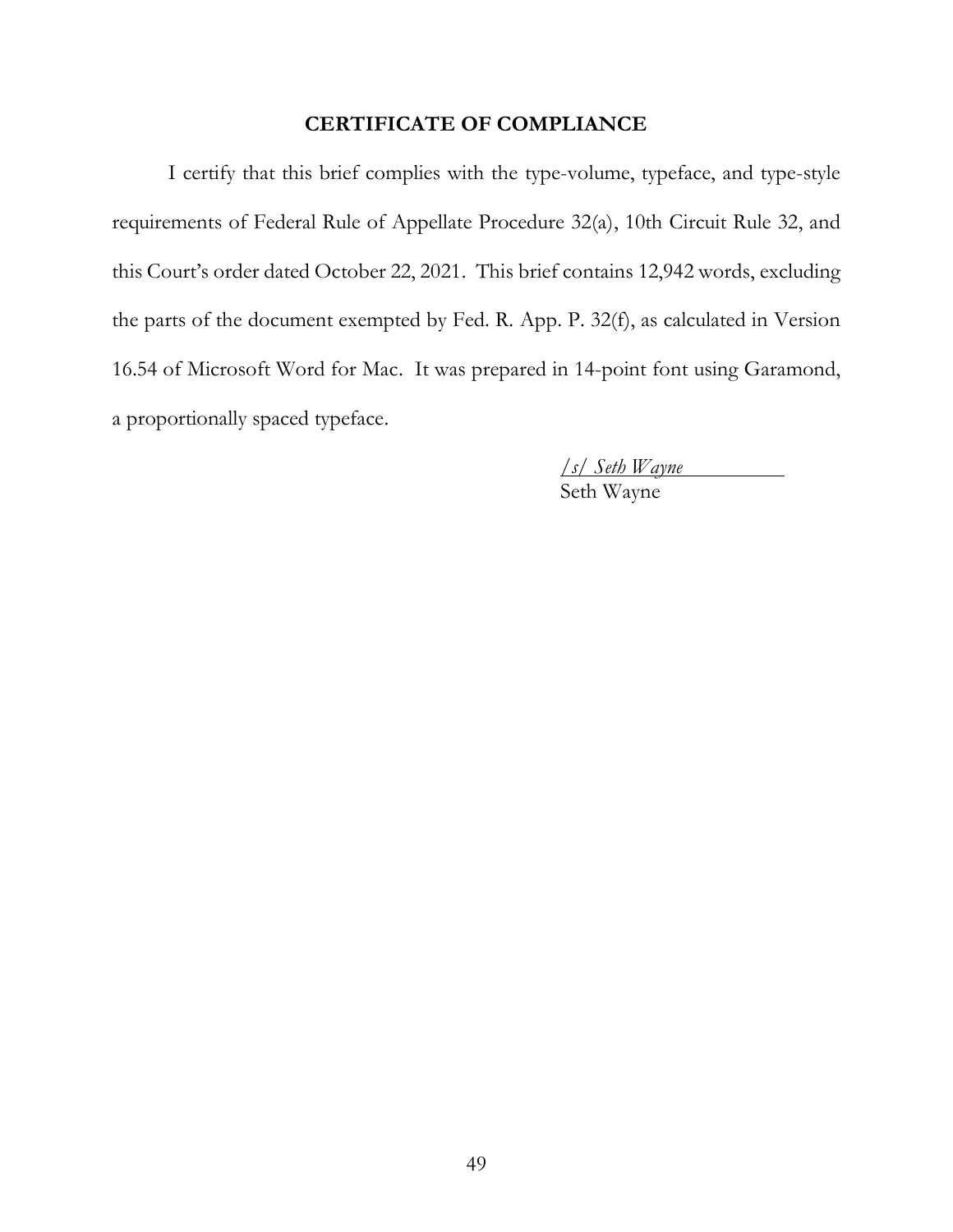# CERTIFICATE OF COMPLIANCE

I certify that this brief complies with the type-volume, typeface, and type-style requirements of Federal Rule of Appellate Procedure 32(a), 10th Circuit Rule 32, and this Court's order dated October 22, 2021. This brief contains 12,942 words, excluding the parts of the document exempted by Fed. R. App. P. 32(f), as calculated in Version 16.54 of Microsoft Word for Mac. It was prepared in 14-point font using Garamond, a proportionally spaced typeface.

*/s/ Seth Wayne*
Seth Wayne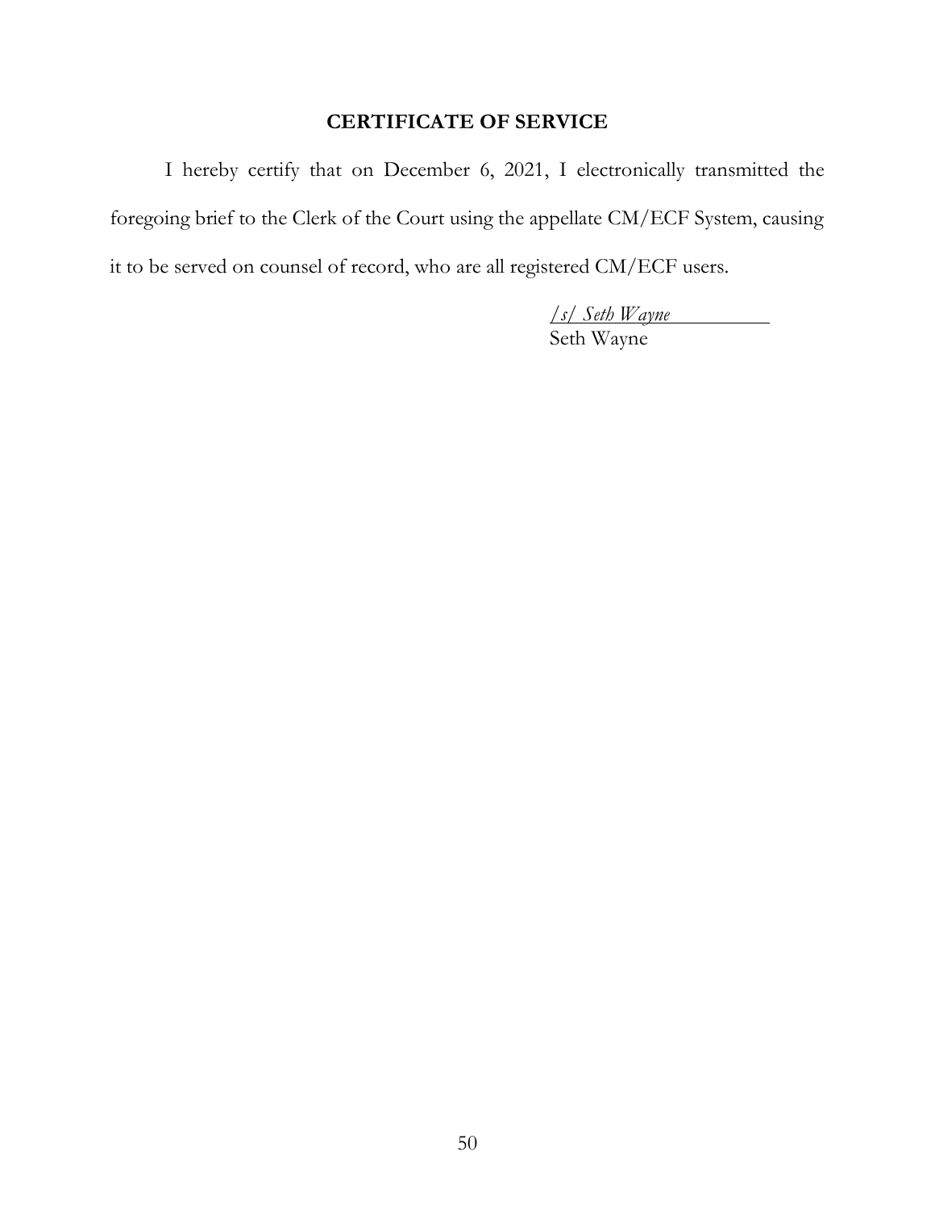## CERTIFICATE OF SERVICE

I hereby certify that on December 6, 2021, I electronically transmitted the foregoing brief to the Clerk of the Court using the appellate CM/ECF System, causing it to be served on counsel of record, who are all registered CM/ECF users.

*/s/ Seth Wayne*
Seth Wayne